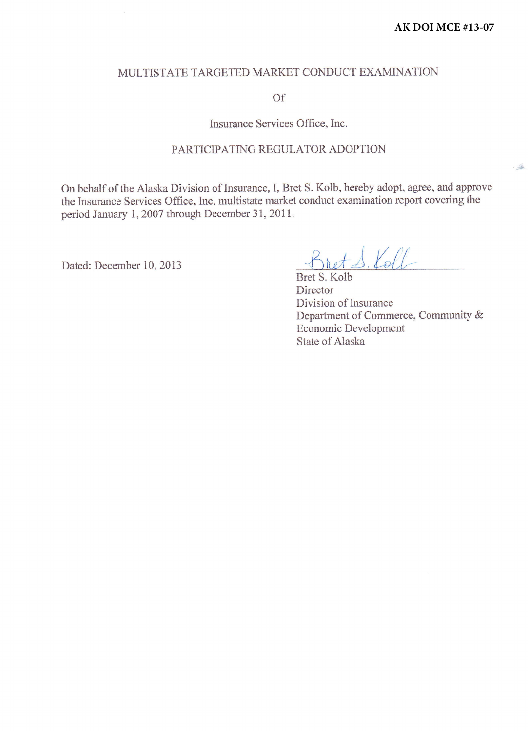**AK DOI MCE #13-07**

# MULTISTATE TARGETED MARKET CONDUCT EXAMINATION

Of

Insurance Services Office, Inc.

## PARTICIPATING REGULATOR ADOPTION

On behalf of the Alaska Division of Insurance, I, Bret S. Kolb, hereby adopt, agree, and approve the Insurance Services Office, Inc. multistate market conduct examination report covering the period January 1, 2007 through December 31, 2011.

Dated: December 10, 2013

Bret S. Kolb
Director
Division of Insurance
Department of Commerce, Community & Economic Development
State of Alaska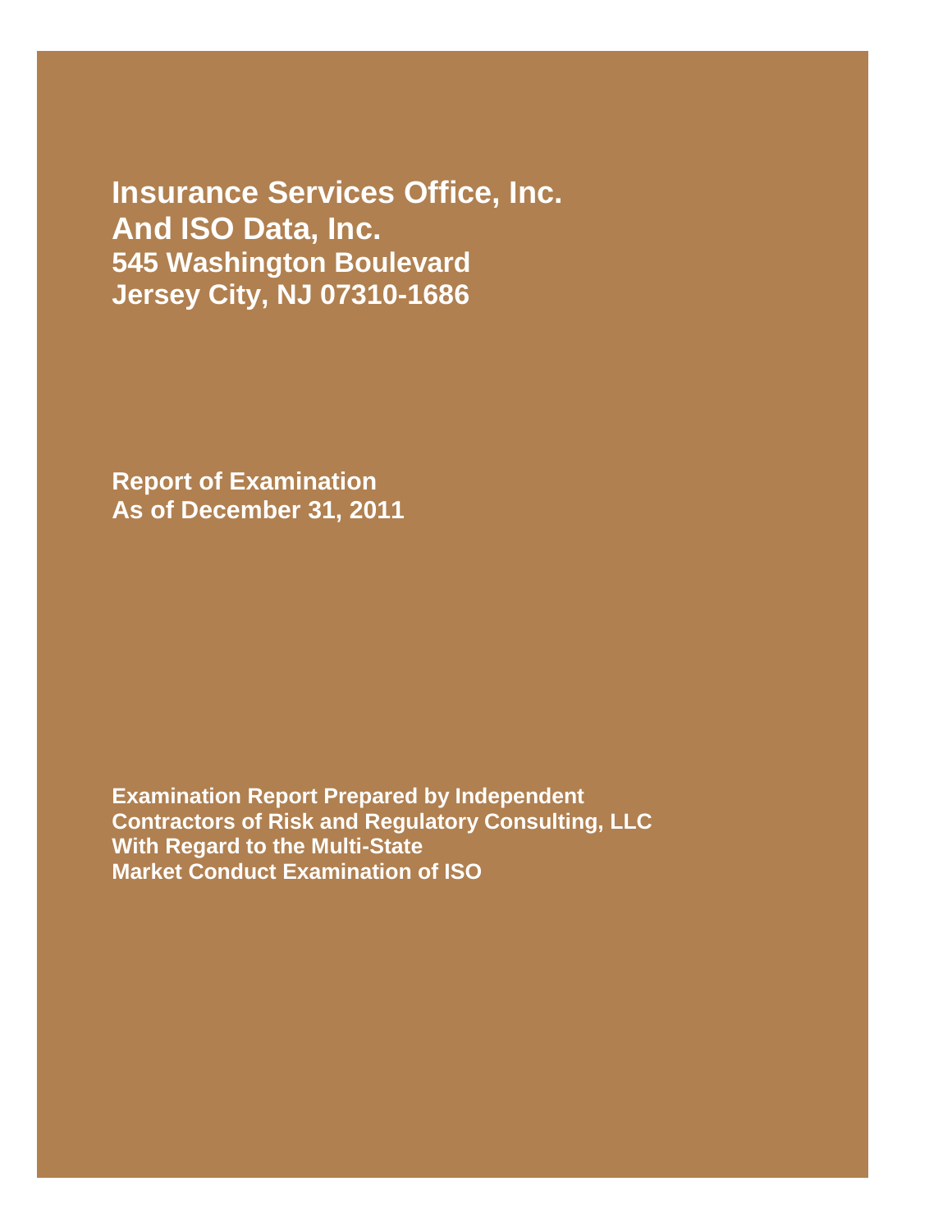# Insurance Services Office, Inc.
# And ISO Data, Inc.
## 545 Washington Boulevard
## Jersey City, NJ 07310-1686

**Report of Examination**
**As of December 31, 2011**

**Examination Report Prepared by Independent Contractors of Risk and Regulatory Consulting, LLC With Regard to the Multi-State Market Conduct Examination of ISO**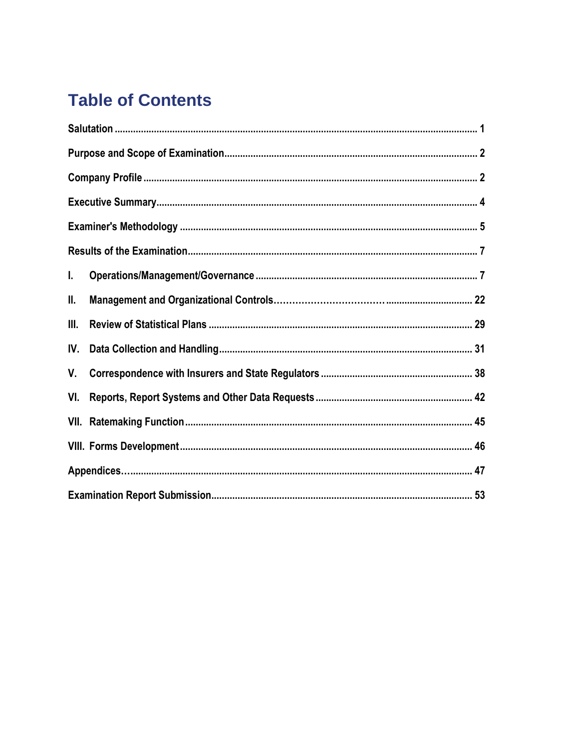# Table of Contents

Salutation ........................................................................................................................ 1

Purpose and Scope of Examination............................................................................... 2

Company Profile ............................................................................................................. 2

Executive Summary......................................................................................................... 4

Examiner's Methodology ................................................................................................ 5

Results of the Examination............................................................................................. 7

I. Operations/Management/Governance ..................................................................... 7

II. Management and Organizational Controls.................................................................. 22

III. Review of Statistical Plans ...................................................................................... 29

IV. Data Collection and Handling................................................................................... 31

V. Correspondence with Insurers and State Regulators ............................................ 38

VI. Reports, Report Systems and Other Data Requests ............................................ 42

VII. Ratemaking Function ............................................................................................ 45

VIII. Forms Development.............................................................................................. 46

Appendices…................................................................................................................. 47

Examination Report Submission.................................................................................. 53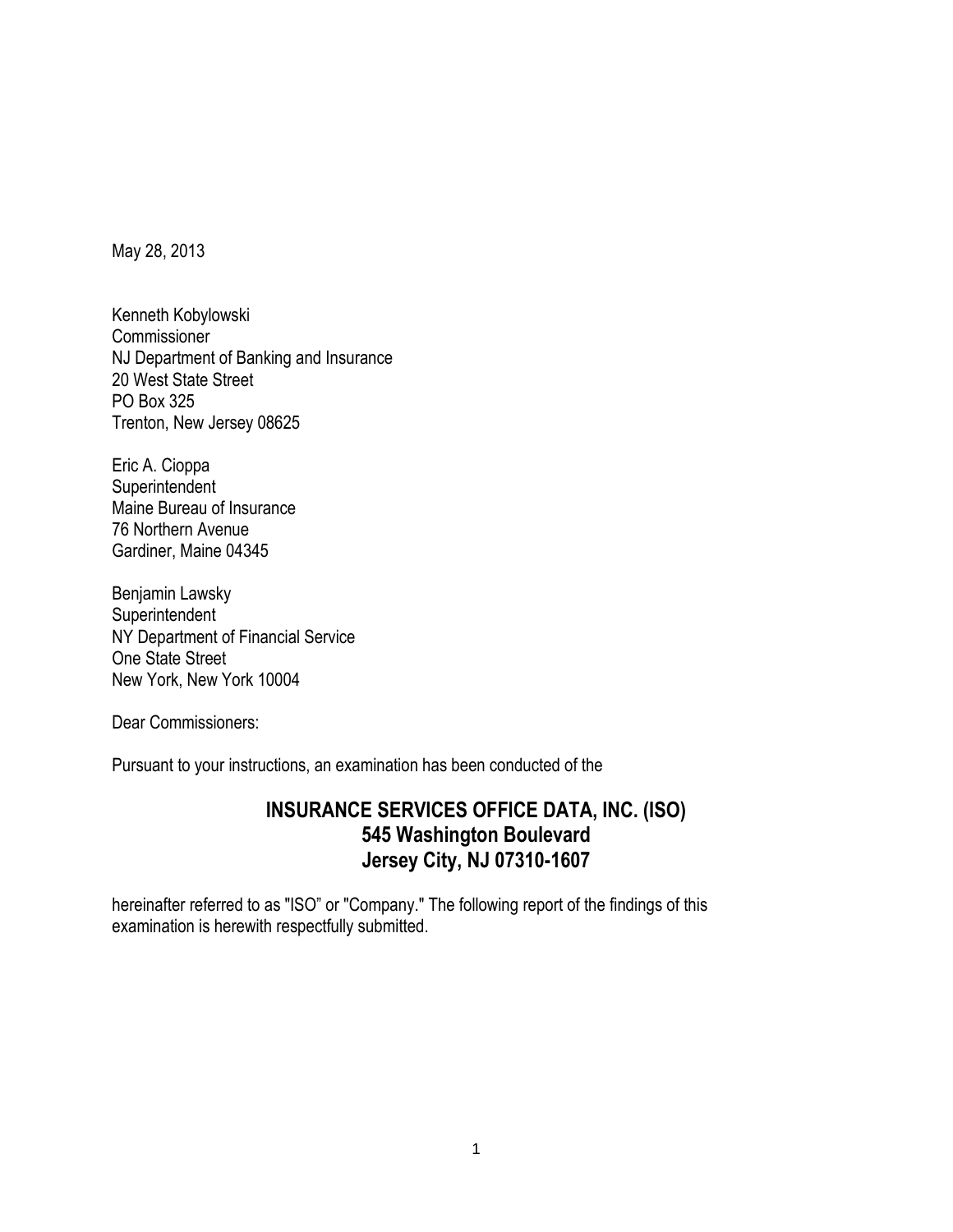May 28, 2013

Kenneth Kobylowski  
Commissioner  
NJ Department of Banking and Insurance  
20 West State Street  
PO Box 325  
Trenton, New Jersey 08625

Eric A. Cioppa  
Superintendent  
Maine Bureau of Insurance  
76 Northern Avenue  
Gardiner, Maine 04345

Benjamin Lawsky  
Superintendent  
NY Department of Financial Service  
One State Street  
New York, New York 10004

Dear Commissioners:

Pursuant to your instructions, an examination has been conducted of the

**INSURANCE SERVICES OFFICE DATA, INC. (ISO)**  
**545 Washington Boulevard**  
**Jersey City, NJ 07310-1607**

hereinafter referred to as "ISO" or "Company." The following report of the findings of this examination is herewith respectfully submitted.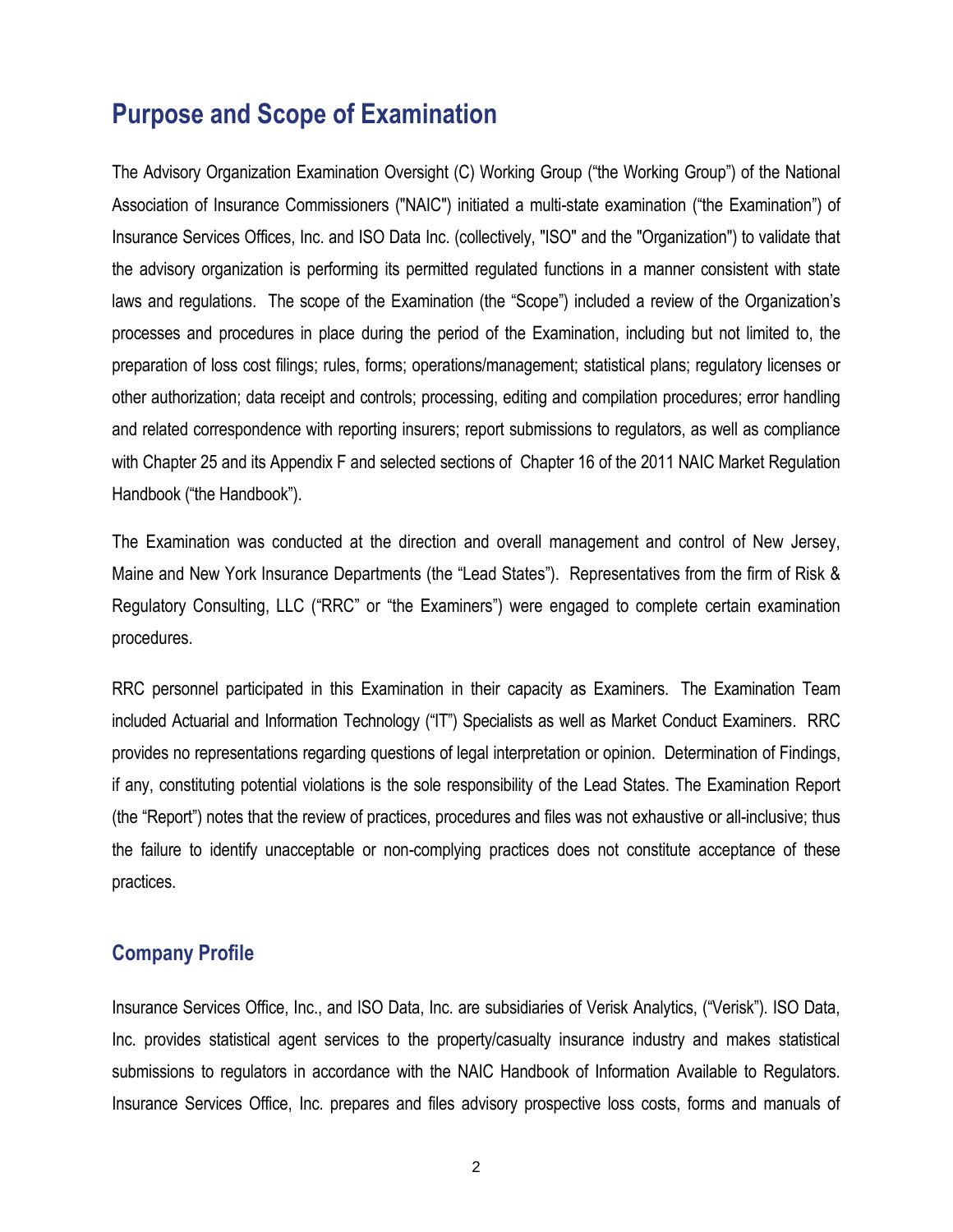## Purpose and Scope of Examination

The Advisory Organization Examination Oversight (C) Working Group ("the Working Group") of the National Association of Insurance Commissioners ("NAIC") initiated a multi-state examination ("the Examination") of Insurance Services Offices, Inc. and ISO Data Inc. (collectively, "ISO" and the "Organization") to validate that the advisory organization is performing its permitted regulated functions in a manner consistent with state laws and regulations. The scope of the Examination (the "Scope") included a review of the Organization's processes and procedures in place during the period of the Examination, including but not limited to, the preparation of loss cost filings; rules, forms; operations/management; statistical plans; regulatory licenses or other authorization; data receipt and controls; processing, editing and compilation procedures; error handling and related correspondence with reporting insurers; report submissions to regulators, as well as compliance with Chapter 25 and its Appendix F and selected sections of Chapter 16 of the 2011 NAIC Market Regulation Handbook ("the Handbook").

The Examination was conducted at the direction and overall management and control of New Jersey, Maine and New York Insurance Departments (the "Lead States"). Representatives from the firm of Risk & Regulatory Consulting, LLC ("RRC" or "the Examiners") were engaged to complete certain examination procedures.

RRC personnel participated in this Examination in their capacity as Examiners. The Examination Team included Actuarial and Information Technology ("IT") Specialists as well as Market Conduct Examiners. RRC provides no representations regarding questions of legal interpretation or opinion. Determination of Findings, if any, constituting potential violations is the sole responsibility of the Lead States. The Examination Report (the "Report") notes that the review of practices, procedures and files was not exhaustive or all-inclusive; thus the failure to identify unacceptable or non-complying practices does not constitute acceptance of these practices.

### Company Profile

Insurance Services Office, Inc., and ISO Data, Inc. are subsidiaries of Verisk Analytics, ("Verisk"). ISO Data, Inc. provides statistical agent services to the property/casualty insurance industry and makes statistical submissions to regulators in accordance with the NAIC Handbook of Information Available to Regulators. Insurance Services Office, Inc. prepares and files advisory prospective loss costs, forms and manuals of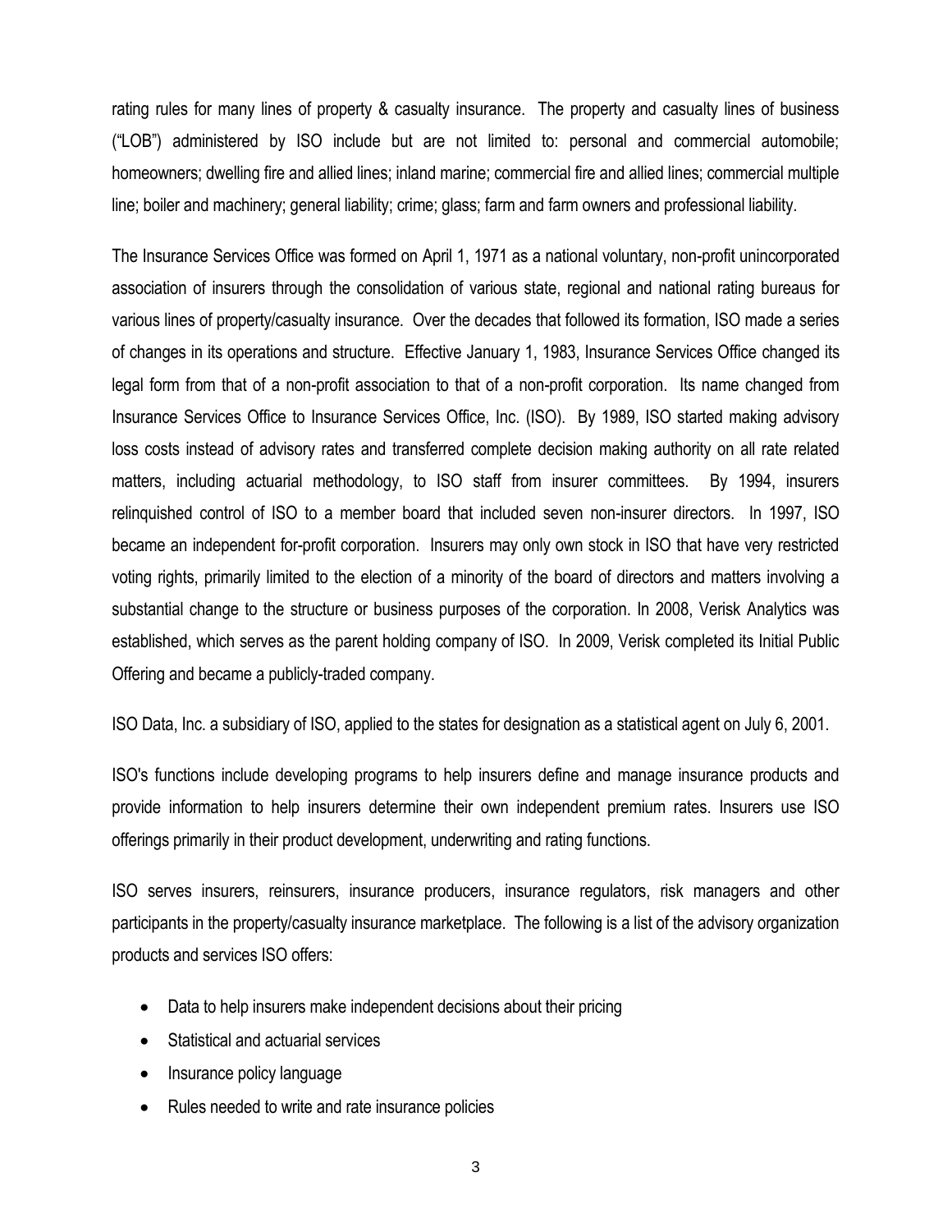rating rules for many lines of property & casualty insurance. The property and casualty lines of business ("LOB") administered by ISO include but are not limited to: personal and commercial automobile; homeowners; dwelling fire and allied lines; inland marine; commercial fire and allied lines; commercial multiple line; boiler and machinery; general liability; crime; glass; farm and farm owners and professional liability.

The Insurance Services Office was formed on April 1, 1971 as a national voluntary, non-profit unincorporated association of insurers through the consolidation of various state, regional and national rating bureaus for various lines of property/casualty insurance. Over the decades that followed its formation, ISO made a series of changes in its operations and structure. Effective January 1, 1983, Insurance Services Office changed its legal form from that of a non-profit association to that of a non-profit corporation. Its name changed from Insurance Services Office to Insurance Services Office, Inc. (ISO). By 1989, ISO started making advisory loss costs instead of advisory rates and transferred complete decision making authority on all rate related matters, including actuarial methodology, to ISO staff from insurer committees. By 1994, insurers relinquished control of ISO to a member board that included seven non-insurer directors. In 1997, ISO became an independent for-profit corporation. Insurers may only own stock in ISO that have very restricted voting rights, primarily limited to the election of a minority of the board of directors and matters involving a substantial change to the structure or business purposes of the corporation. In 2008, Verisk Analytics was established, which serves as the parent holding company of ISO. In 2009, Verisk completed its Initial Public Offering and became a publicly-traded company.

ISO Data, Inc. a subsidiary of ISO, applied to the states for designation as a statistical agent on July 6, 2001.

ISO's functions include developing programs to help insurers define and manage insurance products and provide information to help insurers determine their own independent premium rates. Insurers use ISO offerings primarily in their product development, underwriting and rating functions.

ISO serves insurers, reinsurers, insurance producers, insurance regulators, risk managers and other participants in the property/casualty insurance marketplace. The following is a list of the advisory organization products and services ISO offers:

- Data to help insurers make independent decisions about their pricing
- Statistical and actuarial services
- Insurance policy language
- Rules needed to write and rate insurance policies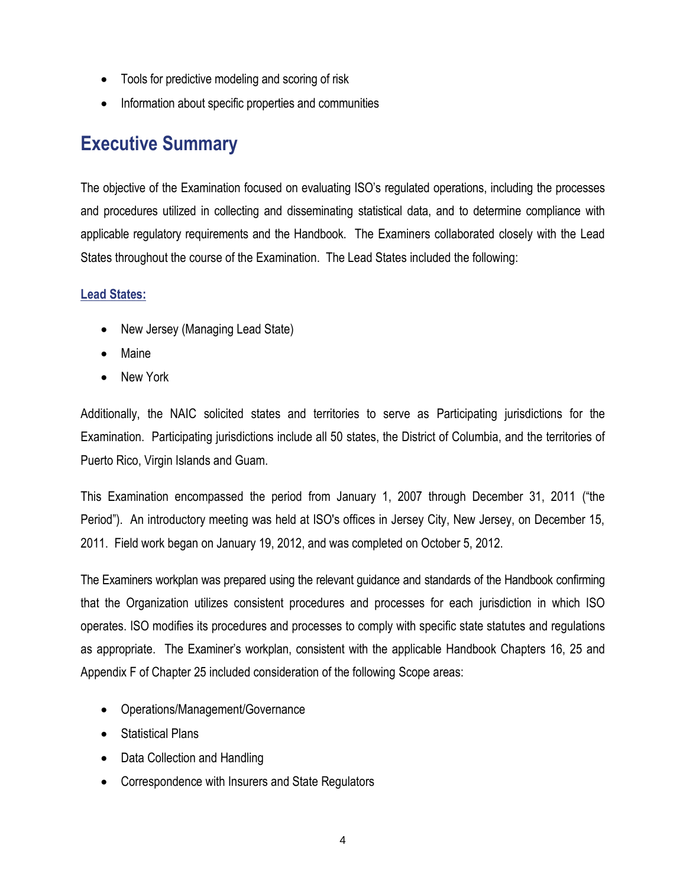- Tools for predictive modeling and scoring of risk
- Information about specific properties and communities

## Executive Summary

The objective of the Examination focused on evaluating ISO's regulated operations, including the processes and procedures utilized in collecting and disseminating statistical data, and to determine compliance with applicable regulatory requirements and the Handbook. The Examiners collaborated closely with the Lead States throughout the course of the Examination. The Lead States included the following:

**Lead States:**

- New Jersey (Managing Lead State)
- Maine
- New York

Additionally, the NAIC solicited states and territories to serve as Participating jurisdictions for the Examination. Participating jurisdictions include all 50 states, the District of Columbia, and the territories of Puerto Rico, Virgin Islands and Guam.

This Examination encompassed the period from January 1, 2007 through December 31, 2011 ("the Period"). An introductory meeting was held at ISO's offices in Jersey City, New Jersey, on December 15, 2011. Field work began on January 19, 2012, and was completed on October 5, 2012.

The Examiners workplan was prepared using the relevant guidance and standards of the Handbook confirming that the Organization utilizes consistent procedures and processes for each jurisdiction in which ISO operates. ISO modifies its procedures and processes to comply with specific state statutes and regulations as appropriate. The Examiner's workplan, consistent with the applicable Handbook Chapters 16, 25 and Appendix F of Chapter 25 included consideration of the following Scope areas:

- Operations/Management/Governance
- Statistical Plans
- Data Collection and Handling
- Correspondence with Insurers and State Regulators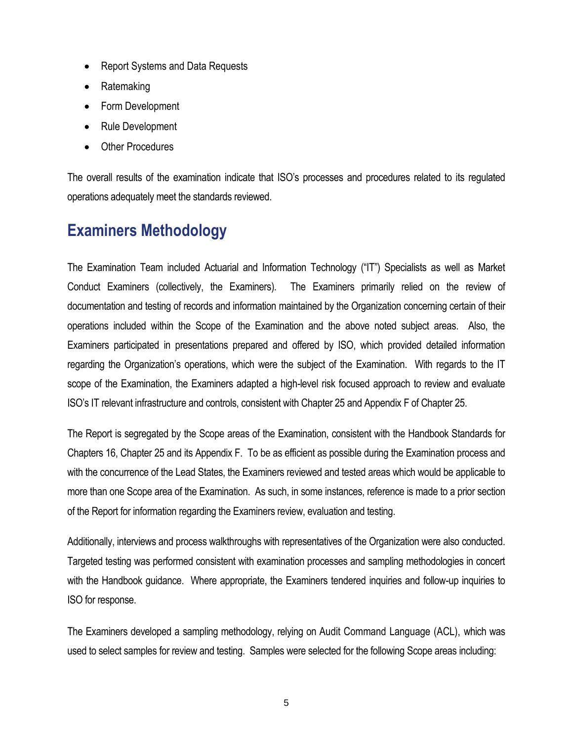- Report Systems and Data Requests
- Ratemaking
- Form Development
- Rule Development
- Other Procedures

The overall results of the examination indicate that ISO's processes and procedures related to its regulated operations adequately meet the standards reviewed.

## Examiners Methodology

The Examination Team included Actuarial and Information Technology ("IT") Specialists as well as Market Conduct Examiners (collectively, the Examiners). The Examiners primarily relied on the review of documentation and testing of records and information maintained by the Organization concerning certain of their operations included within the Scope of the Examination and the above noted subject areas. Also, the Examiners participated in presentations prepared and offered by ISO, which provided detailed information regarding the Organization's operations, which were the subject of the Examination. With regards to the IT scope of the Examination, the Examiners adapted a high-level risk focused approach to review and evaluate ISO's IT relevant infrastructure and controls, consistent with Chapter 25 and Appendix F of Chapter 25.

The Report is segregated by the Scope areas of the Examination, consistent with the Handbook Standards for Chapters 16, Chapter 25 and its Appendix F. To be as efficient as possible during the Examination process and with the concurrence of the Lead States, the Examiners reviewed and tested areas which would be applicable to more than one Scope area of the Examination. As such, in some instances, reference is made to a prior section of the Report for information regarding the Examiners review, evaluation and testing.

Additionally, interviews and process walkthroughs with representatives of the Organization were also conducted. Targeted testing was performed consistent with examination processes and sampling methodologies in concert with the Handbook guidance. Where appropriate, the Examiners tendered inquiries and follow-up inquiries to ISO for response.

The Examiners developed a sampling methodology, relying on Audit Command Language (ACL), which was used to select samples for review and testing. Samples were selected for the following Scope areas including: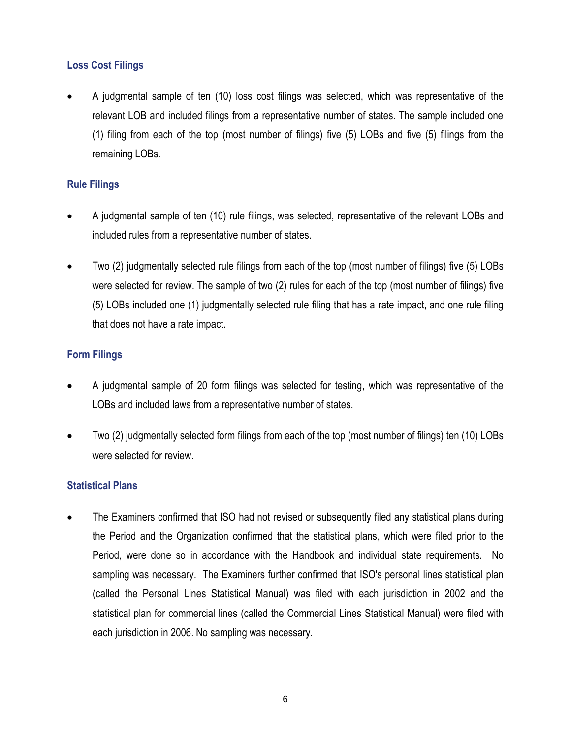### Loss Cost Filings

- A judgmental sample of ten (10) loss cost filings was selected, which was representative of the relevant LOB and included filings from a representative number of states. The sample included one (1) filing from each of the top (most number of filings) five (5) LOBs and five (5) filings from the remaining LOBs.

### Rule Filings

- A judgmental sample of ten (10) rule filings, was selected, representative of the relevant LOBs and included rules from a representative number of states.
- Two (2) judgmentally selected rule filings from each of the top (most number of filings) five (5) LOBs were selected for review. The sample of two (2) rules for each of the top (most number of filings) five (5) LOBs included one (1) judgmentally selected rule filing that has a rate impact, and one rule filing that does not have a rate impact.

### Form Filings

- A judgmental sample of 20 form filings was selected for testing, which was representative of the LOBs and included laws from a representative number of states.
- Two (2) judgmentally selected form filings from each of the top (most number of filings) ten (10) LOBs were selected for review.

### Statistical Plans

- The Examiners confirmed that ISO had not revised or subsequently filed any statistical plans during the Period and the Organization confirmed that the statistical plans, which were filed prior to the Period, were done so in accordance with the Handbook and individual state requirements. No sampling was necessary. The Examiners further confirmed that ISO's personal lines statistical plan (called the Personal Lines Statistical Manual) was filed with each jurisdiction in 2002 and the statistical plan for commercial lines (called the Commercial Lines Statistical Manual) were filed with each jurisdiction in 2006. No sampling was necessary.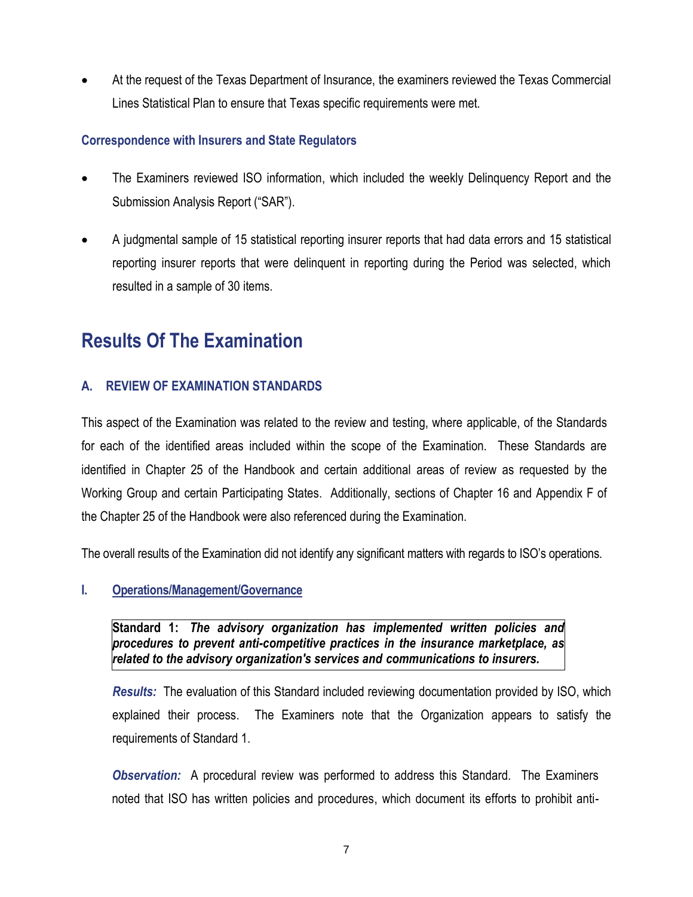- At the request of the Texas Department of Insurance, the examiners reviewed the Texas Commercial Lines Statistical Plan to ensure that Texas specific requirements were met.

### Correspondence with Insurers and State Regulators

- The Examiners reviewed ISO information, which included the weekly Delinquency Report and the Submission Analysis Report ("SAR").
- A judgmental sample of 15 statistical reporting insurer reports that had data errors and 15 statistical reporting insurer reports that were delinquent in reporting during the Period was selected, which resulted in a sample of 30 items.

# Results Of The Examination

## A. REVIEW OF EXAMINATION STANDARDS

This aspect of the Examination was related to the review and testing, where applicable, of the Standards for each of the identified areas included within the scope of the Examination. These Standards are identified in Chapter 25 of the Handbook and certain additional areas of review as requested by the Working Group and certain Participating States. Additionally, sections of Chapter 16 and Appendix F of the Chapter 25 of the Handbook were also referenced during the Examination.

The overall results of the Examination did not identify any significant matters with regards to ISO's operations.

### I. Operations/Management/Governance

**Standard 1:** ***The advisory organization has implemented written policies and procedures to prevent anti-competitive practices in the insurance marketplace, as related to the advisory organization's services and communications to insurers.***

***Results:*** The evaluation of this Standard included reviewing documentation provided by ISO, which explained their process. The Examiners note that the Organization appears to satisfy the requirements of Standard 1.

***Observation:*** A procedural review was performed to address this Standard. The Examiners noted that ISO has written policies and procedures, which document its efforts to prohibit anti-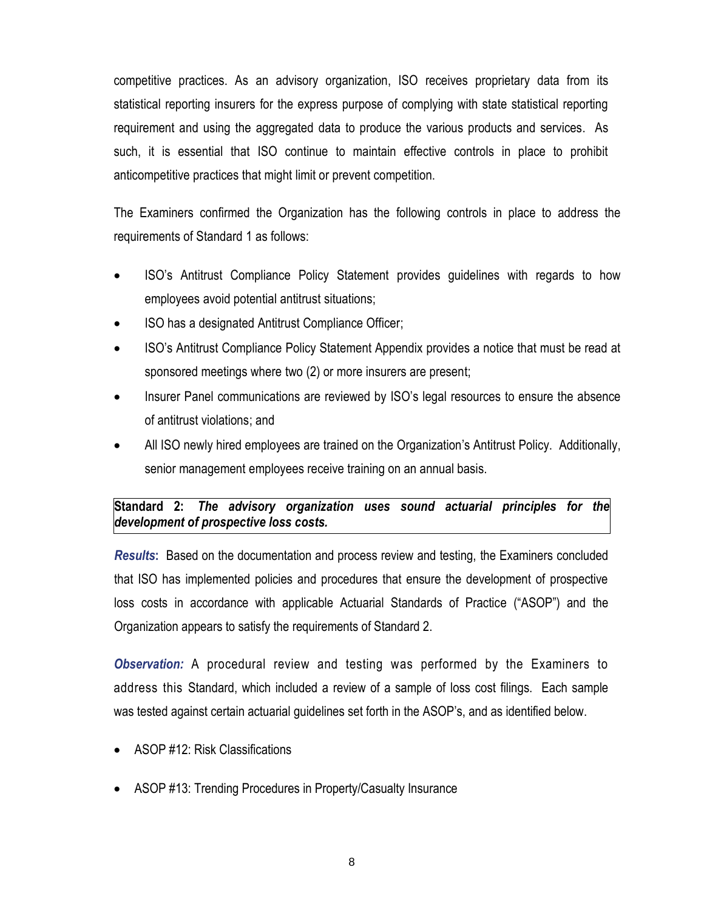competitive practices. As an advisory organization, ISO receives proprietary data from its statistical reporting insurers for the express purpose of complying with state statistical reporting requirement and using the aggregated data to produce the various products and services. As such, it is essential that ISO continue to maintain effective controls in place to prohibit anticompetitive practices that might limit or prevent competition.

The Examiners confirmed the Organization has the following controls in place to address the requirements of Standard 1 as follows:

- ISO's Antitrust Compliance Policy Statement provides guidelines with regards to how employees avoid potential antitrust situations;
- ISO has a designated Antitrust Compliance Officer;
- ISO's Antitrust Compliance Policy Statement Appendix provides a notice that must be read at sponsored meetings where two (2) or more insurers are present;
- Insurer Panel communications are reviewed by ISO's legal resources to ensure the absence of antitrust violations; and
- All ISO newly hired employees are trained on the Organization's Antitrust Policy. Additionally, senior management employees receive training on an annual basis.

**Standard 2:** ***The advisory organization uses sound actuarial principles for the development of prospective loss costs.***

***Results*****:** Based on the documentation and process review and testing, the Examiners concluded that ISO has implemented policies and procedures that ensure the development of prospective loss costs in accordance with applicable Actuarial Standards of Practice ("ASOP") and the Organization appears to satisfy the requirements of Standard 2.

***Observation:*** A procedural review and testing was performed by the Examiners to address this Standard, which included a review of a sample of loss cost filings. Each sample was tested against certain actuarial guidelines set forth in the ASOP's, and as identified below.

- ASOP #12: Risk Classifications
- ASOP #13: Trending Procedures in Property/Casualty Insurance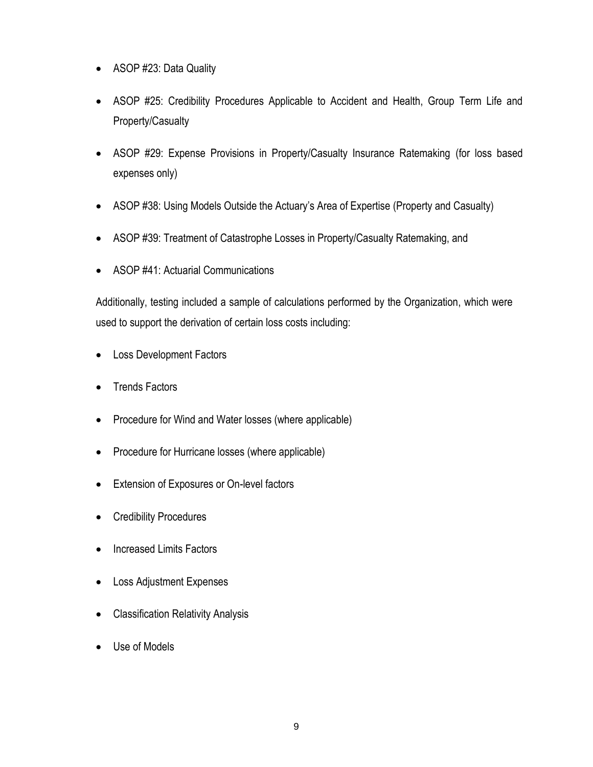- ASOP #23: Data Quality
- ASOP #25: Credibility Procedures Applicable to Accident and Health, Group Term Life and Property/Casualty
- ASOP #29: Expense Provisions in Property/Casualty Insurance Ratemaking (for loss based expenses only)
- ASOP #38: Using Models Outside the Actuary's Area of Expertise (Property and Casualty)
- ASOP #39: Treatment of Catastrophe Losses in Property/Casualty Ratemaking, and
- ASOP #41: Actuarial Communications

Additionally, testing included a sample of calculations performed by the Organization, which were used to support the derivation of certain loss costs including:

- Loss Development Factors
- Trends Factors
- Procedure for Wind and Water losses (where applicable)
- Procedure for Hurricane losses (where applicable)
- Extension of Exposures or On-level factors
- Credibility Procedures
- Increased Limits Factors
- Loss Adjustment Expenses
- Classification Relativity Analysis
- Use of Models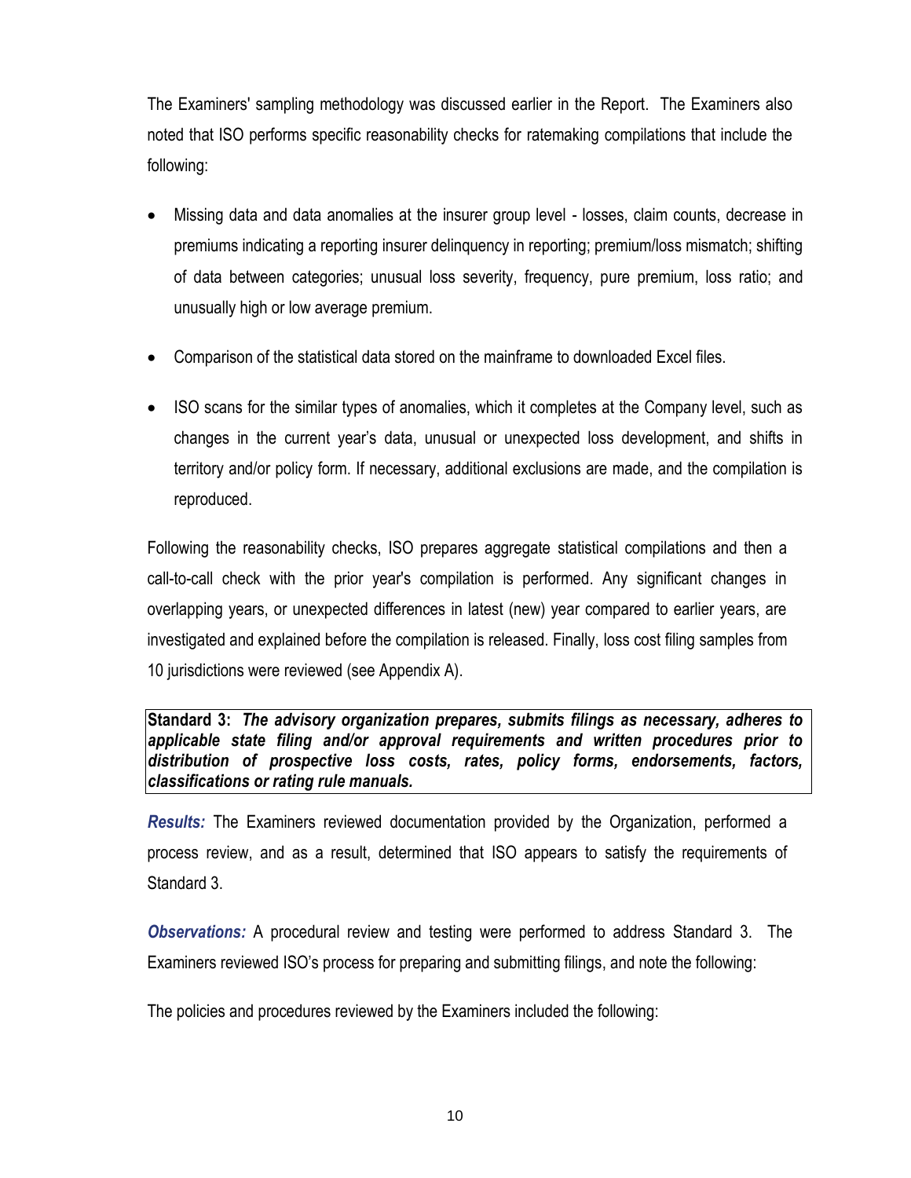The Examiners' sampling methodology was discussed earlier in the Report. The Examiners also noted that ISO performs specific reasonability checks for ratemaking compilations that include the following:

- Missing data and data anomalies at the insurer group level - losses, claim counts, decrease in premiums indicating a reporting insurer delinquency in reporting; premium/loss mismatch; shifting of data between categories; unusual loss severity, frequency, pure premium, loss ratio; and unusually high or low average premium.
- Comparison of the statistical data stored on the mainframe to downloaded Excel files.
- ISO scans for the similar types of anomalies, which it completes at the Company level, such as changes in the current year's data, unusual or unexpected loss development, and shifts in territory and/or policy form. If necessary, additional exclusions are made, and the compilation is reproduced.

Following the reasonability checks, ISO prepares aggregate statistical compilations and then a call-to-call check with the prior year's compilation is performed. Any significant changes in overlapping years, or unexpected differences in latest (new) year compared to earlier years, are investigated and explained before the compilation is released. Finally, loss cost filing samples from 10 jurisdictions were reviewed (see Appendix A).

**Standard 3:** ***The advisory organization prepares, submits filings as necessary, adheres to applicable state filing and/or approval requirements and written procedures prior to distribution of prospective loss costs, rates, policy forms, endorsements, factors, classifications or rating rule manuals.***

***Results:*** The Examiners reviewed documentation provided by the Organization, performed a process review, and as a result, determined that ISO appears to satisfy the requirements of Standard 3.

***Observations:*** A procedural review and testing were performed to address Standard 3. The Examiners reviewed ISO's process for preparing and submitting filings, and note the following:

The policies and procedures reviewed by the Examiners included the following: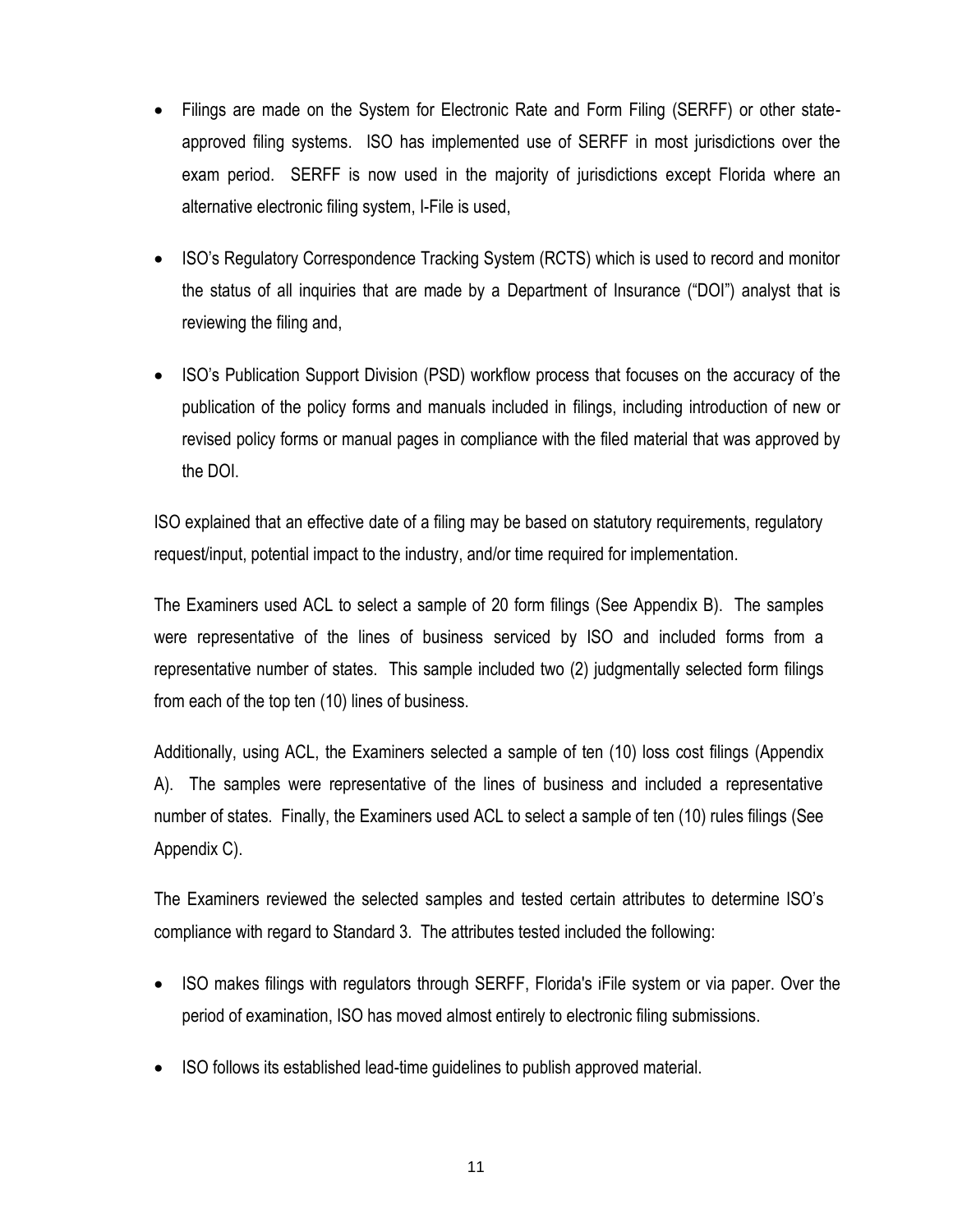- Filings are made on the System for Electronic Rate and Form Filing (SERFF) or other state-approved filing systems. ISO has implemented use of SERFF in most jurisdictions over the exam period. SERFF is now used in the majority of jurisdictions except Florida where an alternative electronic filing system, I-File is used,
- ISO's Regulatory Correspondence Tracking System (RCTS) which is used to record and monitor the status of all inquiries that are made by a Department of Insurance ("DOI") analyst that is reviewing the filing and,
- ISO's Publication Support Division (PSD) workflow process that focuses on the accuracy of the publication of the policy forms and manuals included in filings, including introduction of new or revised policy forms or manual pages in compliance with the filed material that was approved by the DOI.

ISO explained that an effective date of a filing may be based on statutory requirements, regulatory request/input, potential impact to the industry, and/or time required for implementation.

The Examiners used ACL to select a sample of 20 form filings (See Appendix B). The samples were representative of the lines of business serviced by ISO and included forms from a representative number of states. This sample included two (2) judgmentally selected form filings from each of the top ten (10) lines of business.

Additionally, using ACL, the Examiners selected a sample of ten (10) loss cost filings (Appendix A). The samples were representative of the lines of business and included a representative number of states. Finally, the Examiners used ACL to select a sample of ten (10) rules filings (See Appendix C).

The Examiners reviewed the selected samples and tested certain attributes to determine ISO's compliance with regard to Standard 3. The attributes tested included the following:

- ISO makes filings with regulators through SERFF, Florida's iFile system or via paper. Over the period of examination, ISO has moved almost entirely to electronic filing submissions.
- ISO follows its established lead-time guidelines to publish approved material.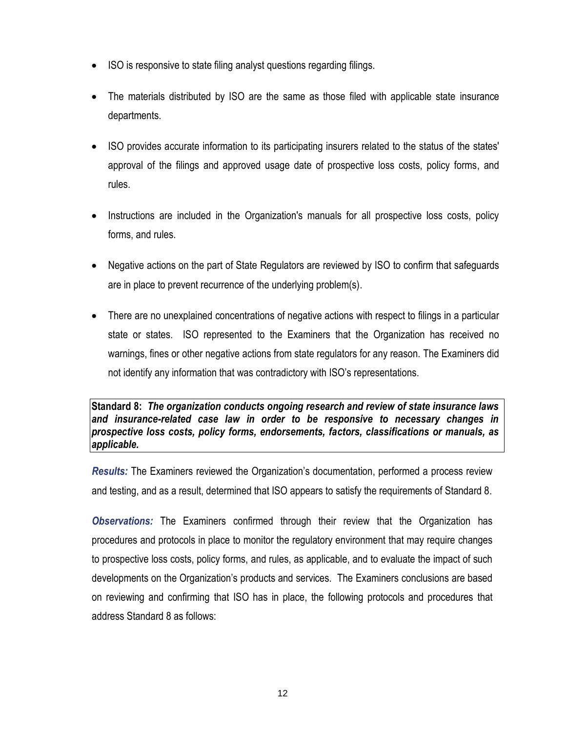- ISO is responsive to state filing analyst questions regarding filings.

- The materials distributed by ISO are the same as those filed with applicable state insurance departments.

- ISO provides accurate information to its participating insurers related to the status of the states' approval of the filings and approved usage date of prospective loss costs, policy forms, and rules.

- Instructions are included in the Organization's manuals for all prospective loss costs, policy forms, and rules.

- Negative actions on the part of State Regulators are reviewed by ISO to confirm that safeguards are in place to prevent recurrence of the underlying problem(s).

- There are no unexplained concentrations of negative actions with respect to filings in a particular state or states. ISO represented to the Examiners that the Organization has received no warnings, fines or other negative actions from state regulators for any reason. The Examiners did not identify any information that was contradictory with ISO's representations.

**Standard 8:** ***The organization conducts ongoing research and review of state insurance laws and insurance-related case law in order to be responsive to necessary changes in prospective loss costs, policy forms, endorsements, factors, classifications or manuals, as applicable.***

***Results:*** The Examiners reviewed the Organization's documentation, performed a process review and testing, and as a result, determined that ISO appears to satisfy the requirements of Standard 8.

***Observations:*** The Examiners confirmed through their review that the Organization has procedures and protocols in place to monitor the regulatory environment that may require changes to prospective loss costs, policy forms, and rules, as applicable, and to evaluate the impact of such developments on the Organization's products and services. The Examiners conclusions are based on reviewing and confirming that ISO has in place, the following protocols and procedures that address Standard 8 as follows: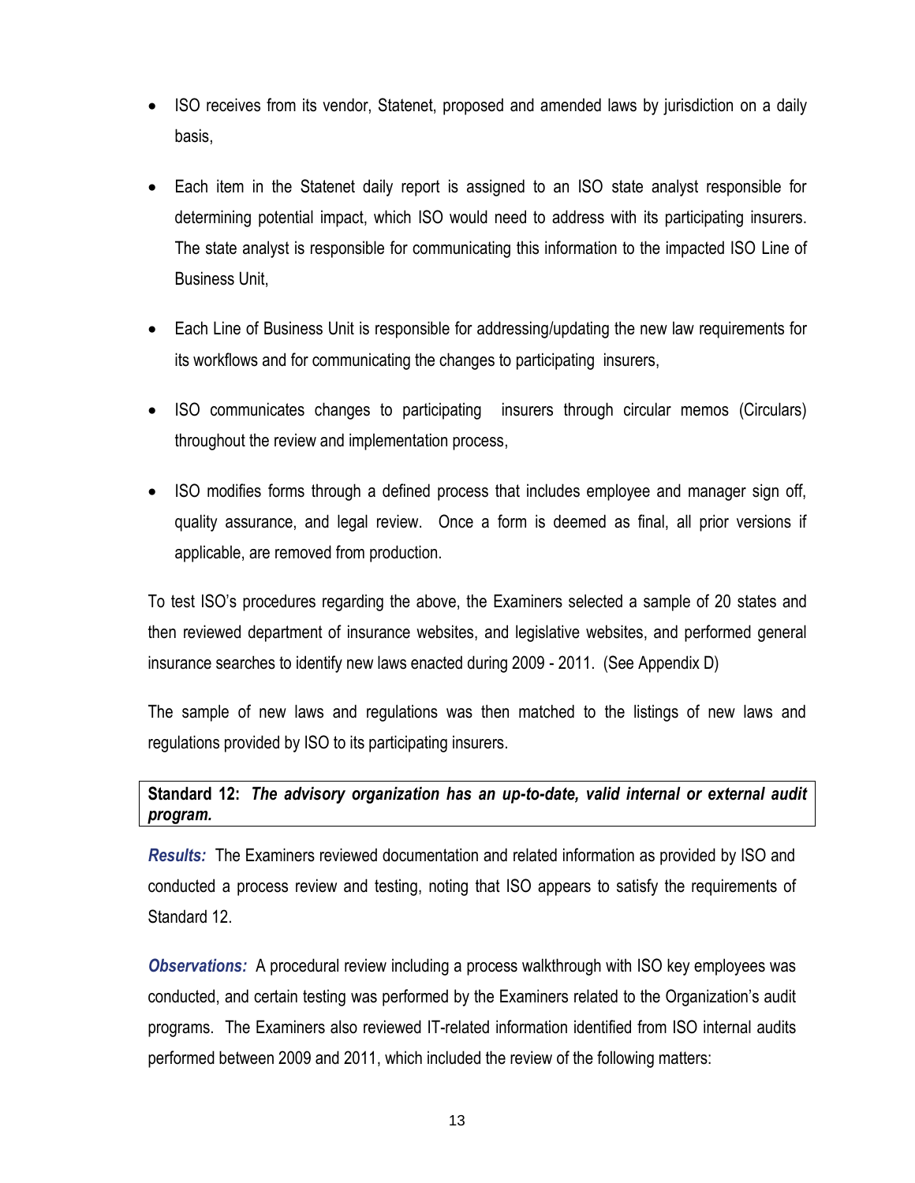- ISO receives from its vendor, Statenet, proposed and amended laws by jurisdiction on a daily basis,
- Each item in the Statenet daily report is assigned to an ISO state analyst responsible for determining potential impact, which ISO would need to address with its participating insurers. The state analyst is responsible for communicating this information to the impacted ISO Line of Business Unit,
- Each Line of Business Unit is responsible for addressing/updating the new law requirements for its workflows and for communicating the changes to participating insurers,
- ISO communicates changes to participating insurers through circular memos (Circulars) throughout the review and implementation process,
- ISO modifies forms through a defined process that includes employee and manager sign off, quality assurance, and legal review. Once a form is deemed as final, all prior versions if applicable, are removed from production.

To test ISO's procedures regarding the above, the Examiners selected a sample of 20 states and then reviewed department of insurance websites, and legislative websites, and performed general insurance searches to identify new laws enacted during 2009 - 2011. (See Appendix D)

The sample of new laws and regulations was then matched to the listings of new laws and regulations provided by ISO to its participating insurers.

**Standard 12:** ***The advisory organization has an up-to-date, valid internal or external audit program.***

***Results:*** The Examiners reviewed documentation and related information as provided by ISO and conducted a process review and testing, noting that ISO appears to satisfy the requirements of Standard 12.

***Observations:*** A procedural review including a process walkthrough with ISO key employees was conducted, and certain testing was performed by the Examiners related to the Organization's audit programs. The Examiners also reviewed IT-related information identified from ISO internal audits performed between 2009 and 2011, which included the review of the following matters: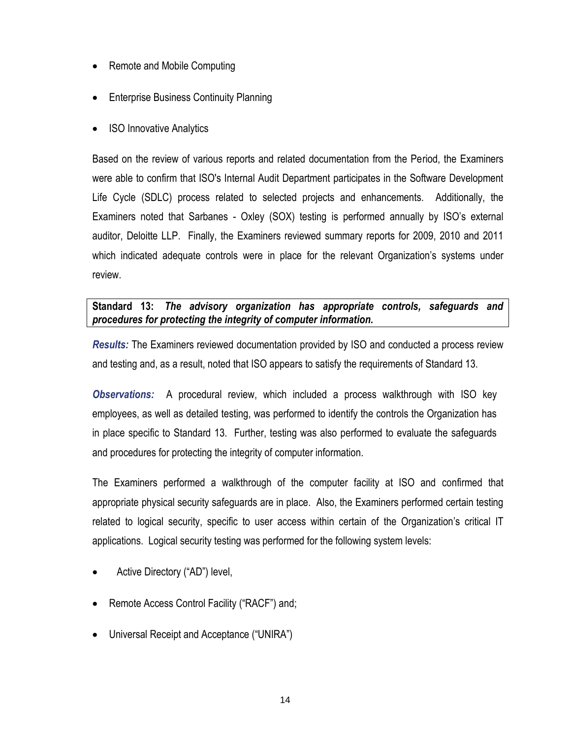- Remote and Mobile Computing
- Enterprise Business Continuity Planning
- ISO Innovative Analytics

Based on the review of various reports and related documentation from the Period, the Examiners were able to confirm that ISO's Internal Audit Department participates in the Software Development Life Cycle (SDLC) process related to selected projects and enhancements. Additionally, the Examiners noted that Sarbanes - Oxley (SOX) testing is performed annually by ISO's external auditor, Deloitte LLP. Finally, the Examiners reviewed summary reports for 2009, 2010 and 2011 which indicated adequate controls were in place for the relevant Organization's systems under review.

**Standard 13:** ***The advisory organization has appropriate controls, safeguards and procedures for protecting the integrity of computer information.***

***Results:*** The Examiners reviewed documentation provided by ISO and conducted a process review and testing and, as a result, noted that ISO appears to satisfy the requirements of Standard 13.

***Observations:*** A procedural review, which included a process walkthrough with ISO key employees, as well as detailed testing, was performed to identify the controls the Organization has in place specific to Standard 13. Further, testing was also performed to evaluate the safeguards and procedures for protecting the integrity of computer information.

The Examiners performed a walkthrough of the computer facility at ISO and confirmed that appropriate physical security safeguards are in place. Also, the Examiners performed certain testing related to logical security, specific to user access within certain of the Organization's critical IT applications. Logical security testing was performed for the following system levels:

- Active Directory ("AD") level,
- Remote Access Control Facility ("RACF") and;
- Universal Receipt and Acceptance ("UNIRA")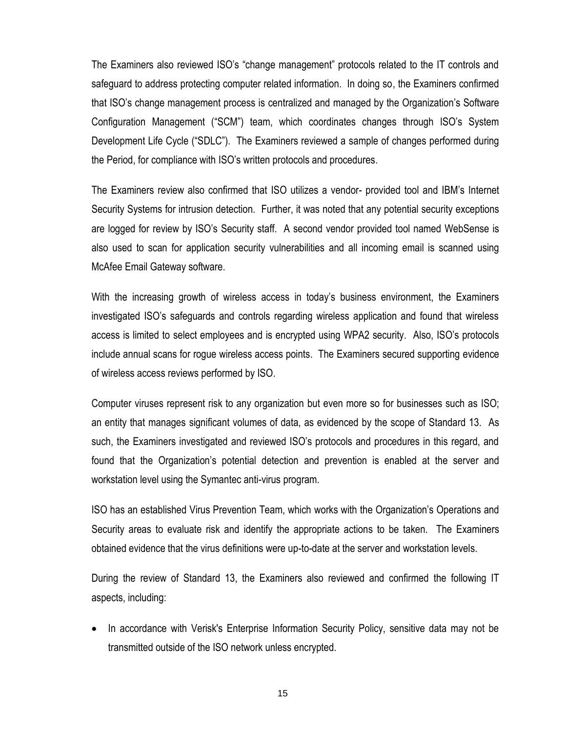The Examiners also reviewed ISO's "change management" protocols related to the IT controls and safeguard to address protecting computer related information. In doing so, the Examiners confirmed that ISO's change management process is centralized and managed by the Organization's Software Configuration Management ("SCM") team, which coordinates changes through ISO's System Development Life Cycle ("SDLC"). The Examiners reviewed a sample of changes performed during the Period, for compliance with ISO's written protocols and procedures.

The Examiners review also confirmed that ISO utilizes a vendor- provided tool and IBM's Internet Security Systems for intrusion detection. Further, it was noted that any potential security exceptions are logged for review by ISO's Security staff. A second vendor provided tool named WebSense is also used to scan for application security vulnerabilities and all incoming email is scanned using McAfee Email Gateway software.

With the increasing growth of wireless access in today's business environment, the Examiners investigated ISO's safeguards and controls regarding wireless application and found that wireless access is limited to select employees and is encrypted using WPA2 security. Also, ISO's protocols include annual scans for rogue wireless access points. The Examiners secured supporting evidence of wireless access reviews performed by ISO.

Computer viruses represent risk to any organization but even more so for businesses such as ISO; an entity that manages significant volumes of data, as evidenced by the scope of Standard 13. As such, the Examiners investigated and reviewed ISO's protocols and procedures in this regard, and found that the Organization's potential detection and prevention is enabled at the server and workstation level using the Symantec anti-virus program.

ISO has an established Virus Prevention Team, which works with the Organization's Operations and Security areas to evaluate risk and identify the appropriate actions to be taken. The Examiners obtained evidence that the virus definitions were up-to-date at the server and workstation levels.

During the review of Standard 13, the Examiners also reviewed and confirmed the following IT aspects, including:

- In accordance with Verisk's Enterprise Information Security Policy, sensitive data may not be transmitted outside of the ISO network unless encrypted.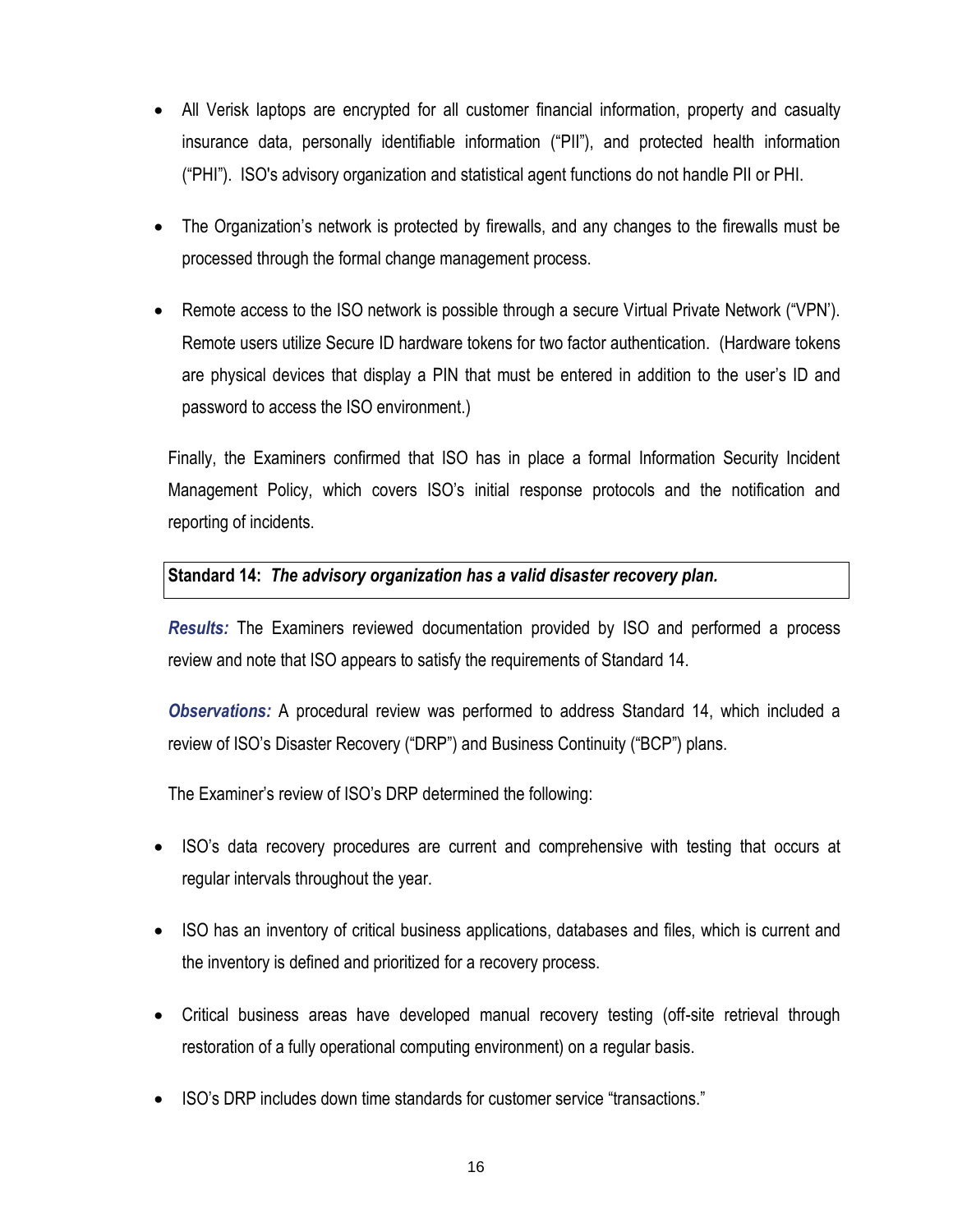- All Verisk laptops are encrypted for all customer financial information, property and casualty insurance data, personally identifiable information ("PII"), and protected health information ("PHI"). ISO's advisory organization and statistical agent functions do not handle PII or PHI.

- The Organization's network is protected by firewalls, and any changes to the firewalls must be processed through the formal change management process.

- Remote access to the ISO network is possible through a secure Virtual Private Network ("VPN'). Remote users utilize Secure ID hardware tokens for two factor authentication. (Hardware tokens are physical devices that display a PIN that must be entered in addition to the user's ID and password to access the ISO environment.)

Finally, the Examiners confirmed that ISO has in place a formal Information Security Incident Management Policy, which covers ISO's initial response protocols and the notification and reporting of incidents.

**Standard 14:** ***The advisory organization has a valid disaster recovery plan.***

***Results:*** The Examiners reviewed documentation provided by ISO and performed a process review and note that ISO appears to satisfy the requirements of Standard 14.

***Observations:*** A procedural review was performed to address Standard 14, which included a review of ISO's Disaster Recovery ("DRP") and Business Continuity ("BCP") plans.

The Examiner's review of ISO's DRP determined the following:

- ISO's data recovery procedures are current and comprehensive with testing that occurs at regular intervals throughout the year.

- ISO has an inventory of critical business applications, databases and files, which is current and the inventory is defined and prioritized for a recovery process.

- Critical business areas have developed manual recovery testing (off-site retrieval through restoration of a fully operational computing environment) on a regular basis.

- ISO's DRP includes down time standards for customer service "transactions."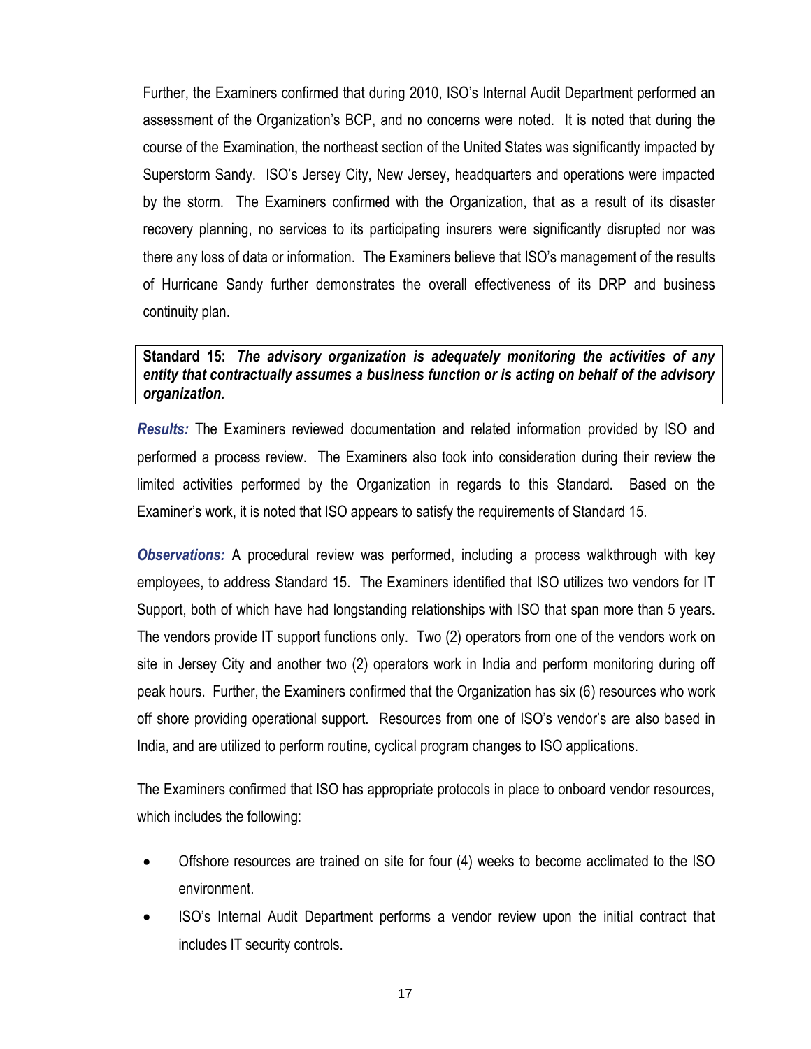Further, the Examiners confirmed that during 2010, ISO's Internal Audit Department performed an assessment of the Organization's BCP, and no concerns were noted. It is noted that during the course of the Examination, the northeast section of the United States was significantly impacted by Superstorm Sandy. ISO's Jersey City, New Jersey, headquarters and operations were impacted by the storm. The Examiners confirmed with the Organization, that as a result of its disaster recovery planning, no services to its participating insurers were significantly disrupted nor was there any loss of data or information. The Examiners believe that ISO's management of the results of Hurricane Sandy further demonstrates the overall effectiveness of its DRP and business continuity plan.

**Standard 15:** ***The advisory organization is adequately monitoring the activities of any entity that contractually assumes a business function or is acting on behalf of the advisory organization.***

***Results:*** The Examiners reviewed documentation and related information provided by ISO and performed a process review. The Examiners also took into consideration during their review the limited activities performed by the Organization in regards to this Standard. Based on the Examiner's work, it is noted that ISO appears to satisfy the requirements of Standard 15.

***Observations:*** A procedural review was performed, including a process walkthrough with key employees, to address Standard 15. The Examiners identified that ISO utilizes two vendors for IT Support, both of which have had longstanding relationships with ISO that span more than 5 years. The vendors provide IT support functions only. Two (2) operators from one of the vendors work on site in Jersey City and another two (2) operators work in India and perform monitoring during off peak hours. Further, the Examiners confirmed that the Organization has six (6) resources who work off shore providing operational support. Resources from one of ISO's vendor's are also based in India, and are utilized to perform routine, cyclical program changes to ISO applications.

The Examiners confirmed that ISO has appropriate protocols in place to onboard vendor resources, which includes the following:

- Offshore resources are trained on site for four (4) weeks to become acclimated to the ISO environment.
- ISO's Internal Audit Department performs a vendor review upon the initial contract that includes IT security controls.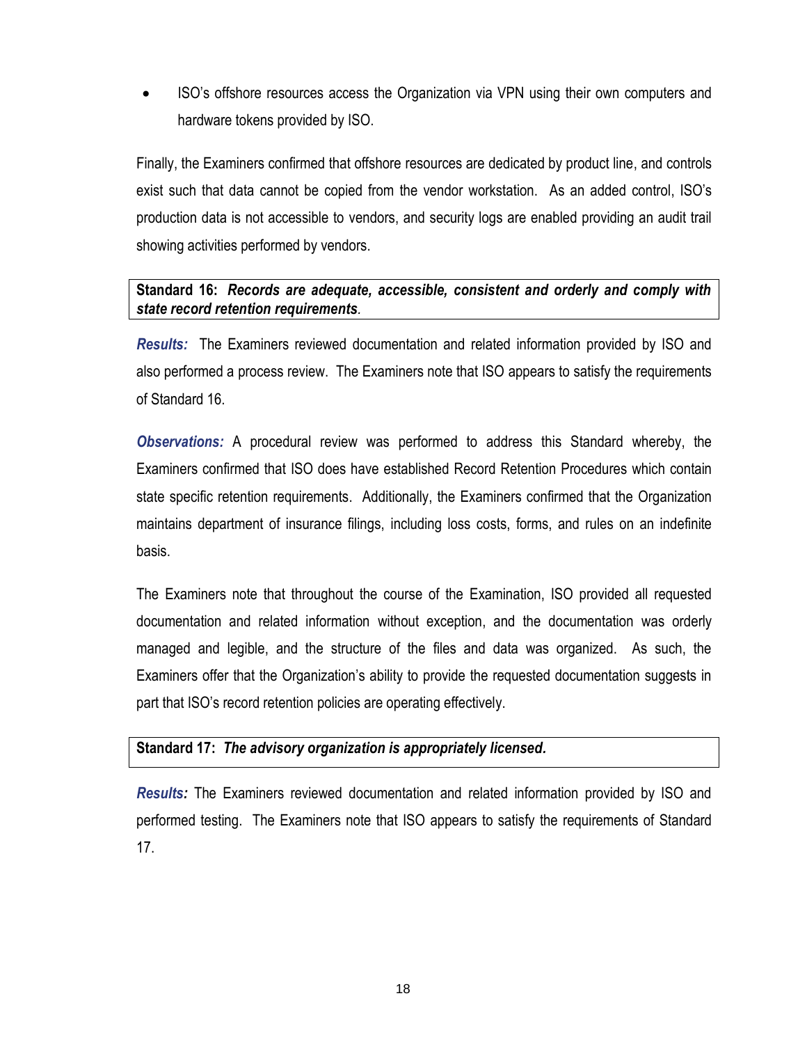- ISO's offshore resources access the Organization via VPN using their own computers and hardware tokens provided by ISO.

Finally, the Examiners confirmed that offshore resources are dedicated by product line, and controls exist such that data cannot be copied from the vendor workstation. As an added control, ISO's production data is not accessible to vendors, and security logs are enabled providing an audit trail showing activities performed by vendors.

**Standard 16:** ***Records are adequate, accessible, consistent and orderly and comply with state record retention requirements***.

***Results:*** The Examiners reviewed documentation and related information provided by ISO and also performed a process review. The Examiners note that ISO appears to satisfy the requirements of Standard 16.

***Observations:*** A procedural review was performed to address this Standard whereby, the Examiners confirmed that ISO does have established Record Retention Procedures which contain state specific retention requirements. Additionally, the Examiners confirmed that the Organization maintains department of insurance filings, including loss costs, forms, and rules on an indefinite basis.

The Examiners note that throughout the course of the Examination, ISO provided all requested documentation and related information without exception, and the documentation was orderly managed and legible, and the structure of the files and data was organized. As such, the Examiners offer that the Organization's ability to provide the requested documentation suggests in part that ISO's record retention policies are operating effectively.

**Standard 17:** ***The advisory organization is appropriately licensed.***

***Results:*** The Examiners reviewed documentation and related information provided by ISO and performed testing. The Examiners note that ISO appears to satisfy the requirements of Standard 17.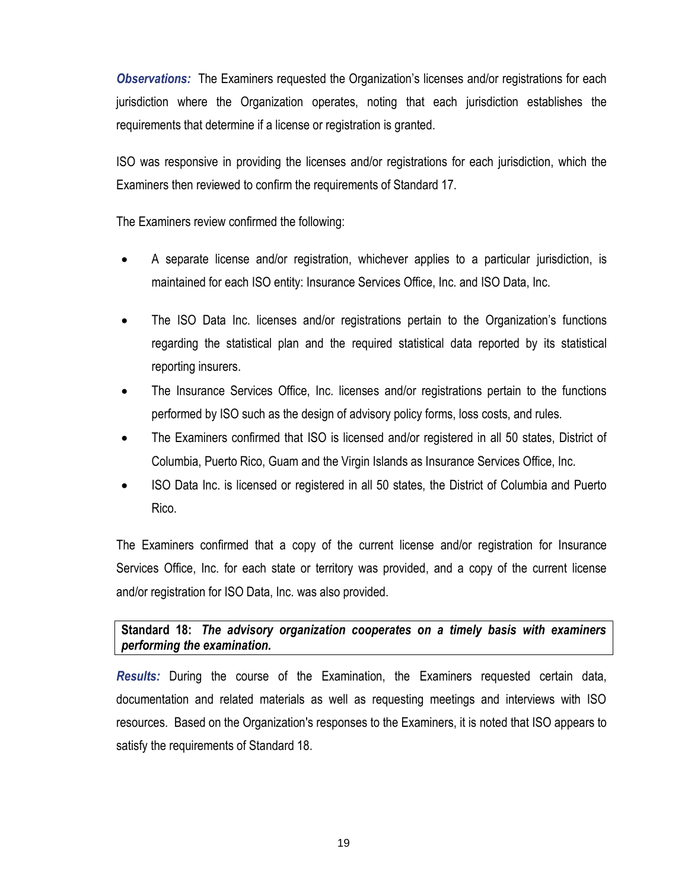***Observations:*** The Examiners requested the Organization's licenses and/or registrations for each jurisdiction where the Organization operates, noting that each jurisdiction establishes the requirements that determine if a license or registration is granted.

ISO was responsive in providing the licenses and/or registrations for each jurisdiction, which the Examiners then reviewed to confirm the requirements of Standard 17.

The Examiners review confirmed the following:

- A separate license and/or registration, whichever applies to a particular jurisdiction, is maintained for each ISO entity: Insurance Services Office, Inc. and ISO Data, Inc.
- The ISO Data Inc. licenses and/or registrations pertain to the Organization's functions regarding the statistical plan and the required statistical data reported by its statistical reporting insurers.
- The Insurance Services Office, Inc. licenses and/or registrations pertain to the functions performed by ISO such as the design of advisory policy forms, loss costs, and rules.
- The Examiners confirmed that ISO is licensed and/or registered in all 50 states, District of Columbia, Puerto Rico, Guam and the Virgin Islands as Insurance Services Office, Inc.
- ISO Data Inc. is licensed or registered in all 50 states, the District of Columbia and Puerto Rico.

The Examiners confirmed that a copy of the current license and/or registration for Insurance Services Office, Inc. for each state or territory was provided, and a copy of the current license and/or registration for ISO Data, Inc. was also provided.

**Standard 18: *The advisory organization cooperates on a timely basis with examiners performing the examination.***

***Results:*** During the course of the Examination, the Examiners requested certain data, documentation and related materials as well as requesting meetings and interviews with ISO resources. Based on the Organization's responses to the Examiners, it is noted that ISO appears to satisfy the requirements of Standard 18.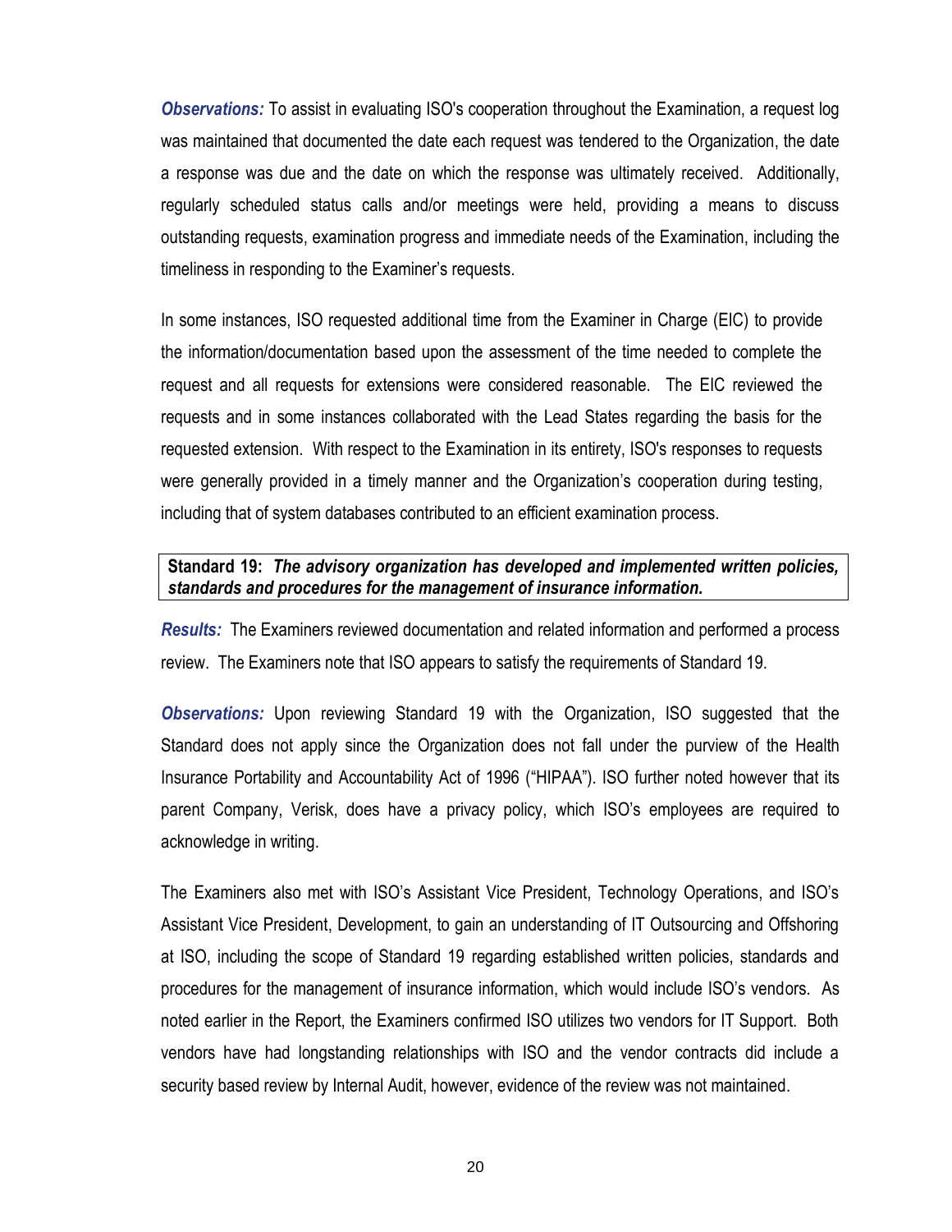***Observations:*** To assist in evaluating ISO's cooperation throughout the Examination, a request log was maintained that documented the date each request was tendered to the Organization, the date a response was due and the date on which the response was ultimately received. Additionally, regularly scheduled status calls and/or meetings were held, providing a means to discuss outstanding requests, examination progress and immediate needs of the Examination, including the timeliness in responding to the Examiner's requests.

In some instances, ISO requested additional time from the Examiner in Charge (EIC) to provide the information/documentation based upon the assessment of the time needed to complete the request and all requests for extensions were considered reasonable. The EIC reviewed the requests and in some instances collaborated with the Lead States regarding the basis for the requested extension. With respect to the Examination in its entirety, ISO's responses to requests were generally provided in a timely manner and the Organization's cooperation during testing, including that of system databases contributed to an efficient examination process.

**Standard 19:** ***The advisory organization has developed and implemented written policies, standards and procedures for the management of insurance information.***

***Results:*** The Examiners reviewed documentation and related information and performed a process review. The Examiners note that ISO appears to satisfy the requirements of Standard 19.

***Observations:*** Upon reviewing Standard 19 with the Organization, ISO suggested that the Standard does not apply since the Organization does not fall under the purview of the Health Insurance Portability and Accountability Act of 1996 ("HIPAA"). ISO further noted however that its parent Company, Verisk, does have a privacy policy, which ISO's employees are required to acknowledge in writing.

The Examiners also met with ISO's Assistant Vice President, Technology Operations, and ISO's Assistant Vice President, Development, to gain an understanding of IT Outsourcing and Offshoring at ISO, including the scope of Standard 19 regarding established written policies, standards and procedures for the management of insurance information, which would include ISO's vendors. As noted earlier in the Report, the Examiners confirmed ISO utilizes two vendors for IT Support. Both vendors have had longstanding relationships with ISO and the vendor contracts did include a security based review by Internal Audit, however, evidence of the review was not maintained.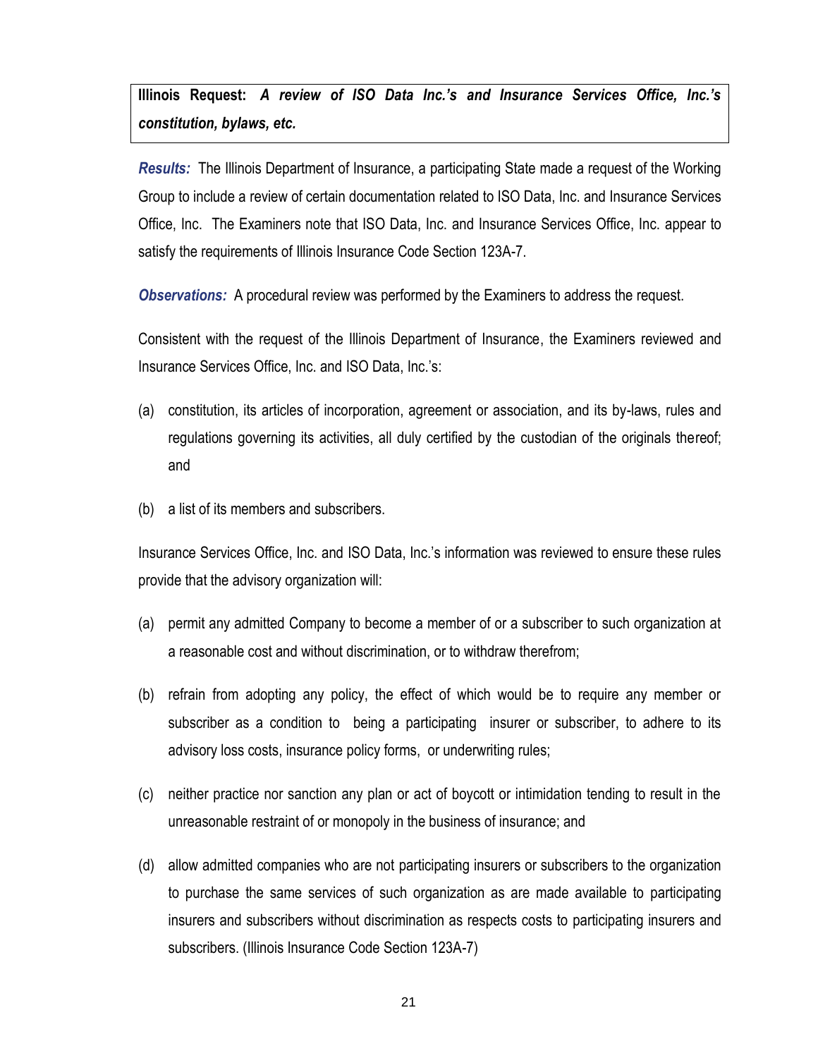**Illinois Request:** ***A review of ISO Data Inc.'s and Insurance Services Office, Inc.'s constitution, bylaws, etc.***

***Results:*** The Illinois Department of Insurance, a participating State made a request of the Working Group to include a review of certain documentation related to ISO Data, Inc. and Insurance Services Office, Inc. The Examiners note that ISO Data, Inc. and Insurance Services Office, Inc. appear to satisfy the requirements of Illinois Insurance Code Section 123A-7.

***Observations:*** A procedural review was performed by the Examiners to address the request.

Consistent with the request of the Illinois Department of Insurance, the Examiners reviewed and Insurance Services Office, Inc. and ISO Data, Inc.'s:

(a) constitution, its articles of incorporation, agreement or association, and its by-laws, rules and regulations governing its activities, all duly certified by the custodian of the originals thereof; and

(b) a list of its members and subscribers.

Insurance Services Office, Inc. and ISO Data, Inc.'s information was reviewed to ensure these rules provide that the advisory organization will:

(a) permit any admitted Company to become a member of or a subscriber to such organization at a reasonable cost and without discrimination, or to withdraw therefrom;

(b) refrain from adopting any policy, the effect of which would be to require any member or subscriber as a condition to being a participating insurer or subscriber, to adhere to its advisory loss costs, insurance policy forms, or underwriting rules;

(c) neither practice nor sanction any plan or act of boycott or intimidation tending to result in the unreasonable restraint of or monopoly in the business of insurance; and

(d) allow admitted companies who are not participating insurers or subscribers to the organization to purchase the same services of such organization as are made available to participating insurers and subscribers without discrimination as respects costs to participating insurers and subscribers. (Illinois Insurance Code Section 123A-7)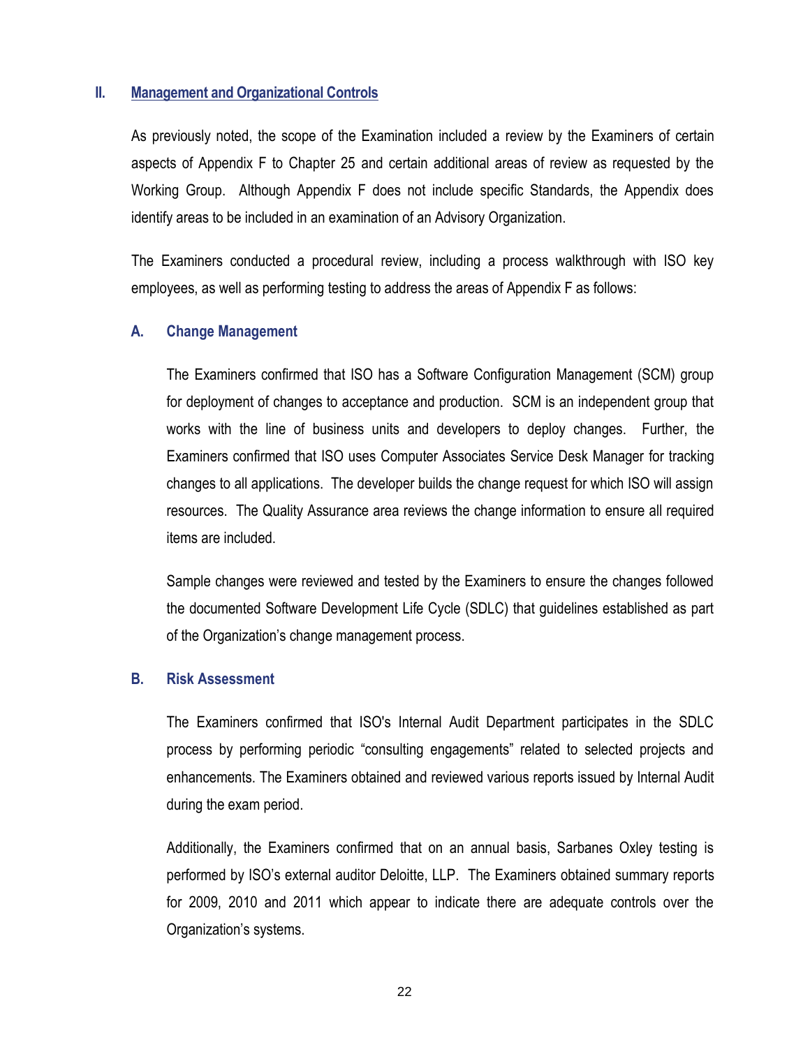## II. Management and Organizational Controls

As previously noted, the scope of the Examination included a review by the Examiners of certain aspects of Appendix F to Chapter 25 and certain additional areas of review as requested by the Working Group. Although Appendix F does not include specific Standards, the Appendix does identify areas to be included in an examination of an Advisory Organization.

The Examiners conducted a procedural review, including a process walkthrough with ISO key employees, as well as performing testing to address the areas of Appendix F as follows:

### A. Change Management

The Examiners confirmed that ISO has a Software Configuration Management (SCM) group for deployment of changes to acceptance and production. SCM is an independent group that works with the line of business units and developers to deploy changes. Further, the Examiners confirmed that ISO uses Computer Associates Service Desk Manager for tracking changes to all applications. The developer builds the change request for which ISO will assign resources. The Quality Assurance area reviews the change information to ensure all required items are included.

Sample changes were reviewed and tested by the Examiners to ensure the changes followed the documented Software Development Life Cycle (SDLC) that guidelines established as part of the Organization's change management process.

### B. Risk Assessment

The Examiners confirmed that ISO's Internal Audit Department participates in the SDLC process by performing periodic "consulting engagements" related to selected projects and enhancements. The Examiners obtained and reviewed various reports issued by Internal Audit during the exam period.

Additionally, the Examiners confirmed that on an annual basis, Sarbanes Oxley testing is performed by ISO's external auditor Deloitte, LLP. The Examiners obtained summary reports for 2009, 2010 and 2011 which appear to indicate there are adequate controls over the Organization's systems.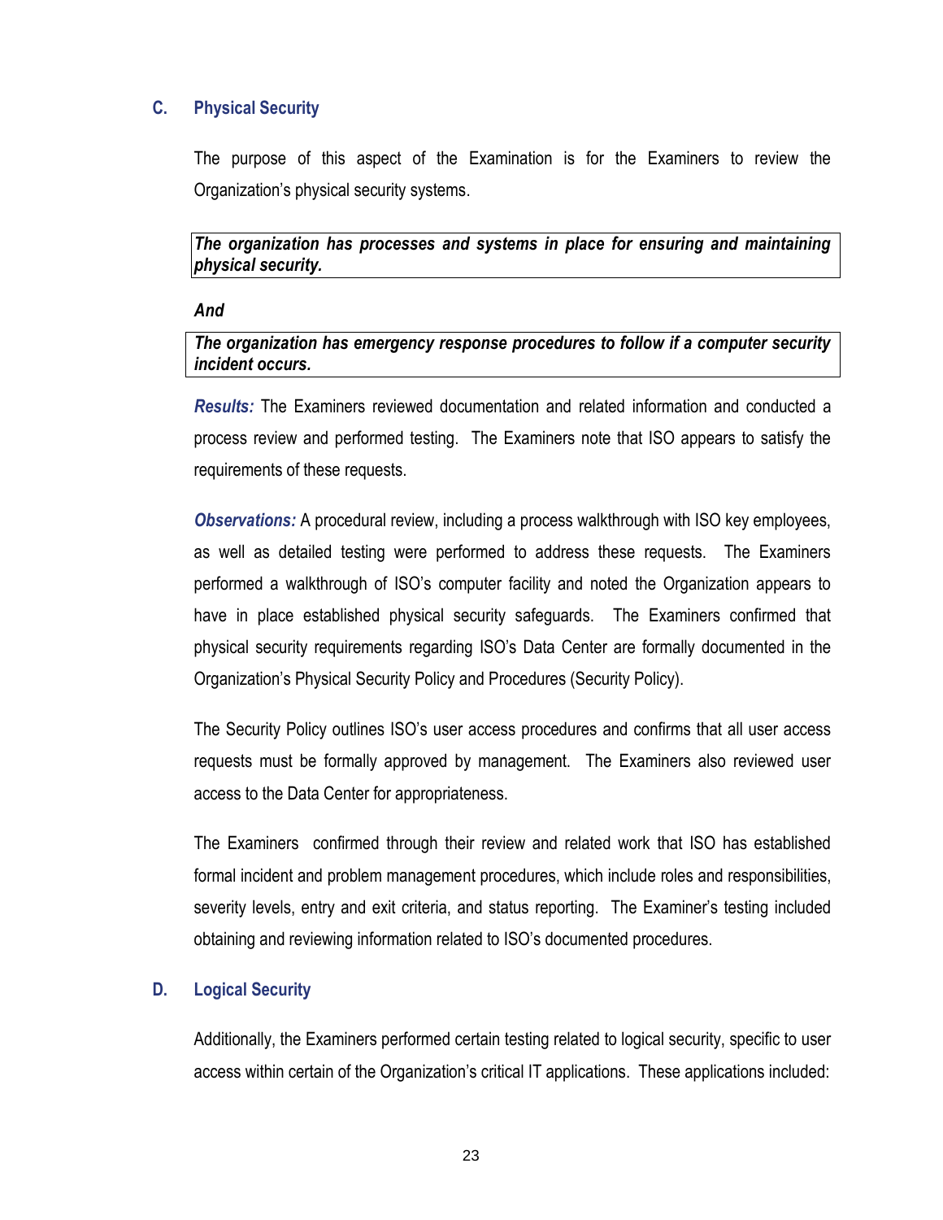## C. Physical Security

The purpose of this aspect of the Examination is for the Examiners to review the Organization's physical security systems.

***The organization has processes and systems in place for ensuring and maintaining physical security.***

***And***

***The organization has emergency response procedures to follow if a computer security incident occurs.***

***Results:*** The Examiners reviewed documentation and related information and conducted a process review and performed testing. The Examiners note that ISO appears to satisfy the requirements of these requests.

***Observations:*** A procedural review, including a process walkthrough with ISO key employees, as well as detailed testing were performed to address these requests. The Examiners performed a walkthrough of ISO's computer facility and noted the Organization appears to have in place established physical security safeguards. The Examiners confirmed that physical security requirements regarding ISO's Data Center are formally documented in the Organization's Physical Security Policy and Procedures (Security Policy).

The Security Policy outlines ISO's user access procedures and confirms that all user access requests must be formally approved by management. The Examiners also reviewed user access to the Data Center for appropriateness.

The Examiners confirmed through their review and related work that ISO has established formal incident and problem management procedures, which include roles and responsibilities, severity levels, entry and exit criteria, and status reporting. The Examiner's testing included obtaining and reviewing information related to ISO's documented procedures.

## D. Logical Security

Additionally, the Examiners performed certain testing related to logical security, specific to user access within certain of the Organization's critical IT applications. These applications included: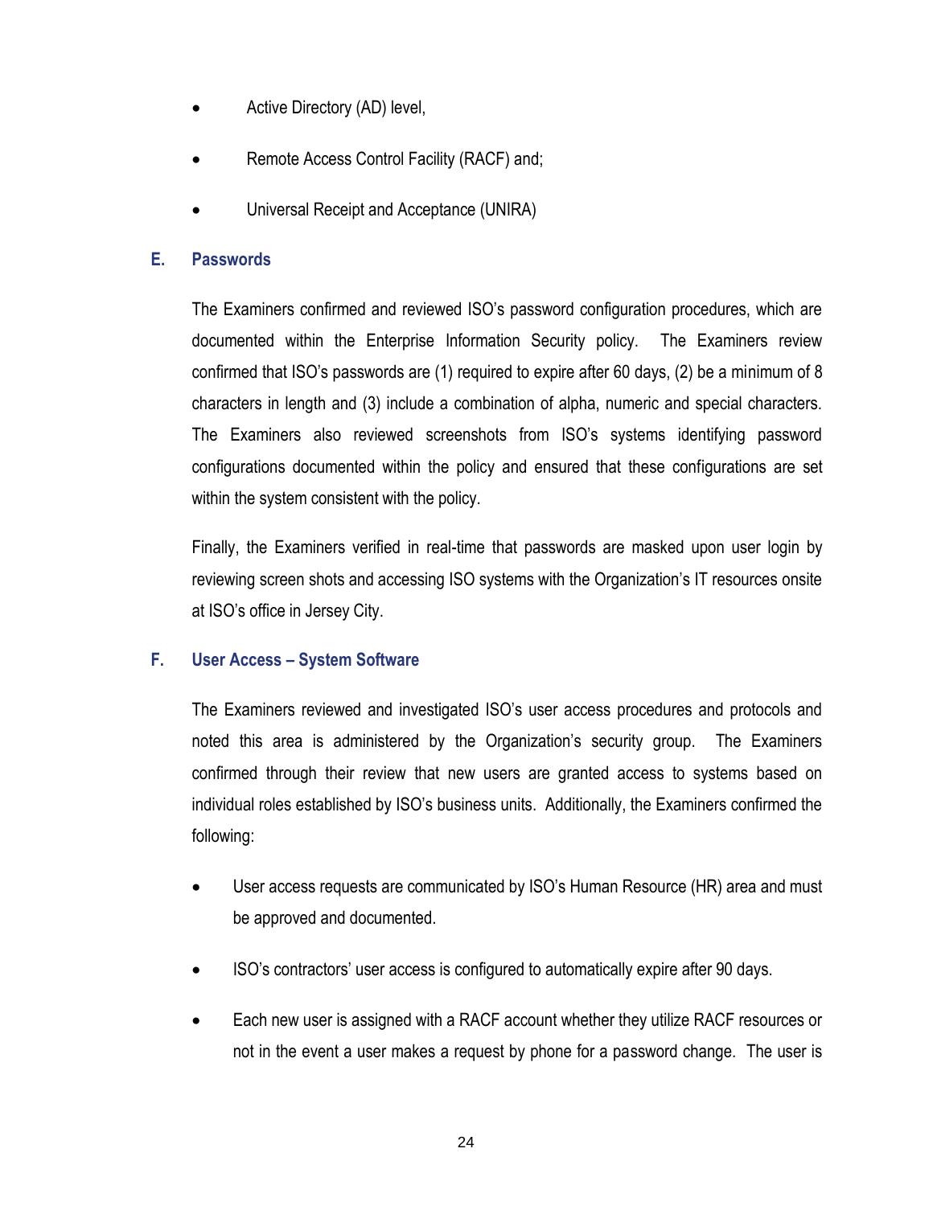- Active Directory (AD) level,
- Remote Access Control Facility (RACF) and;
- Universal Receipt and Acceptance (UNIRA)

### E. Passwords

The Examiners confirmed and reviewed ISO's password configuration procedures, which are documented within the Enterprise Information Security policy. The Examiners review confirmed that ISO's passwords are (1) required to expire after 60 days, (2) be a minimum of 8 characters in length and (3) include a combination of alpha, numeric and special characters. The Examiners also reviewed screenshots from ISO's systems identifying password configurations documented within the policy and ensured that these configurations are set within the system consistent with the policy.

Finally, the Examiners verified in real-time that passwords are masked upon user login by reviewing screen shots and accessing ISO systems with the Organization's IT resources onsite at ISO's office in Jersey City.

### F. User Access – System Software

The Examiners reviewed and investigated ISO's user access procedures and protocols and noted this area is administered by the Organization's security group. The Examiners confirmed through their review that new users are granted access to systems based on individual roles established by ISO's business units. Additionally, the Examiners confirmed the following:

- User access requests are communicated by ISO's Human Resource (HR) area and must be approved and documented.
- ISO's contractors' user access is configured to automatically expire after 90 days.
- Each new user is assigned with a RACF account whether they utilize RACF resources or not in the event a user makes a request by phone for a password change. The user is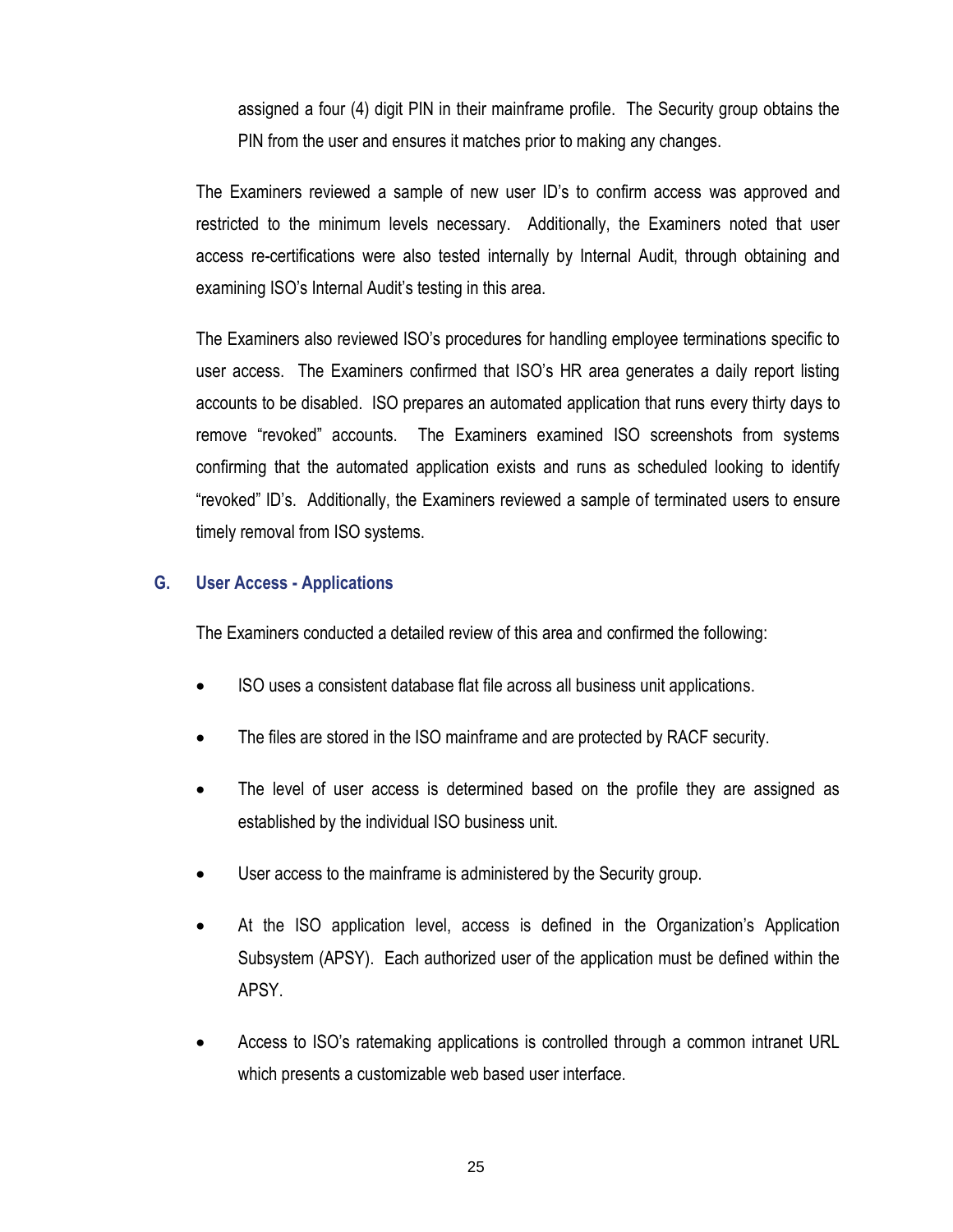assigned a four (4) digit PIN in their mainframe profile. The Security group obtains the PIN from the user and ensures it matches prior to making any changes.

The Examiners reviewed a sample of new user ID's to confirm access was approved and restricted to the minimum levels necessary. Additionally, the Examiners noted that user access re-certifications were also tested internally by Internal Audit, through obtaining and examining ISO's Internal Audit's testing in this area.

The Examiners also reviewed ISO's procedures for handling employee terminations specific to user access. The Examiners confirmed that ISO's HR area generates a daily report listing accounts to be disabled. ISO prepares an automated application that runs every thirty days to remove "revoked" accounts. The Examiners examined ISO screenshots from systems confirming that the automated application exists and runs as scheduled looking to identify "revoked" ID's. Additionally, the Examiners reviewed a sample of terminated users to ensure timely removal from ISO systems.

## G. User Access - Applications

The Examiners conducted a detailed review of this area and confirmed the following:

- ISO uses a consistent database flat file across all business unit applications.
- The files are stored in the ISO mainframe and are protected by RACF security.
- The level of user access is determined based on the profile they are assigned as established by the individual ISO business unit.
- User access to the mainframe is administered by the Security group.
- At the ISO application level, access is defined in the Organization's Application Subsystem (APSY). Each authorized user of the application must be defined within the APSY.
- Access to ISO's ratemaking applications is controlled through a common intranet URL which presents a customizable web based user interface.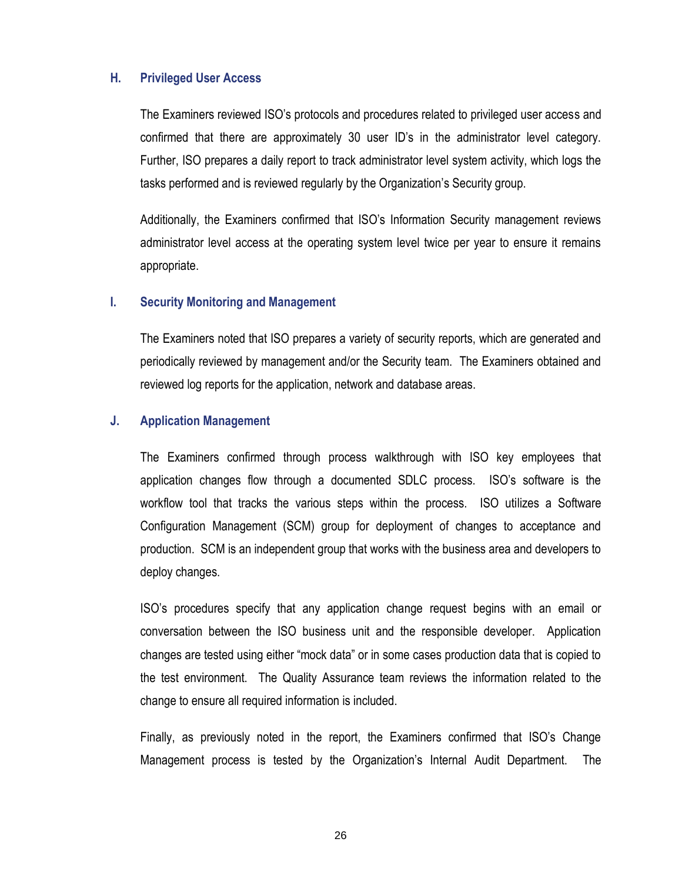### H. Privileged User Access

The Examiners reviewed ISO's protocols and procedures related to privileged user access and confirmed that there are approximately 30 user ID's in the administrator level category. Further, ISO prepares a daily report to track administrator level system activity, which logs the tasks performed and is reviewed regularly by the Organization's Security group.

Additionally, the Examiners confirmed that ISO's Information Security management reviews administrator level access at the operating system level twice per year to ensure it remains appropriate.

### I. Security Monitoring and Management

The Examiners noted that ISO prepares a variety of security reports, which are generated and periodically reviewed by management and/or the Security team. The Examiners obtained and reviewed log reports for the application, network and database areas.

### J. Application Management

The Examiners confirmed through process walkthrough with ISO key employees that application changes flow through a documented SDLC process. ISO's software is the workflow tool that tracks the various steps within the process. ISO utilizes a Software Configuration Management (SCM) group for deployment of changes to acceptance and production. SCM is an independent group that works with the business area and developers to deploy changes.

ISO's procedures specify that any application change request begins with an email or conversation between the ISO business unit and the responsible developer. Application changes are tested using either "mock data" or in some cases production data that is copied to the test environment. The Quality Assurance team reviews the information related to the change to ensure all required information is included.

Finally, as previously noted in the report, the Examiners confirmed that ISO's Change Management process is tested by the Organization's Internal Audit Department. The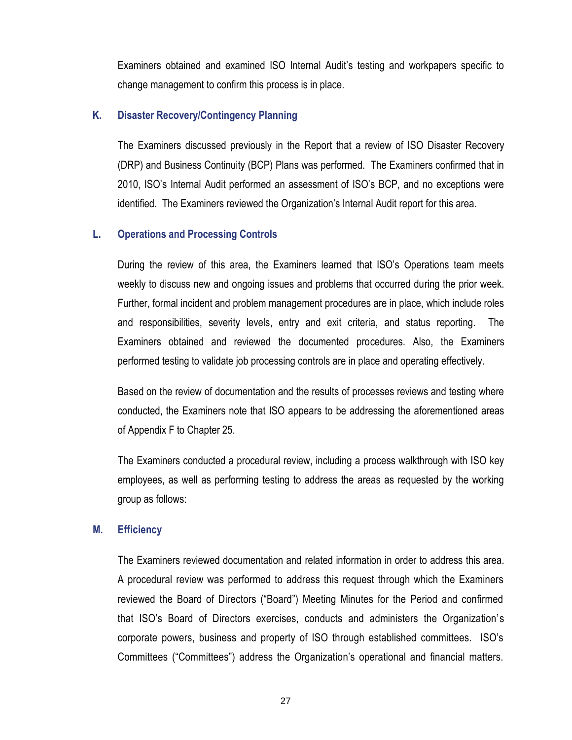Examiners obtained and examined ISO Internal Audit's testing and workpapers specific to change management to confirm this process is in place.

### K. Disaster Recovery/Contingency Planning

The Examiners discussed previously in the Report that a review of ISO Disaster Recovery (DRP) and Business Continuity (BCP) Plans was performed. The Examiners confirmed that in 2010, ISO's Internal Audit performed an assessment of ISO's BCP, and no exceptions were identified. The Examiners reviewed the Organization's Internal Audit report for this area.

### L. Operations and Processing Controls

During the review of this area, the Examiners learned that ISO's Operations team meets weekly to discuss new and ongoing issues and problems that occurred during the prior week. Further, formal incident and problem management procedures are in place, which include roles and responsibilities, severity levels, entry and exit criteria, and status reporting. The Examiners obtained and reviewed the documented procedures. Also, the Examiners performed testing to validate job processing controls are in place and operating effectively.

Based on the review of documentation and the results of processes reviews and testing where conducted, the Examiners note that ISO appears to be addressing the aforementioned areas of Appendix F to Chapter 25.

The Examiners conducted a procedural review, including a process walkthrough with ISO key employees, as well as performing testing to address the areas as requested by the working group as follows:

### M. Efficiency

The Examiners reviewed documentation and related information in order to address this area. A procedural review was performed to address this request through which the Examiners reviewed the Board of Directors ("Board") Meeting Minutes for the Period and confirmed that ISO's Board of Directors exercises, conducts and administers the Organization's corporate powers, business and property of ISO through established committees. ISO's Committees ("Committees") address the Organization's operational and financial matters.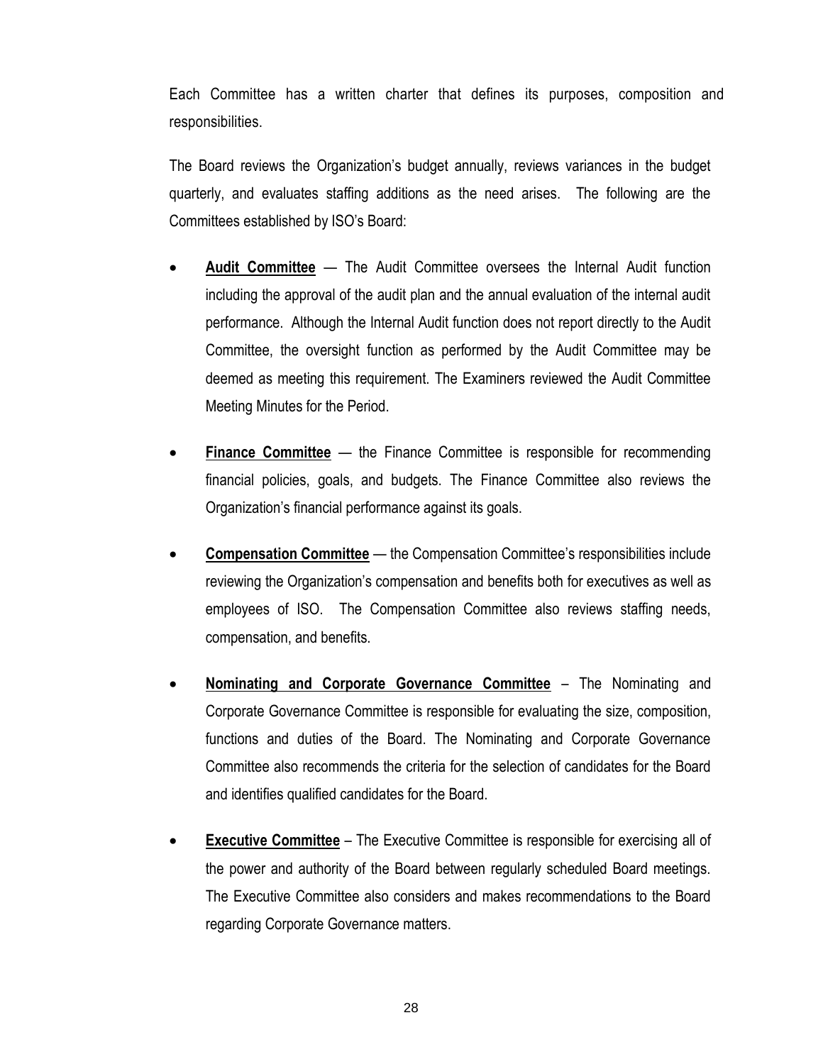Each Committee has a written charter that defines its purposes, composition and responsibilities.

The Board reviews the Organization's budget annually, reviews variances in the budget quarterly, and evaluates staffing additions as the need arises. The following are the Committees established by ISO's Board:

- **Audit Committee** — The Audit Committee oversees the Internal Audit function including the approval of the audit plan and the annual evaluation of the internal audit performance. Although the Internal Audit function does not report directly to the Audit Committee, the oversight function as performed by the Audit Committee may be deemed as meeting this requirement. The Examiners reviewed the Audit Committee Meeting Minutes for the Period.

- **Finance Committee** — the Finance Committee is responsible for recommending financial policies, goals, and budgets. The Finance Committee also reviews the Organization's financial performance against its goals.

- **Compensation Committee** — the Compensation Committee's responsibilities include reviewing the Organization's compensation and benefits both for executives as well as employees of ISO. The Compensation Committee also reviews staffing needs, compensation, and benefits.

- **Nominating and Corporate Governance Committee** – The Nominating and Corporate Governance Committee is responsible for evaluating the size, composition, functions and duties of the Board. The Nominating and Corporate Governance Committee also recommends the criteria for the selection of candidates for the Board and identifies qualified candidates for the Board.

- **Executive Committee** – The Executive Committee is responsible for exercising all of the power and authority of the Board between regularly scheduled Board meetings. The Executive Committee also considers and makes recommendations to the Board regarding Corporate Governance matters.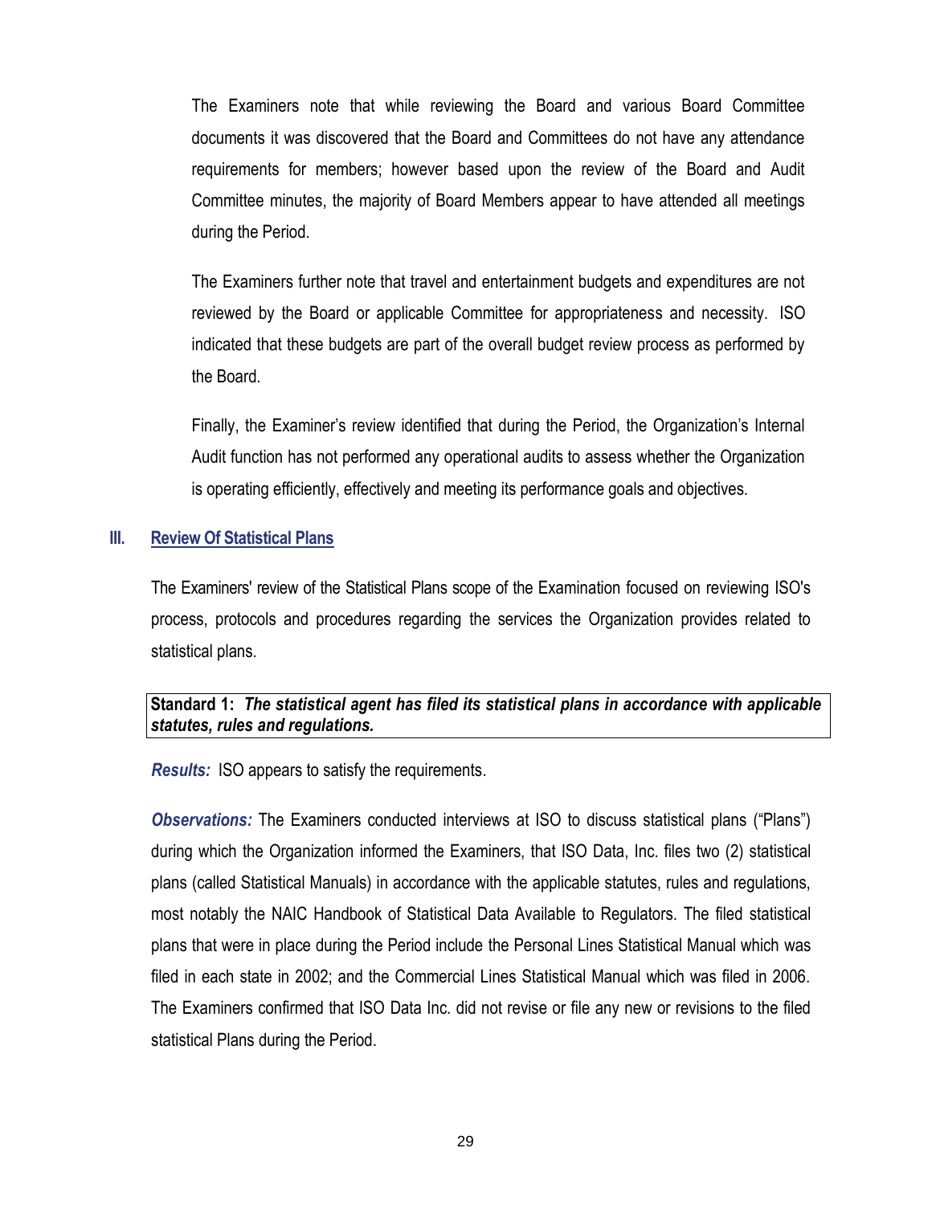The Examiners note that while reviewing the Board and various Board Committee documents it was discovered that the Board and Committees do not have any attendance requirements for members; however based upon the review of the Board and Audit Committee minutes, the majority of Board Members appear to have attended all meetings during the Period.

The Examiners further note that travel and entertainment budgets and expenditures are not reviewed by the Board or applicable Committee for appropriateness and necessity. ISO indicated that these budgets are part of the overall budget review process as performed by the Board.

Finally, the Examiner's review identified that during the Period, the Organization's Internal Audit function has not performed any operational audits to assess whether the Organization is operating efficiently, effectively and meeting its performance goals and objectives.

## III. Review Of Statistical Plans

The Examiners' review of the Statistical Plans scope of the Examination focused on reviewing ISO's process, protocols and procedures regarding the services the Organization provides related to statistical plans.

**Standard 1:** ***The statistical agent has filed its statistical plans in accordance with applicable statutes, rules and regulations.***

***Results:*** ISO appears to satisfy the requirements.

***Observations:*** The Examiners conducted interviews at ISO to discuss statistical plans ("Plans") during which the Organization informed the Examiners, that ISO Data, Inc. files two (2) statistical plans (called Statistical Manuals) in accordance with the applicable statutes, rules and regulations, most notably the NAIC Handbook of Statistical Data Available to Regulators. The filed statistical plans that were in place during the Period include the Personal Lines Statistical Manual which was filed in each state in 2002; and the Commercial Lines Statistical Manual which was filed in 2006. The Examiners confirmed that ISO Data Inc. did not revise or file any new or revisions to the filed statistical Plans during the Period.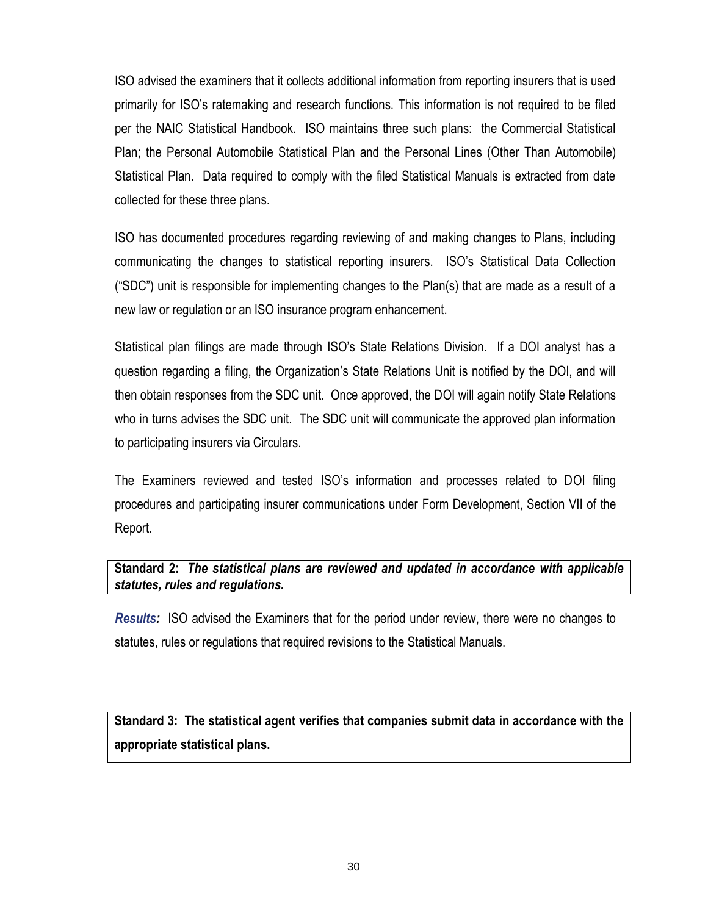ISO advised the examiners that it collects additional information from reporting insurers that is used primarily for ISO's ratemaking and research functions. This information is not required to be filed per the NAIC Statistical Handbook. ISO maintains three such plans: the Commercial Statistical Plan; the Personal Automobile Statistical Plan and the Personal Lines (Other Than Automobile) Statistical Plan. Data required to comply with the filed Statistical Manuals is extracted from date collected for these three plans.

ISO has documented procedures regarding reviewing of and making changes to Plans, including communicating the changes to statistical reporting insurers. ISO's Statistical Data Collection ("SDC") unit is responsible for implementing changes to the Plan(s) that are made as a result of a new law or regulation or an ISO insurance program enhancement.

Statistical plan filings are made through ISO's State Relations Division. If a DOI analyst has a question regarding a filing, the Organization's State Relations Unit is notified by the DOI, and will then obtain responses from the SDC unit. Once approved, the DOI will again notify State Relations who in turns advises the SDC unit. The SDC unit will communicate the approved plan information to participating insurers via Circulars.

The Examiners reviewed and tested ISO's information and processes related to DOI filing procedures and participating insurer communications under Form Development, Section VII of the Report.

**Standard 2:** ***The statistical plans are reviewed and updated in accordance with applicable statutes, rules and regulations.***

***Results:*** ISO advised the Examiners that for the period under review, there were no changes to statutes, rules or regulations that required revisions to the Statistical Manuals.

**Standard 3: The statistical agent verifies that companies submit data in accordance with the appropriate statistical plans.**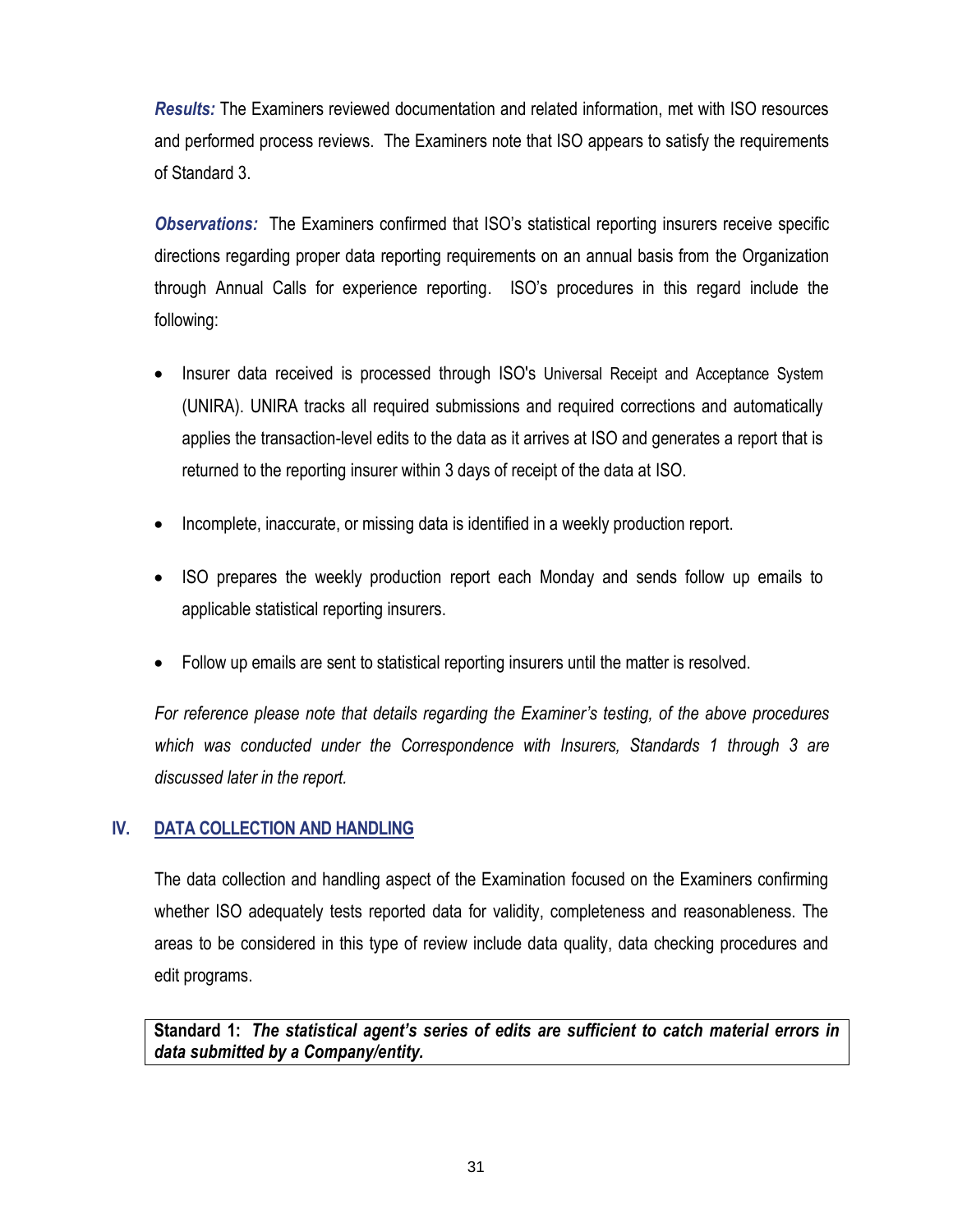***Results:*** The Examiners reviewed documentation and related information, met with ISO resources and performed process reviews. The Examiners note that ISO appears to satisfy the requirements of Standard 3.

***Observations:*** The Examiners confirmed that ISO's statistical reporting insurers receive specific directions regarding proper data reporting requirements on an annual basis from the Organization through Annual Calls for experience reporting. ISO's procedures in this regard include the following:

- Insurer data received is processed through ISO's Universal Receipt and Acceptance System (UNIRA). UNIRA tracks all required submissions and required corrections and automatically applies the transaction-level edits to the data as it arrives at ISO and generates a report that is returned to the reporting insurer within 3 days of receipt of the data at ISO.
- Incomplete, inaccurate, or missing data is identified in a weekly production report.
- ISO prepares the weekly production report each Monday and sends follow up emails to applicable statistical reporting insurers.
- Follow up emails are sent to statistical reporting insurers until the matter is resolved.

*For reference please note that details regarding the Examiner's testing, of the above procedures which was conducted under the Correspondence with Insurers, Standards 1 through 3 are discussed later in the report.*

## IV. DATA COLLECTION AND HANDLING

The data collection and handling aspect of the Examination focused on the Examiners confirming whether ISO adequately tests reported data for validity, completeness and reasonableness. The areas to be considered in this type of review include data quality, data checking procedures and edit programs.

**Standard 1: *The statistical agent's series of edits are sufficient to catch material errors in data submitted by a Company/entity.***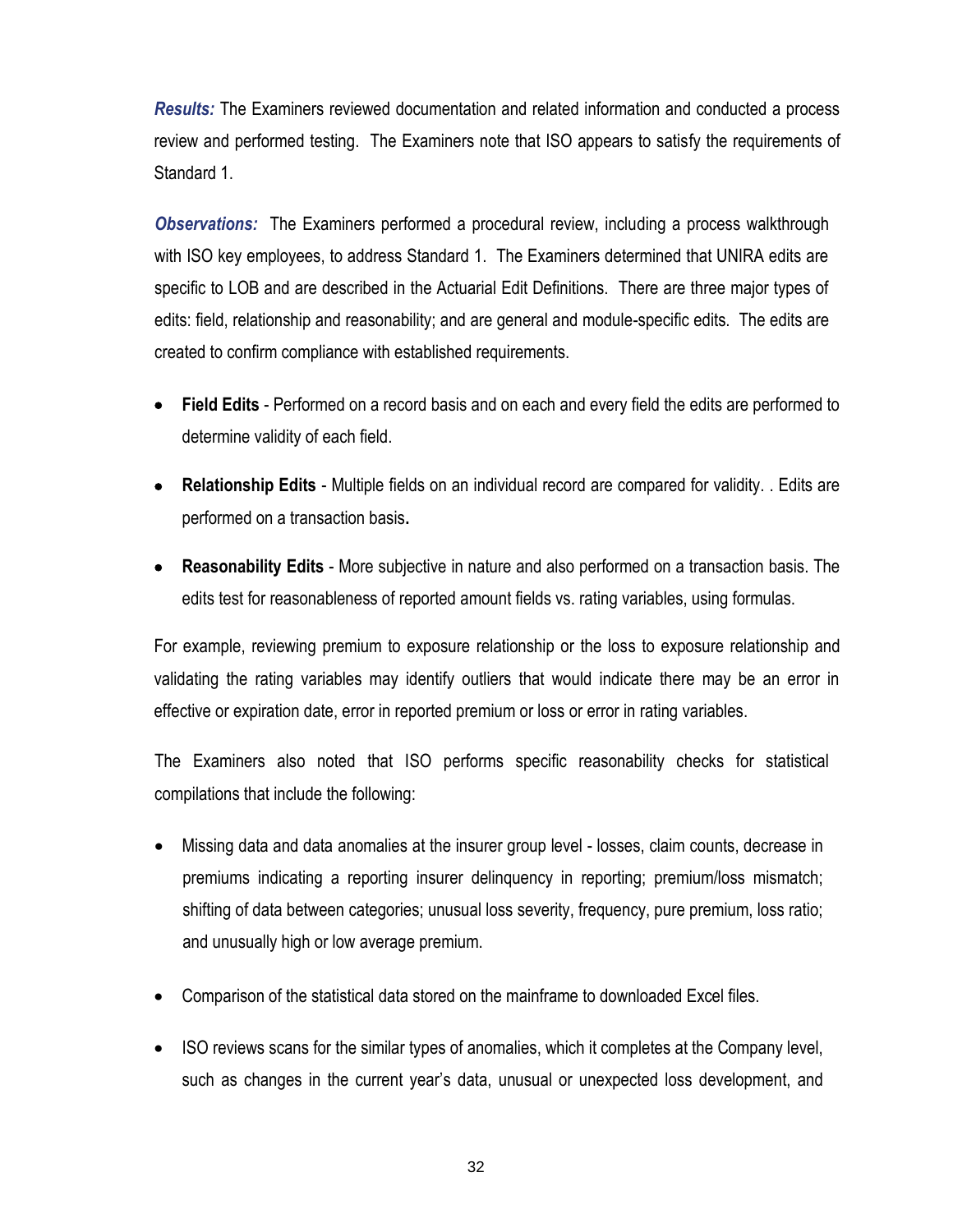***Results:*** The Examiners reviewed documentation and related information and conducted a process review and performed testing. The Examiners note that ISO appears to satisfy the requirements of Standard 1.

***Observations:*** The Examiners performed a procedural review, including a process walkthrough with ISO key employees, to address Standard 1. The Examiners determined that UNIRA edits are specific to LOB and are described in the Actuarial Edit Definitions. There are three major types of edits: field, relationship and reasonability; and are general and module-specific edits. The edits are created to confirm compliance with established requirements.

- **Field Edits** - Performed on a record basis and on each and every field the edits are performed to determine validity of each field.
- **Relationship Edits** - Multiple fields on an individual record are compared for validity. . Edits are performed on a transaction basis**.**
- **Reasonability Edits** - More subjective in nature and also performed on a transaction basis. The edits test for reasonableness of reported amount fields vs. rating variables, using formulas.

For example, reviewing premium to exposure relationship or the loss to exposure relationship and validating the rating variables may identify outliers that would indicate there may be an error in effective or expiration date, error in reported premium or loss or error in rating variables.

The Examiners also noted that ISO performs specific reasonability checks for statistical compilations that include the following:

- Missing data and data anomalies at the insurer group level - losses, claim counts, decrease in premiums indicating a reporting insurer delinquency in reporting; premium/loss mismatch; shifting of data between categories; unusual loss severity, frequency, pure premium, loss ratio; and unusually high or low average premium.
- Comparison of the statistical data stored on the mainframe to downloaded Excel files.
- ISO reviews scans for the similar types of anomalies, which it completes at the Company level, such as changes in the current year's data, unusual or unexpected loss development, and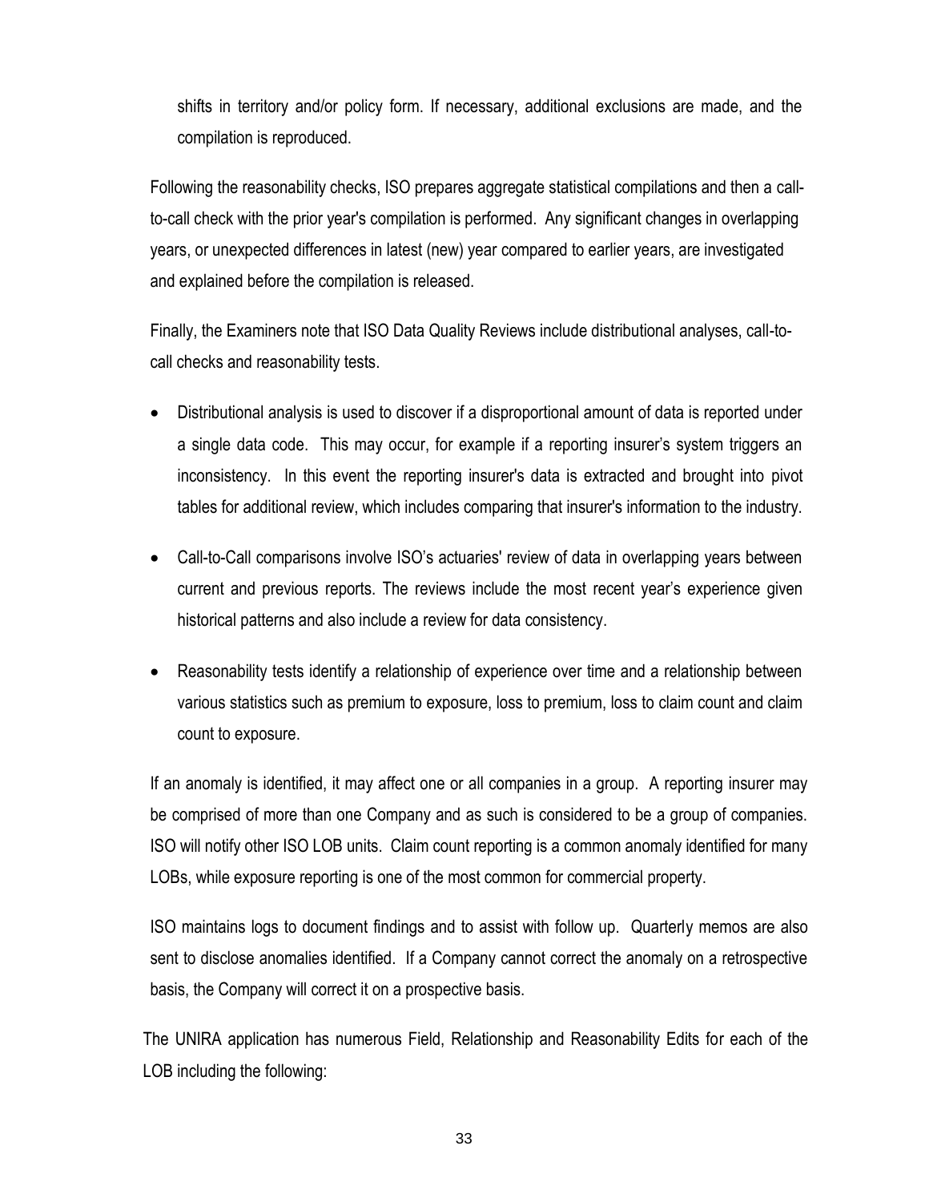shifts in territory and/or policy form. If necessary, additional exclusions are made, and the compilation is reproduced.

Following the reasonability checks, ISO prepares aggregate statistical compilations and then a call-to-call check with the prior year's compilation is performed. Any significant changes in overlapping years, or unexpected differences in latest (new) year compared to earlier years, are investigated and explained before the compilation is released.

Finally, the Examiners note that ISO Data Quality Reviews include distributional analyses, call-to-call checks and reasonability tests.

- Distributional analysis is used to discover if a disproportional amount of data is reported under a single data code. This may occur, for example if a reporting insurer's system triggers an inconsistency. In this event the reporting insurer's data is extracted and brought into pivot tables for additional review, which includes comparing that insurer's information to the industry.
- Call-to-Call comparisons involve ISO's actuaries' review of data in overlapping years between current and previous reports. The reviews include the most recent year's experience given historical patterns and also include a review for data consistency.
- Reasonability tests identify a relationship of experience over time and a relationship between various statistics such as premium to exposure, loss to premium, loss to claim count and claim count to exposure.

If an anomaly is identified, it may affect one or all companies in a group. A reporting insurer may be comprised of more than one Company and as such is considered to be a group of companies. ISO will notify other ISO LOB units. Claim count reporting is a common anomaly identified for many LOBs, while exposure reporting is one of the most common for commercial property.

ISO maintains logs to document findings and to assist with follow up. Quarterly memos are also sent to disclose anomalies identified. If a Company cannot correct the anomaly on a retrospective basis, the Company will correct it on a prospective basis.

The UNIRA application has numerous Field, Relationship and Reasonability Edits for each of the LOB including the following: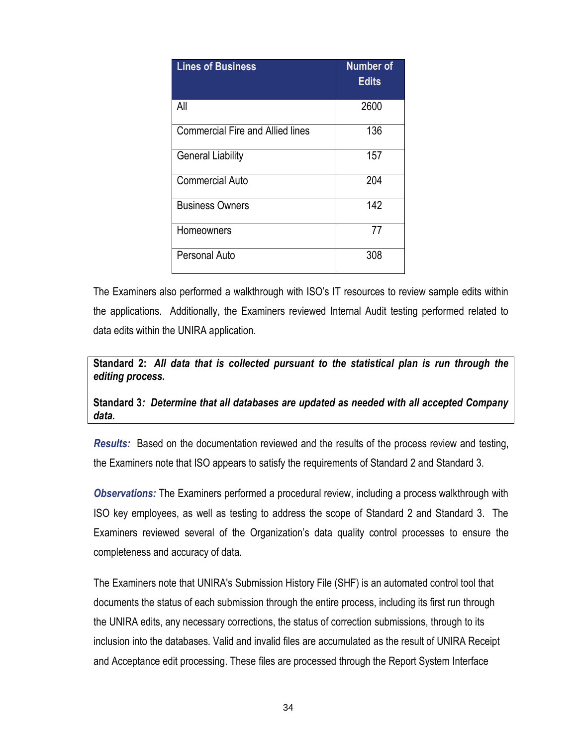| Lines of Business | Number of Edits |
|---|---|
| All | 2600 |
| Commercial Fire and Allied lines | 136 |
| General Liability | 157 |
| Commercial Auto | 204 |
| Business Owners | 142 |
| Homeowners | 77 |
| Personal Auto | 308 |

The Examiners also performed a walkthrough with ISO's IT resources to review sample edits within the applications. Additionally, the Examiners reviewed Internal Audit testing performed related to data edits within the UNIRA application.

**Standard 2:** ***All data that is collected pursuant to the statistical plan is run through the editing process.***

**Standard 3*****: Determine that all databases are updated as needed with all accepted Company data.***

***Results:*** Based on the documentation reviewed and the results of the process review and testing, the Examiners note that ISO appears to satisfy the requirements of Standard 2 and Standard 3.

***Observations:*** The Examiners performed a procedural review, including a process walkthrough with ISO key employees, as well as testing to address the scope of Standard 2 and Standard 3. The Examiners reviewed several of the Organization's data quality control processes to ensure the completeness and accuracy of data.

The Examiners note that UNIRA's Submission History File (SHF) is an automated control tool that documents the status of each submission through the entire process, including its first run through the UNIRA edits, any necessary corrections, the status of correction submissions, through to its inclusion into the databases. Valid and invalid files are accumulated as the result of UNIRA Receipt and Acceptance edit processing. These files are processed through the Report System Interface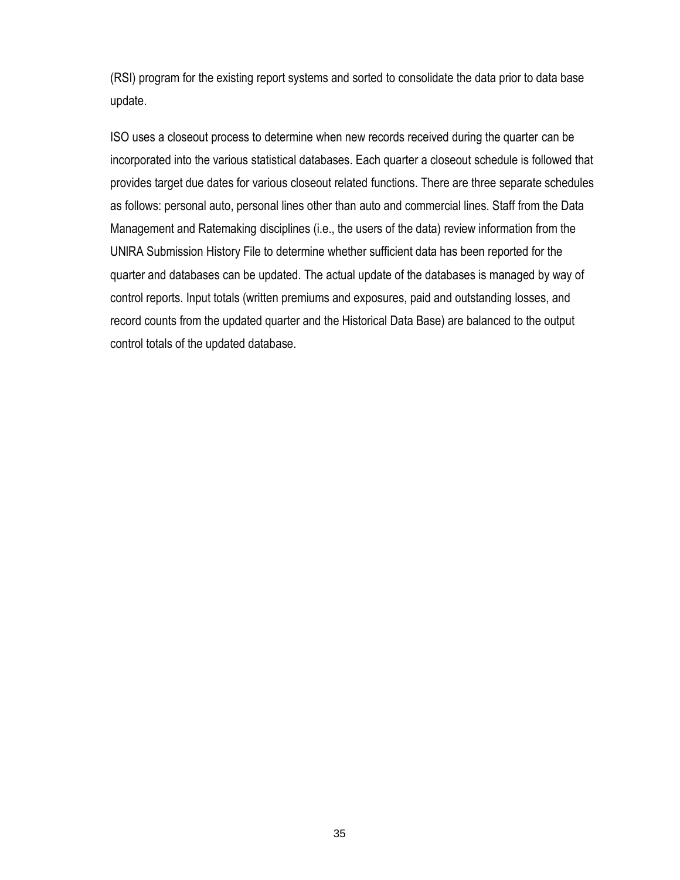(RSI) program for the existing report systems and sorted to consolidate the data prior to data base update.

ISO uses a closeout process to determine when new records received during the quarter can be incorporated into the various statistical databases. Each quarter a closeout schedule is followed that provides target due dates for various closeout related functions. There are three separate schedules as follows: personal auto, personal lines other than auto and commercial lines. Staff from the Data Management and Ratemaking disciplines (i.e., the users of the data) review information from the UNIRA Submission History File to determine whether sufficient data has been reported for the quarter and databases can be updated. The actual update of the databases is managed by way of control reports. Input totals (written premiums and exposures, paid and outstanding losses, and record counts from the updated quarter and the Historical Data Base) are balanced to the output control totals of the updated database.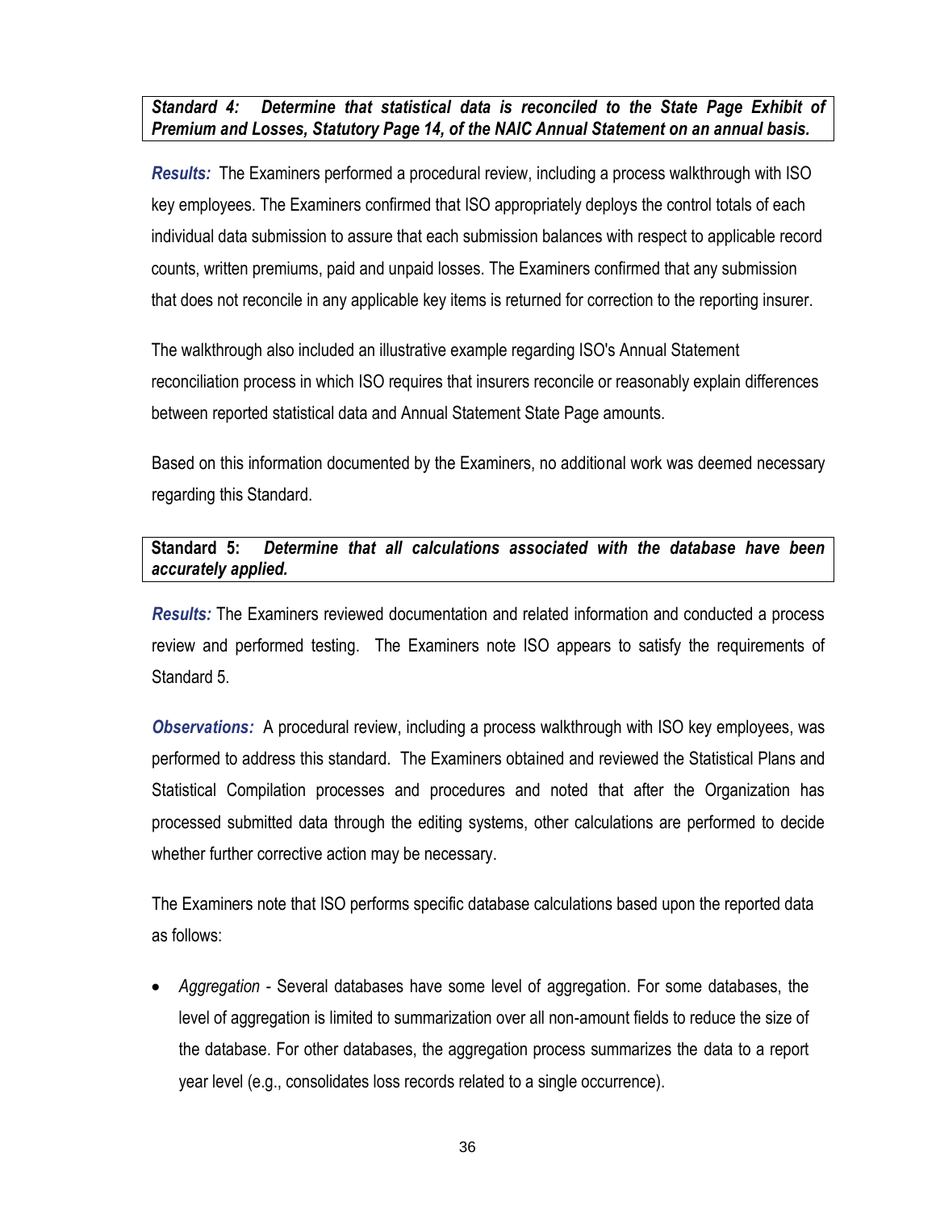**_Standard 4: Determine that statistical data is reconciled to the State Page Exhibit of Premium and Losses, Statutory Page 14, of the NAIC Annual Statement on an annual basis._**

***Results:*** The Examiners performed a procedural review, including a process walkthrough with ISO key employees. The Examiners confirmed that ISO appropriately deploys the control totals of each individual data submission to assure that each submission balances with respect to applicable record counts, written premiums, paid and unpaid losses. The Examiners confirmed that any submission that does not reconcile in any applicable key items is returned for correction to the reporting insurer.

The walkthrough also included an illustrative example regarding ISO's Annual Statement reconciliation process in which ISO requires that insurers reconcile or reasonably explain differences between reported statistical data and Annual Statement State Page amounts.

Based on this information documented by the Examiners, no additional work was deemed necessary regarding this Standard.

**Standard 5:** ***Determine that all calculations associated with the database have been accurately applied.***

***Results:*** The Examiners reviewed documentation and related information and conducted a process review and performed testing. The Examiners note ISO appears to satisfy the requirements of Standard 5.

***Observations:*** A procedural review, including a process walkthrough with ISO key employees, was performed to address this standard. The Examiners obtained and reviewed the Statistical Plans and Statistical Compilation processes and procedures and noted that after the Organization has processed submitted data through the editing systems, other calculations are performed to decide whether further corrective action may be necessary.

The Examiners note that ISO performs specific database calculations based upon the reported data as follows:

- *Aggregation* - Several databases have some level of aggregation. For some databases, the level of aggregation is limited to summarization over all non-amount fields to reduce the size of the database. For other databases, the aggregation process summarizes the data to a report year level (e.g., consolidates loss records related to a single occurrence).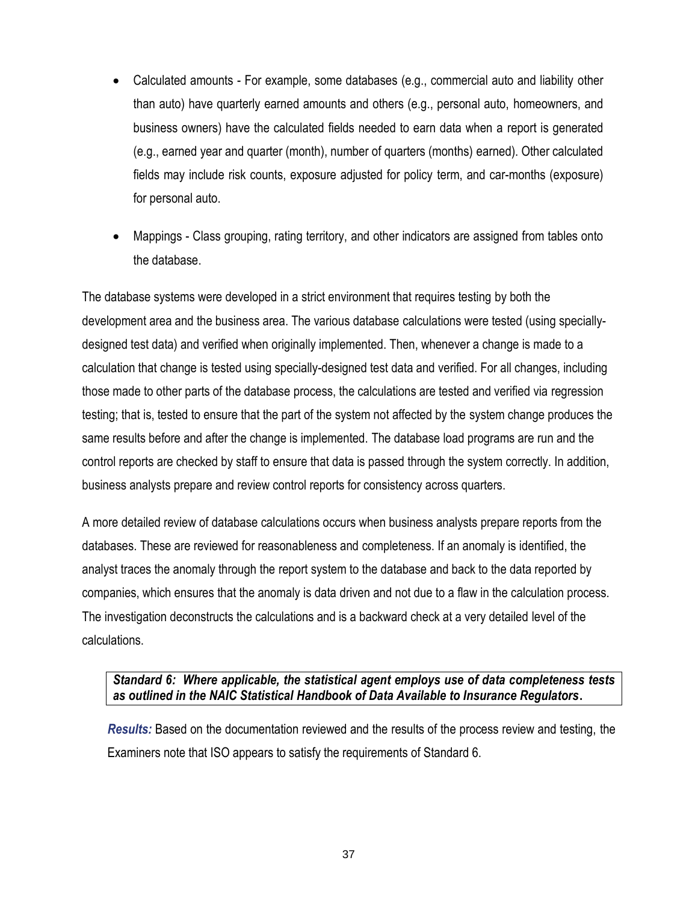- Calculated amounts - For example, some databases (e.g., commercial auto and liability other than auto) have quarterly earned amounts and others (e.g., personal auto, homeowners, and business owners) have the calculated fields needed to earn data when a report is generated (e.g., earned year and quarter (month), number of quarters (months) earned). Other calculated fields may include risk counts, exposure adjusted for policy term, and car-months (exposure) for personal auto.

- Mappings - Class grouping, rating territory, and other indicators are assigned from tables onto the database.

The database systems were developed in a strict environment that requires testing by both the development area and the business area. The various database calculations were tested (using specially-designed test data) and verified when originally implemented. Then, whenever a change is made to a calculation that change is tested using specially-designed test data and verified. For all changes, including those made to other parts of the database process, the calculations are tested and verified via regression testing; that is, tested to ensure that the part of the system not affected by the system change produces the same results before and after the change is implemented. The database load programs are run and the control reports are checked by staff to ensure that data is passed through the system correctly. In addition, business analysts prepare and review control reports for consistency across quarters.

A more detailed review of database calculations occurs when business analysts prepare reports from the databases. These are reviewed for reasonableness and completeness. If an anomaly is identified, the analyst traces the anomaly through the report system to the database and back to the data reported by companies, which ensures that the anomaly is data driven and not due to a flaw in the calculation process. The investigation deconstructs the calculations and is a backward check at a very detailed level of the calculations.

***Standard 6: Where applicable, the statistical agent employs use of data completeness tests as outlined in the NAIC Statistical Handbook of Data Available to Insurance Regulators.***

***Results:*** Based on the documentation reviewed and the results of the process review and testing, the Examiners note that ISO appears to satisfy the requirements of Standard 6.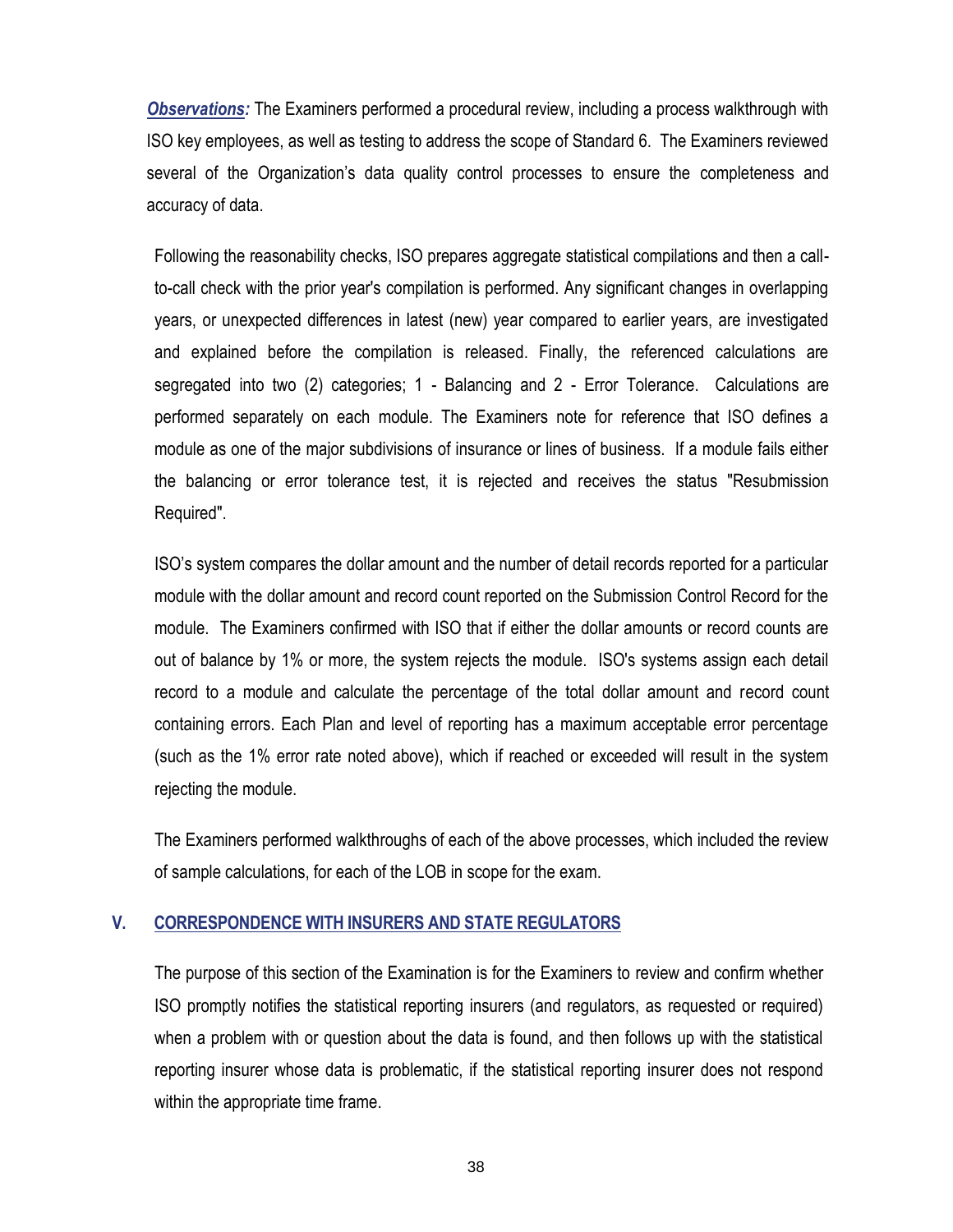***Observations:*** The Examiners performed a procedural review, including a process walkthrough with ISO key employees, as well as testing to address the scope of Standard 6. The Examiners reviewed several of the Organization's data quality control processes to ensure the completeness and accuracy of data.

Following the reasonability checks, ISO prepares aggregate statistical compilations and then a call-to-call check with the prior year's compilation is performed. Any significant changes in overlapping years, or unexpected differences in latest (new) year compared to earlier years, are investigated and explained before the compilation is released. Finally, the referenced calculations are segregated into two (2) categories; 1 - Balancing and 2 - Error Tolerance. Calculations are performed separately on each module. The Examiners note for reference that ISO defines a module as one of the major subdivisions of insurance or lines of business. If a module fails either the balancing or error tolerance test, it is rejected and receives the status "Resubmission Required".

ISO's system compares the dollar amount and the number of detail records reported for a particular module with the dollar amount and record count reported on the Submission Control Record for the module. The Examiners confirmed with ISO that if either the dollar amounts or record counts are out of balance by 1% or more, the system rejects the module. ISO's systems assign each detail record to a module and calculate the percentage of the total dollar amount and record count containing errors. Each Plan and level of reporting has a maximum acceptable error percentage (such as the 1% error rate noted above), which if reached or exceeded will result in the system rejecting the module.

The Examiners performed walkthroughs of each of the above processes, which included the review of sample calculations, for each of the LOB in scope for the exam.

## V. CORRESPONDENCE WITH INSURERS AND STATE REGULATORS

The purpose of this section of the Examination is for the Examiners to review and confirm whether ISO promptly notifies the statistical reporting insurers (and regulators, as requested or required) when a problem with or question about the data is found, and then follows up with the statistical reporting insurer whose data is problematic, if the statistical reporting insurer does not respond within the appropriate time frame.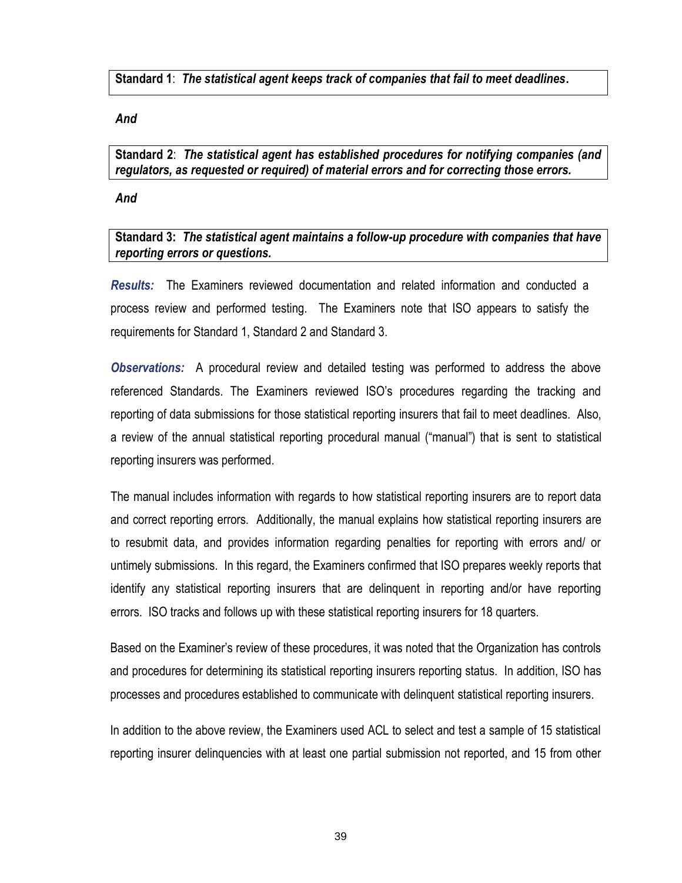**Standard 1**: ***The statistical agent keeps track of companies that fail to meet deadlines*.**

***And***

**Standard 2**: ***The statistical agent has established procedures for notifying companies (and regulators, as requested or required) of material errors and for correcting those errors.***

***And***

**Standard 3:** ***The statistical agent maintains a follow-up procedure with companies that have reporting errors or questions.***

***Results:*** The Examiners reviewed documentation and related information and conducted a process review and performed testing. The Examiners note that ISO appears to satisfy the requirements for Standard 1, Standard 2 and Standard 3.

***Observations:*** A procedural review and detailed testing was performed to address the above referenced Standards. The Examiners reviewed ISO's procedures regarding the tracking and reporting of data submissions for those statistical reporting insurers that fail to meet deadlines. Also, a review of the annual statistical reporting procedural manual ("manual") that is sent to statistical reporting insurers was performed.

The manual includes information with regards to how statistical reporting insurers are to report data and correct reporting errors. Additionally, the manual explains how statistical reporting insurers are to resubmit data, and provides information regarding penalties for reporting with errors and/ or untimely submissions. In this regard, the Examiners confirmed that ISO prepares weekly reports that identify any statistical reporting insurers that are delinquent in reporting and/or have reporting errors. ISO tracks and follows up with these statistical reporting insurers for 18 quarters.

Based on the Examiner's review of these procedures, it was noted that the Organization has controls and procedures for determining its statistical reporting insurers reporting status. In addition, ISO has processes and procedures established to communicate with delinquent statistical reporting insurers.

In addition to the above review, the Examiners used ACL to select and test a sample of 15 statistical reporting insurer delinquencies with at least one partial submission not reported, and 15 from other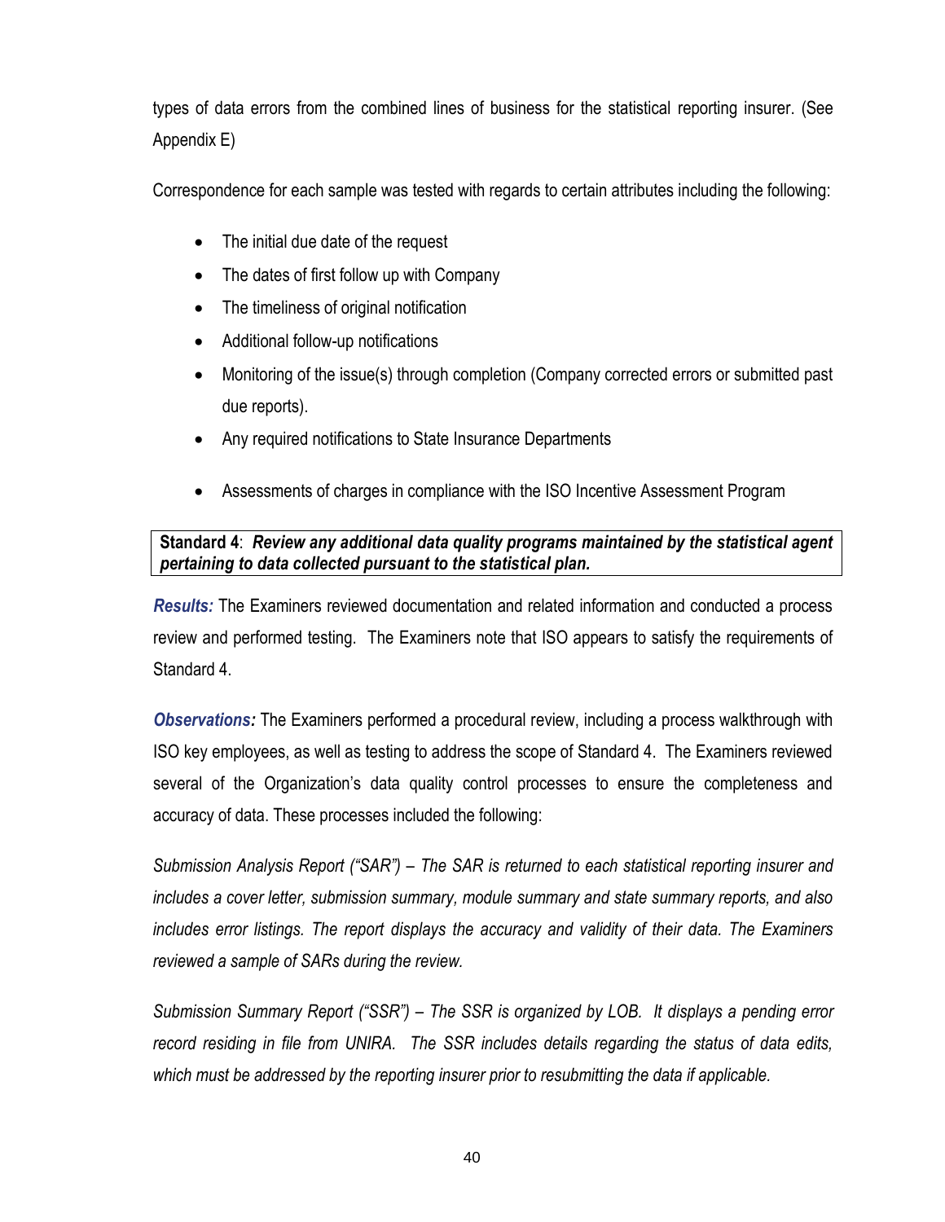types of data errors from the combined lines of business for the statistical reporting insurer. (See Appendix E)

Correspondence for each sample was tested with regards to certain attributes including the following:

- The initial due date of the request
- The dates of first follow up with Company
- The timeliness of original notification
- Additional follow-up notifications
- Monitoring of the issue(s) through completion (Company corrected errors or submitted past due reports).
- Any required notifications to State Insurance Departments
- Assessments of charges in compliance with the ISO Incentive Assessment Program

**Standard 4**: ***Review any additional data quality programs maintained by the statistical agent pertaining to data collected pursuant to the statistical plan.***

***Results:*** The Examiners reviewed documentation and related information and conducted a process review and performed testing. The Examiners note that ISO appears to satisfy the requirements of Standard 4.

***Observations:*** The Examiners performed a procedural review, including a process walkthrough with ISO key employees, as well as testing to address the scope of Standard 4. The Examiners reviewed several of the Organization's data quality control processes to ensure the completeness and accuracy of data. These processes included the following:

*Submission Analysis Report ("SAR") – The SAR is returned to each statistical reporting insurer and includes a cover letter, submission summary, module summary and state summary reports, and also includes error listings. The report displays the accuracy and validity of their data. The Examiners reviewed a sample of SARs during the review.*

*Submission Summary Report ("SSR") – The SSR is organized by LOB. It displays a pending error record residing in file from UNIRA. The SSR includes details regarding the status of data edits, which must be addressed by the reporting insurer prior to resubmitting the data if applicable.*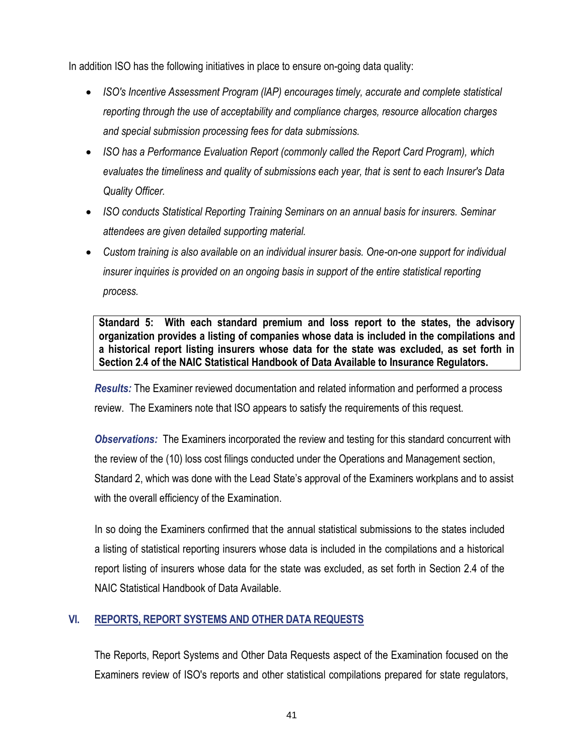In addition ISO has the following initiatives in place to ensure on-going data quality:

- *ISO's Incentive Assessment Program (IAP) encourages timely, accurate and complete statistical reporting through the use of acceptability and compliance charges, resource allocation charges and special submission processing fees for data submissions.*
- *ISO has a Performance Evaluation Report (commonly called the Report Card Program), which evaluates the timeliness and quality of submissions each year, that is sent to each Insurer's Data Quality Officer.*
- *ISO conducts Statistical Reporting Training Seminars on an annual basis for insurers. Seminar attendees are given detailed supporting material.*
- *Custom training is also available on an individual insurer basis. One-on-one support for individual insurer inquiries is provided on an ongoing basis in support of the entire statistical reporting process.*

**Standard 5: With each standard premium and loss report to the states, the advisory organization provides a listing of companies whose data is included in the compilations and a historical report listing insurers whose data for the state was excluded, as set forth in Section 2.4 of the NAIC Statistical Handbook of Data Available to Insurance Regulators.**

***Results:*** The Examiner reviewed documentation and related information and performed a process review. The Examiners note that ISO appears to satisfy the requirements of this request.

***Observations:*** The Examiners incorporated the review and testing for this standard concurrent with the review of the (10) loss cost filings conducted under the Operations and Management section, Standard 2, which was done with the Lead State's approval of the Examiners workplans and to assist with the overall efficiency of the Examination.

In so doing the Examiners confirmed that the annual statistical submissions to the states included a listing of statistical reporting insurers whose data is included in the compilations and a historical report listing of insurers whose data for the state was excluded, as set forth in Section 2.4 of the NAIC Statistical Handbook of Data Available.

## VI. REPORTS, REPORT SYSTEMS AND OTHER DATA REQUESTS

The Reports, Report Systems and Other Data Requests aspect of the Examination focused on the Examiners review of ISO's reports and other statistical compilations prepared for state regulators,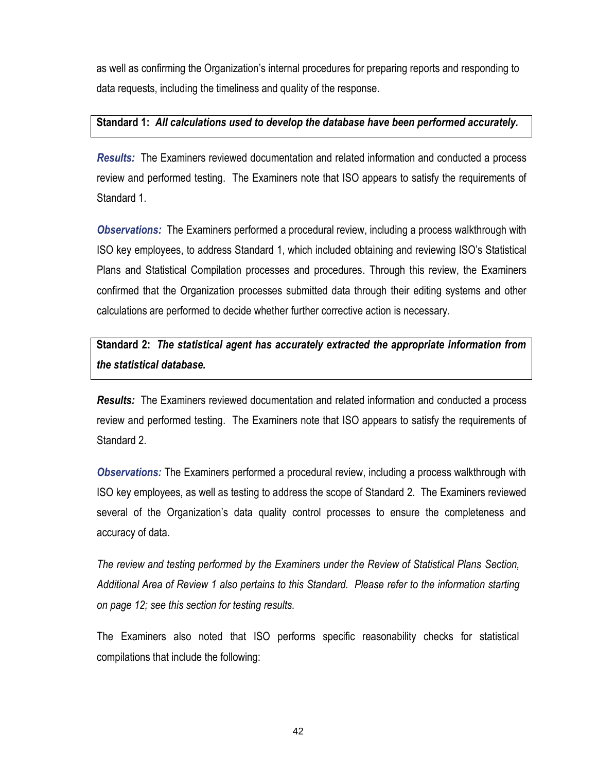as well as confirming the Organization's internal procedures for preparing reports and responding to data requests, including the timeliness and quality of the response.

**Standard 1:** ***All calculations used to develop the database have been performed accurately.***

***Results:*** The Examiners reviewed documentation and related information and conducted a process review and performed testing. The Examiners note that ISO appears to satisfy the requirements of Standard 1.

***Observations:*** The Examiners performed a procedural review, including a process walkthrough with ISO key employees, to address Standard 1, which included obtaining and reviewing ISO's Statistical Plans and Statistical Compilation processes and procedures. Through this review, the Examiners confirmed that the Organization processes submitted data through their editing systems and other calculations are performed to decide whether further corrective action is necessary.

**Standard 2:** ***The statistical agent has accurately extracted the appropriate information from the statistical database.***

***Results:*** The Examiners reviewed documentation and related information and conducted a process review and performed testing. The Examiners note that ISO appears to satisfy the requirements of Standard 2.

***Observations:*** The Examiners performed a procedural review, including a process walkthrough with ISO key employees, as well as testing to address the scope of Standard 2. The Examiners reviewed several of the Organization's data quality control processes to ensure the completeness and accuracy of data.

*The review and testing performed by the Examiners under the Review of Statistical Plans Section, Additional Area of Review 1 also pertains to this Standard. Please refer to the information starting on page 12; see this section for testing results.*

The Examiners also noted that ISO performs specific reasonability checks for statistical compilations that include the following: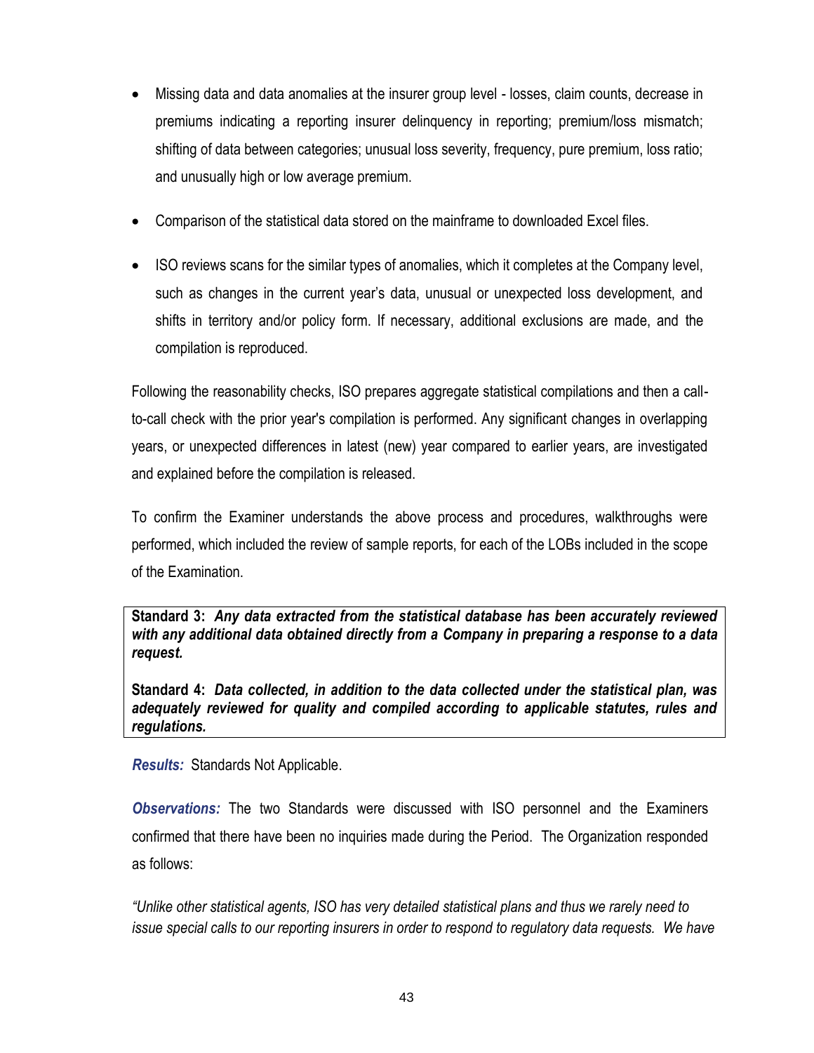- Missing data and data anomalies at the insurer group level - losses, claim counts, decrease in premiums indicating a reporting insurer delinquency in reporting; premium/loss mismatch; shifting of data between categories; unusual loss severity, frequency, pure premium, loss ratio; and unusually high or low average premium.

- Comparison of the statistical data stored on the mainframe to downloaded Excel files.

- ISO reviews scans for the similar types of anomalies, which it completes at the Company level, such as changes in the current year's data, unusual or unexpected loss development, and shifts in territory and/or policy form. If necessary, additional exclusions are made, and the compilation is reproduced.

Following the reasonability checks, ISO prepares aggregate statistical compilations and then a call-to-call check with the prior year's compilation is performed. Any significant changes in overlapping years, or unexpected differences in latest (new) year compared to earlier years, are investigated and explained before the compilation is released.

To confirm the Examiner understands the above process and procedures, walkthroughs were performed, which included the review of sample reports, for each of the LOBs included in the scope of the Examination.

**Standard 3:** ***Any data extracted from the statistical database has been accurately reviewed with any additional data obtained directly from a Company in preparing a response to a data request.***

**Standard 4:** ***Data collected, in addition to the data collected under the statistical plan, was adequately reviewed for quality and compiled according to applicable statutes, rules and regulations.***

***Results:*** Standards Not Applicable.

***Observations:*** The two Standards were discussed with ISO personnel and the Examiners confirmed that there have been no inquiries made during the Period. The Organization responded as follows:

*"Unlike other statistical agents, ISO has very detailed statistical plans and thus we rarely need to issue special calls to our reporting insurers in order to respond to regulatory data requests. We have*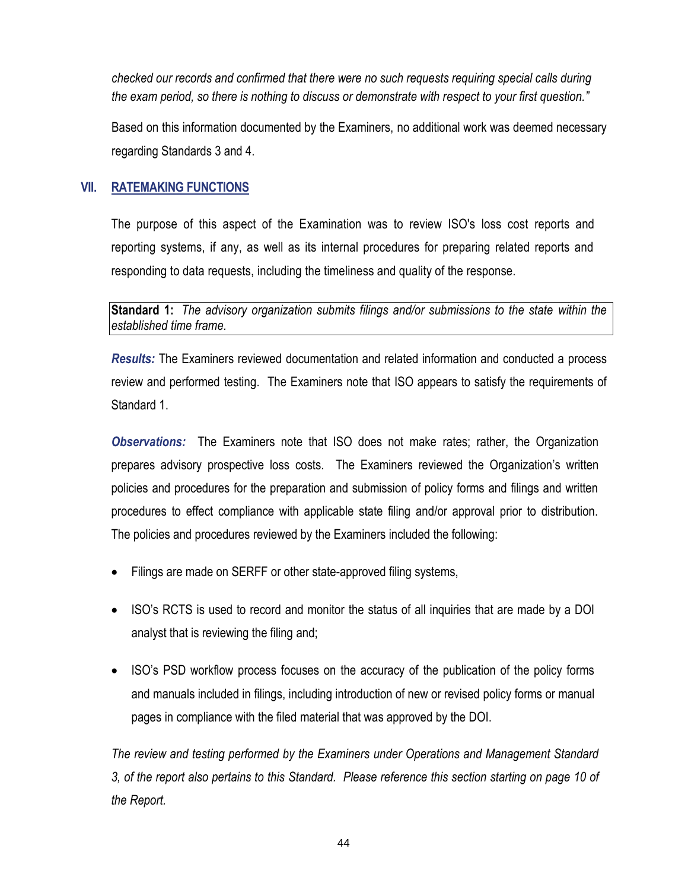*checked our records and confirmed that there were no such requests requiring special calls during the exam period, so there is nothing to discuss or demonstrate with respect to your first question."*

Based on this information documented by the Examiners, no additional work was deemed necessary regarding Standards 3 and 4.

## VII. RATEMAKING FUNCTIONS

The purpose of this aspect of the Examination was to review ISO's loss cost reports and reporting systems, if any, as well as its internal procedures for preparing related reports and responding to data requests, including the timeliness and quality of the response.

> **Standard 1:** *The advisory organization submits filings and/or submissions to the state within the established time frame.*

***Results:*** The Examiners reviewed documentation and related information and conducted a process review and performed testing. The Examiners note that ISO appears to satisfy the requirements of Standard 1.

***Observations:*** The Examiners note that ISO does not make rates; rather, the Organization prepares advisory prospective loss costs. The Examiners reviewed the Organization's written policies and procedures for the preparation and submission of policy forms and filings and written procedures to effect compliance with applicable state filing and/or approval prior to distribution. The policies and procedures reviewed by the Examiners included the following:

- Filings are made on SERFF or other state-approved filing systems,
- ISO's RCTS is used to record and monitor the status of all inquiries that are made by a DOI analyst that is reviewing the filing and;
- ISO's PSD workflow process focuses on the accuracy of the publication of the policy forms and manuals included in filings, including introduction of new or revised policy forms or manual pages in compliance with the filed material that was approved by the DOI.

*The review and testing performed by the Examiners under Operations and Management Standard 3, of the report also pertains to this Standard. Please reference this section starting on page 10 of the Report.*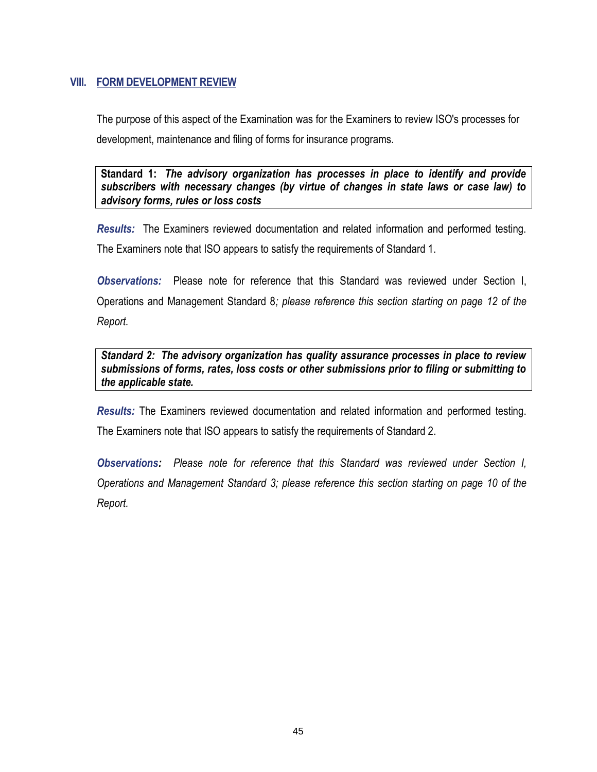## VIII. FORM DEVELOPMENT REVIEW

The purpose of this aspect of the Examination was for the Examiners to review ISO's processes for development, maintenance and filing of forms for insurance programs.

> **Standard 1:** ***The advisory organization has processes in place to identify and provide subscribers with necessary changes (by virtue of changes in state laws or case law) to advisory forms, rules or loss costs***

***Results:*** The Examiners reviewed documentation and related information and performed testing. The Examiners note that ISO appears to satisfy the requirements of Standard 1.

***Observations:*** Please note for reference that this Standard was reviewed under Section I, Operations and Management Standard 8*; please reference this section starting on page 12 of the Report.*

> ***Standard 2: The advisory organization has quality assurance processes in place to review submissions of forms, rates, loss costs or other submissions prior to filing or submitting to the applicable state.***

***Results:*** The Examiners reviewed documentation and related information and performed testing. The Examiners note that ISO appears to satisfy the requirements of Standard 2.

***Observations:*** *Please note for reference that this Standard was reviewed under Section I, Operations and Management Standard 3; please reference this section starting on page 10 of the Report.*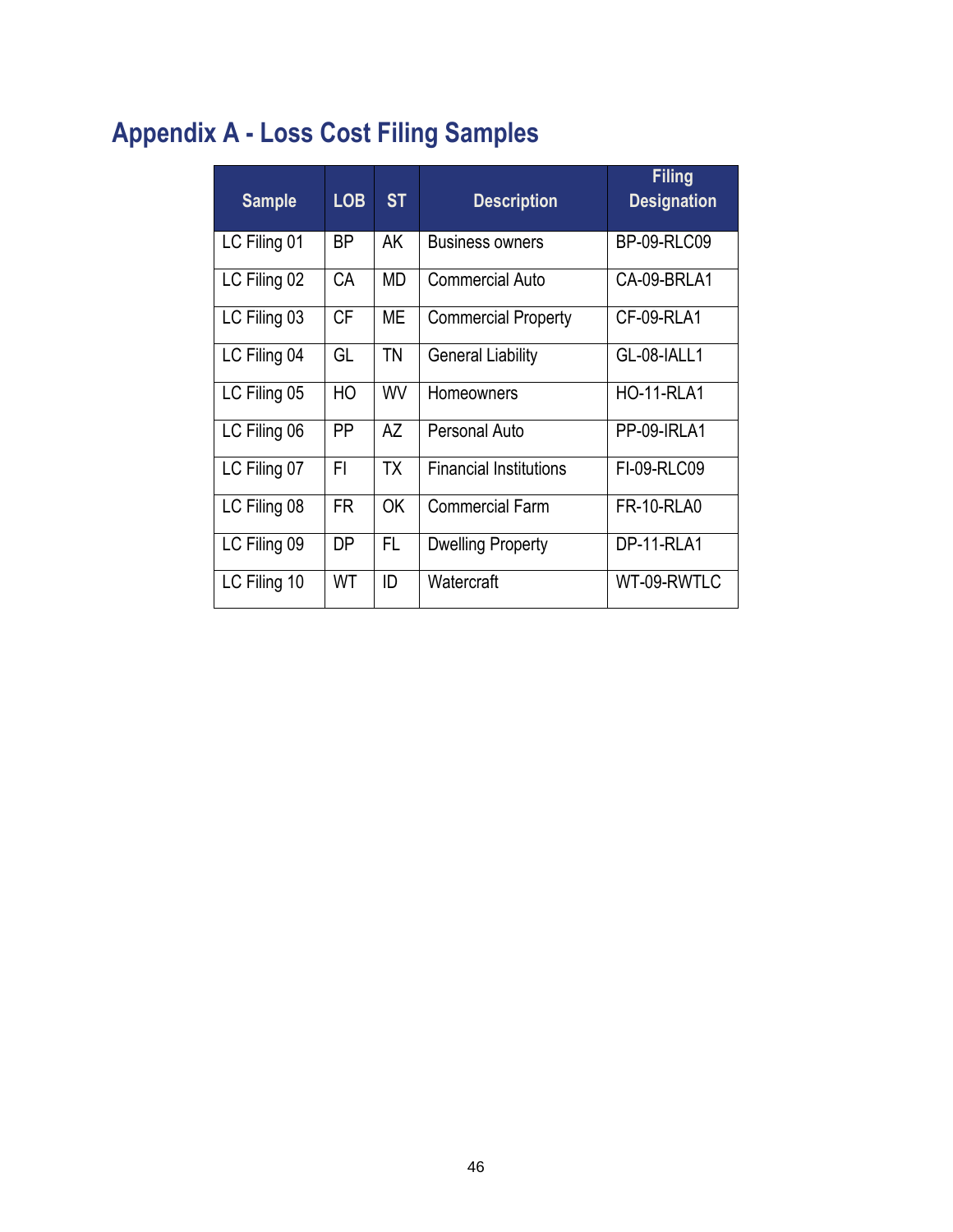# Appendix A - Loss Cost Filing Samples

| Sample | LOB | ST | Description | Filing Designation |
|---|---|---|---|---|
| LC Filing 01 | BP | AK | Business owners | BP-09-RLC09 |
| LC Filing 02 | CA | MD | Commercial Auto | CA-09-BRLA1 |
| LC Filing 03 | CF | ME | Commercial Property | CF-09-RLA1 |
| LC Filing 04 | GL | TN | General Liability | GL-08-IALL1 |
| LC Filing 05 | HO | WV | Homeowners | HO-11-RLA1 |
| LC Filing 06 | PP | AZ | Personal Auto | PP-09-IRLA1 |
| LC Filing 07 | FI | TX | Financial Institutions | FI-09-RLC09 |
| LC Filing 08 | FR | OK | Commercial Farm | FR-10-RLA0 |
| LC Filing 09 | DP | FL | Dwelling Property | DP-11-RLA1 |
| LC Filing 10 | WT | ID | Watercraft | WT-09-RWTLC |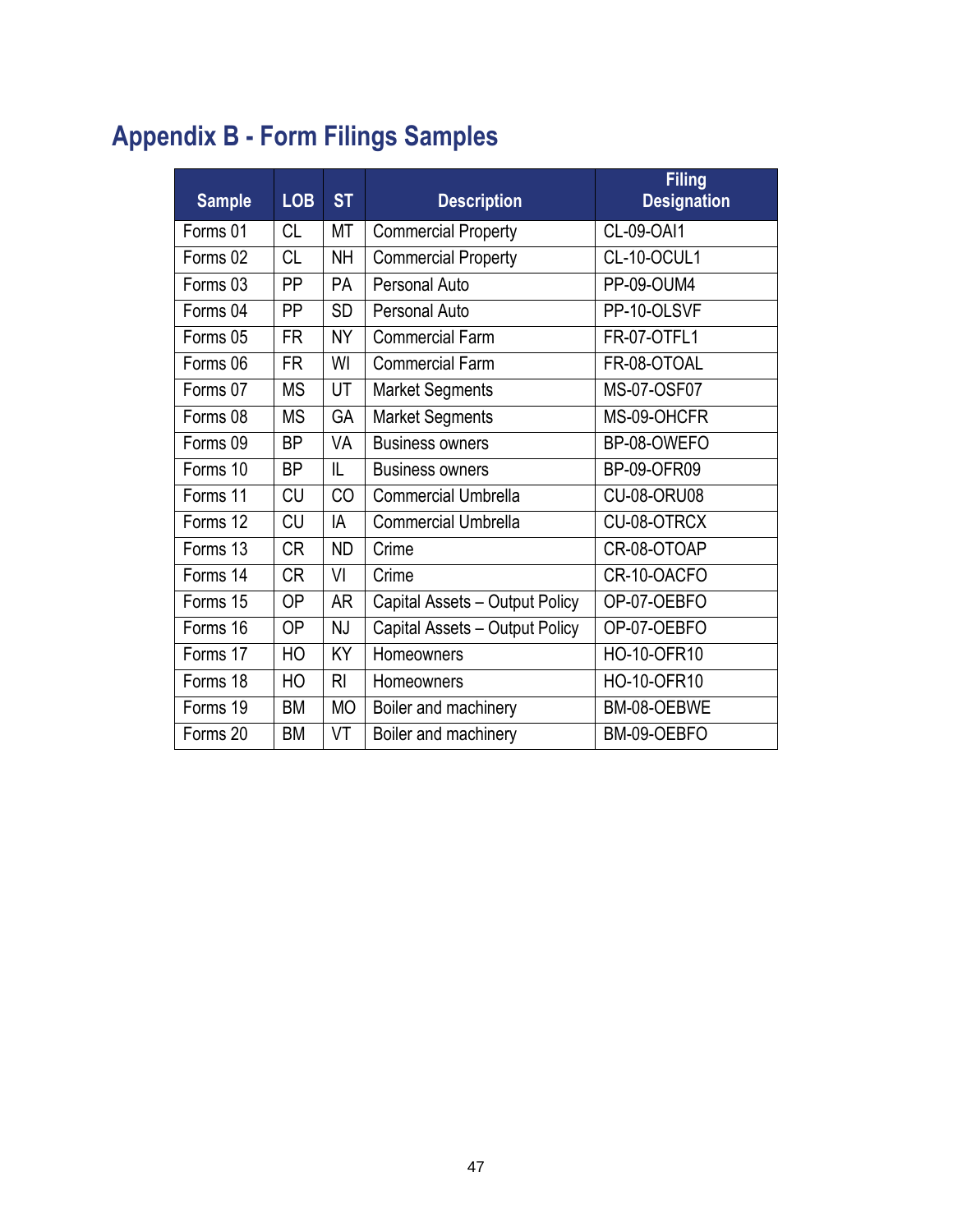# Appendix B - Form Filings Samples

| Sample | LOB | ST | Description | Filing Designation |
|---|---|---|---|---|
| Forms 01 | CL | MT | Commercial Property | CL-09-OAI1 |
| Forms 02 | CL | NH | Commercial Property | CL-10-OCUL1 |
| Forms 03 | PP | PA | Personal Auto | PP-09-OUM4 |
| Forms 04 | PP | SD | Personal Auto | PP-10-OLSVF |
| Forms 05 | FR | NY | Commercial Farm | FR-07-OTFL1 |
| Forms 06 | FR | WI | Commercial Farm | FR-08-OTOAL |
| Forms 07 | MS | UT | Market Segments | MS-07-OSF07 |
| Forms 08 | MS | GA | Market Segments | MS-09-OHCFR |
| Forms 09 | BP | VA | Business owners | BP-08-OWEFO |
| Forms 10 | BP | IL | Business owners | BP-09-OFR09 |
| Forms 11 | CU | CO | Commercial Umbrella | CU-08-ORU08 |
| Forms 12 | CU | IA | Commercial Umbrella | CU-08-OTRCX |
| Forms 13 | CR | ND | Crime | CR-08-OTOAP |
| Forms 14 | CR | VI | Crime | CR-10-OACFO |
| Forms 15 | OP | AR | Capital Assets – Output Policy | OP-07-OEBFO |
| Forms 16 | OP | NJ | Capital Assets – Output Policy | OP-07-OEBFO |
| Forms 17 | HO | KY | Homeowners | HO-10-OFR10 |
| Forms 18 | HO | RI | Homeowners | HO-10-OFR10 |
| Forms 19 | BM | MO | Boiler and machinery | BM-08-OEBWE |
| Forms 20 | BM | VT | Boiler and machinery | BM-09-OEBFO |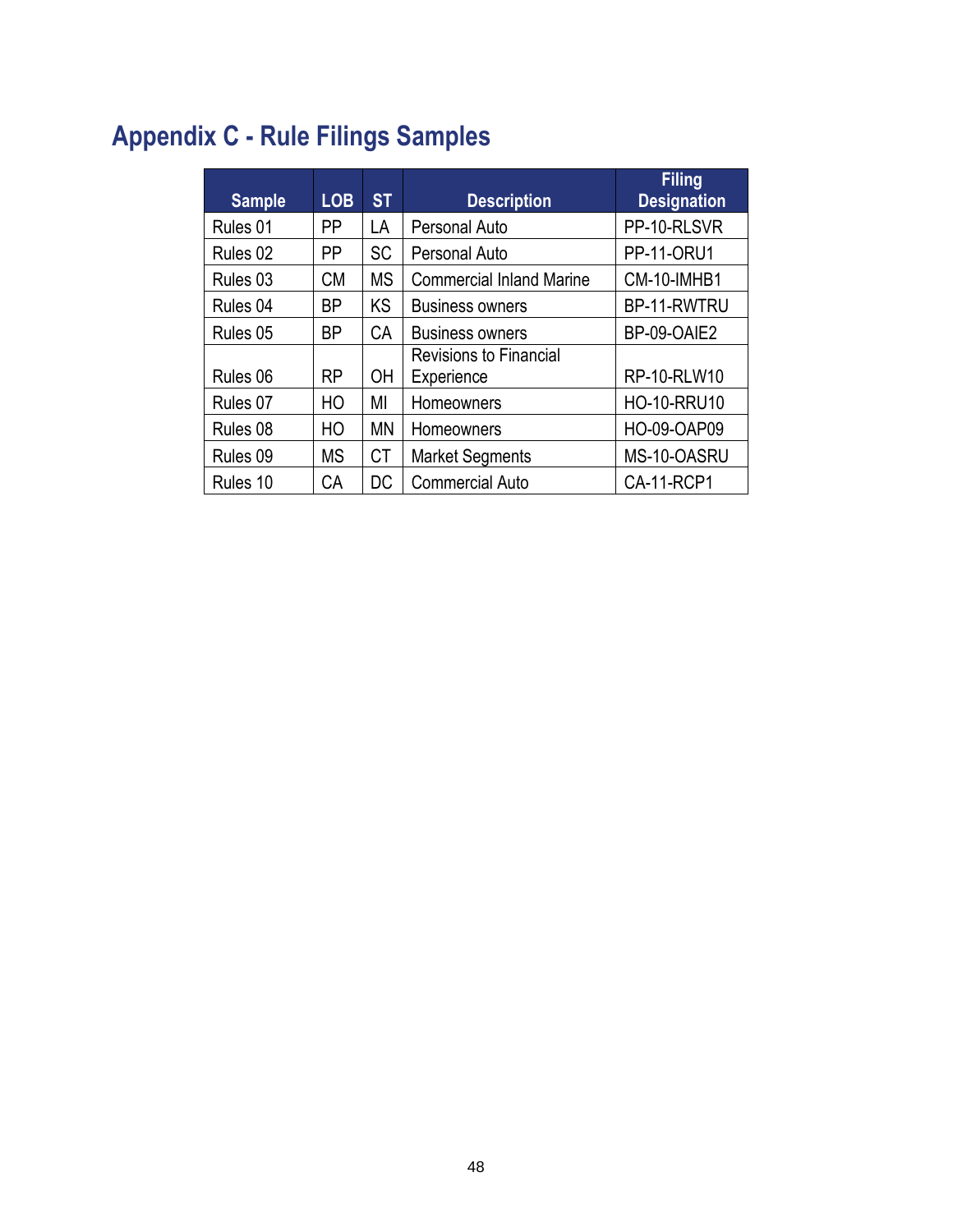# Appendix C - Rule Filings Samples

| Sample | LOB | ST | Description | Filing Designation |
|---|---|---|---|---|
| Rules 01 | PP | LA | Personal Auto | PP-10-RLSVR |
| Rules 02 | PP | SC | Personal Auto | PP-11-ORU1 |
| Rules 03 | CM | MS | Commercial Inland Marine | CM-10-IMHB1 |
| Rules 04 | BP | KS | Business owners | BP-11-RWTRU |
| Rules 05 | BP | CA | Business owners | BP-09-OAIE2 |
| Rules 06 | RP | OH | Revisions to Financial Experience | RP-10-RLW10 |
| Rules 07 | HO | MI | Homeowners | HO-10-RRU10 |
| Rules 08 | HO | MN | Homeowners | HO-09-OAP09 |
| Rules 09 | MS | CT | Market Segments | MS-10-OASRU |
| Rules 10 | CA | DC | Commercial Auto | CA-11-RCP1 |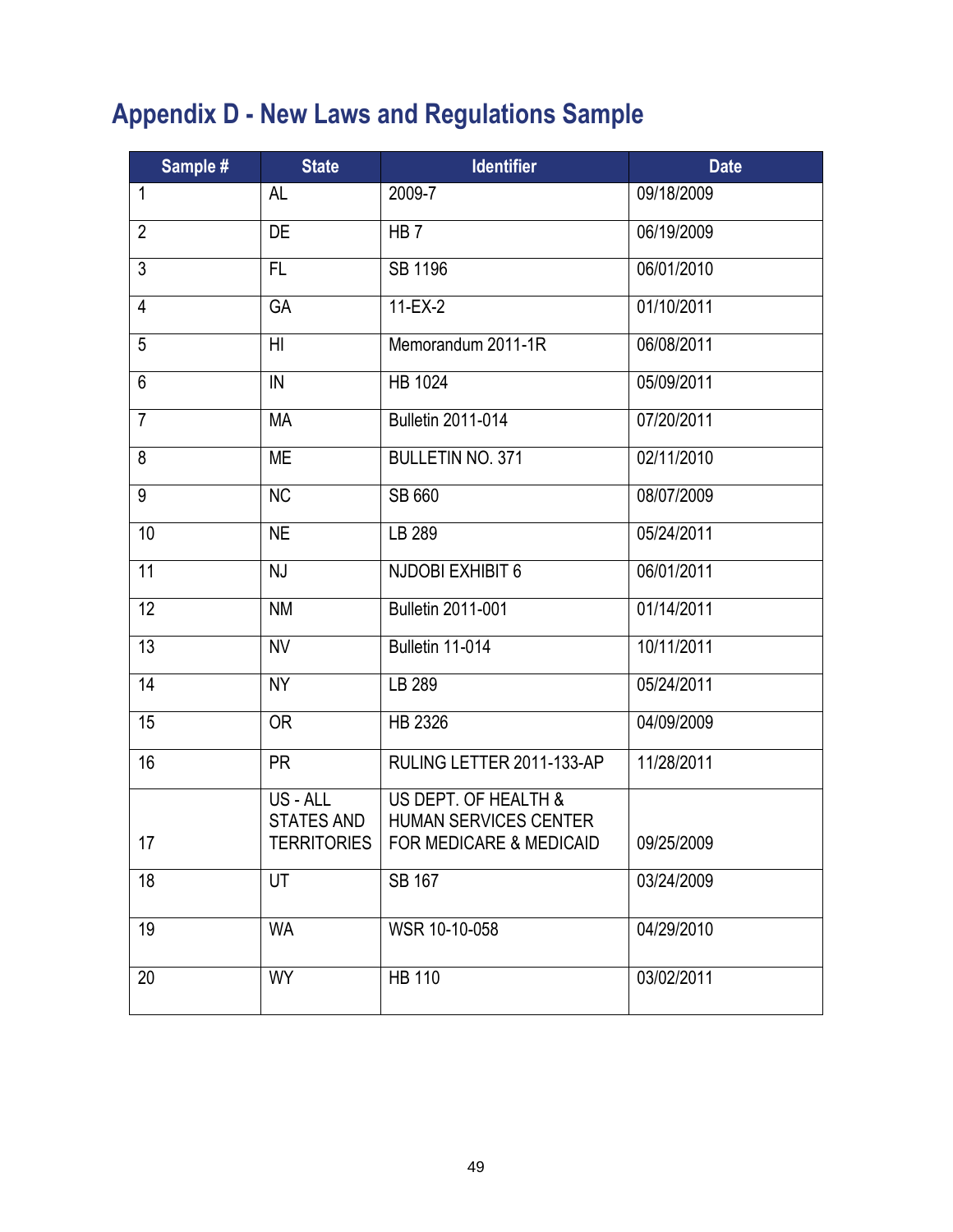# Appendix D - New Laws and Regulations Sample

| Sample # | State | Identifier | Date |
|---|---|---|---|
| 1 | AL | 2009-7 | 09/18/2009 |
| 2 | DE | HB 7 | 06/19/2009 |
| 3 | FL | SB 1196 | 06/01/2010 |
| 4 | GA | 11-EX-2 | 01/10/2011 |
| 5 | HI | Memorandum 2011-1R | 06/08/2011 |
| 6 | IN | HB 1024 | 05/09/2011 |
| 7 | MA | Bulletin 2011-014 | 07/20/2011 |
| 8 | ME | BULLETIN NO. 371 | 02/11/2010 |
| 9 | NC | SB 660 | 08/07/2009 |
| 10 | NE | LB 289 | 05/24/2011 |
| 11 | NJ | NJDOBI EXHIBIT 6 | 06/01/2011 |
| 12 | NM | Bulletin 2011-001 | 01/14/2011 |
| 13 | NV | Bulletin 11-014 | 10/11/2011 |
| 14 | NY | LB 289 | 05/24/2011 |
| 15 | OR | HB 2326 | 04/09/2009 |
| 16 | PR | RULING LETTER 2011-133-AP | 11/28/2011 |
| 17 | US - ALL STATES AND TERRITORIES | US DEPT. OF HEALTH & HUMAN SERVICES CENTER FOR MEDICARE & MEDICAID | 09/25/2009 |
| 18 | UT | SB 167 | 03/24/2009 |
| 19 | WA | WSR 10-10-058 | 04/29/2010 |
| 20 | WY | HB 110 | 03/02/2011 |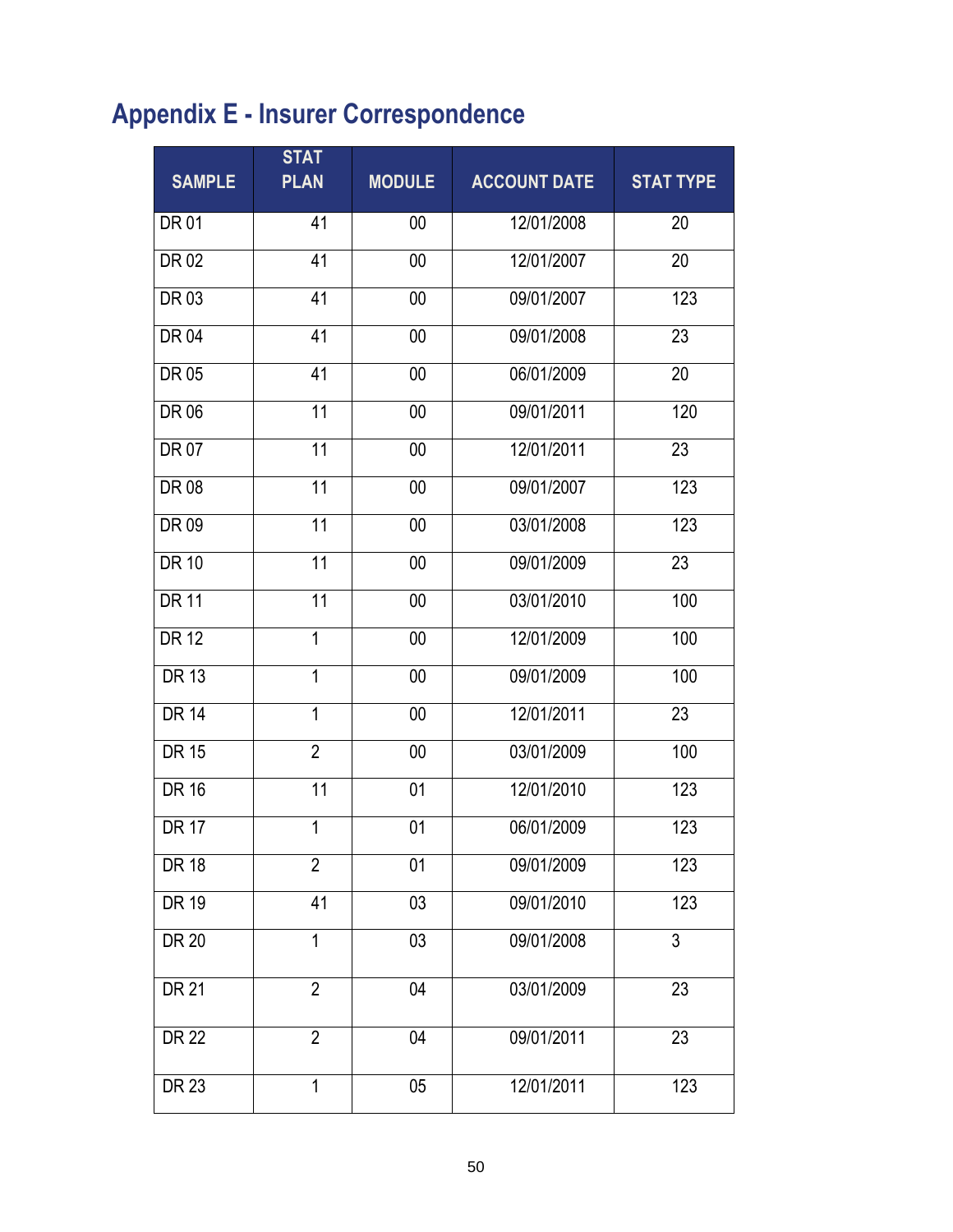# Appendix E - Insurer Correspondence

| SAMPLE | STAT PLAN | MODULE | ACCOUNT DATE | STAT TYPE |
|---|---|---|---|---|
| DR 01 | 41 | 00 | 12/01/2008 | 20 |
| DR 02 | 41 | 00 | 12/01/2007 | 20 |
| DR 03 | 41 | 00 | 09/01/2007 | 123 |
| DR 04 | 41 | 00 | 09/01/2008 | 23 |
| DR 05 | 41 | 00 | 06/01/2009 | 20 |
| DR 06 | 11 | 00 | 09/01/2011 | 120 |
| DR 07 | 11 | 00 | 12/01/2011 | 23 |
| DR 08 | 11 | 00 | 09/01/2007 | 123 |
| DR 09 | 11 | 00 | 03/01/2008 | 123 |
| DR 10 | 11 | 00 | 09/01/2009 | 23 |
| DR 11 | 11 | 00 | 03/01/2010 | 100 |
| DR 12 | 1 | 00 | 12/01/2009 | 100 |
| DR 13 | 1 | 00 | 09/01/2009 | 100 |
| DR 14 | 1 | 00 | 12/01/2011 | 23 |
| DR 15 | 2 | 00 | 03/01/2009 | 100 |
| DR 16 | 11 | 01 | 12/01/2010 | 123 |
| DR 17 | 1 | 01 | 06/01/2009 | 123 |
| DR 18 | 2 | 01 | 09/01/2009 | 123 |
| DR 19 | 41 | 03 | 09/01/2010 | 123 |
| DR 20 | 1 | 03 | 09/01/2008 | 3 |
| DR 21 | 2 | 04 | 03/01/2009 | 23 |
| DR 22 | 2 | 04 | 09/01/2011 | 23 |
| DR 23 | 1 | 05 | 12/01/2011 | 123 |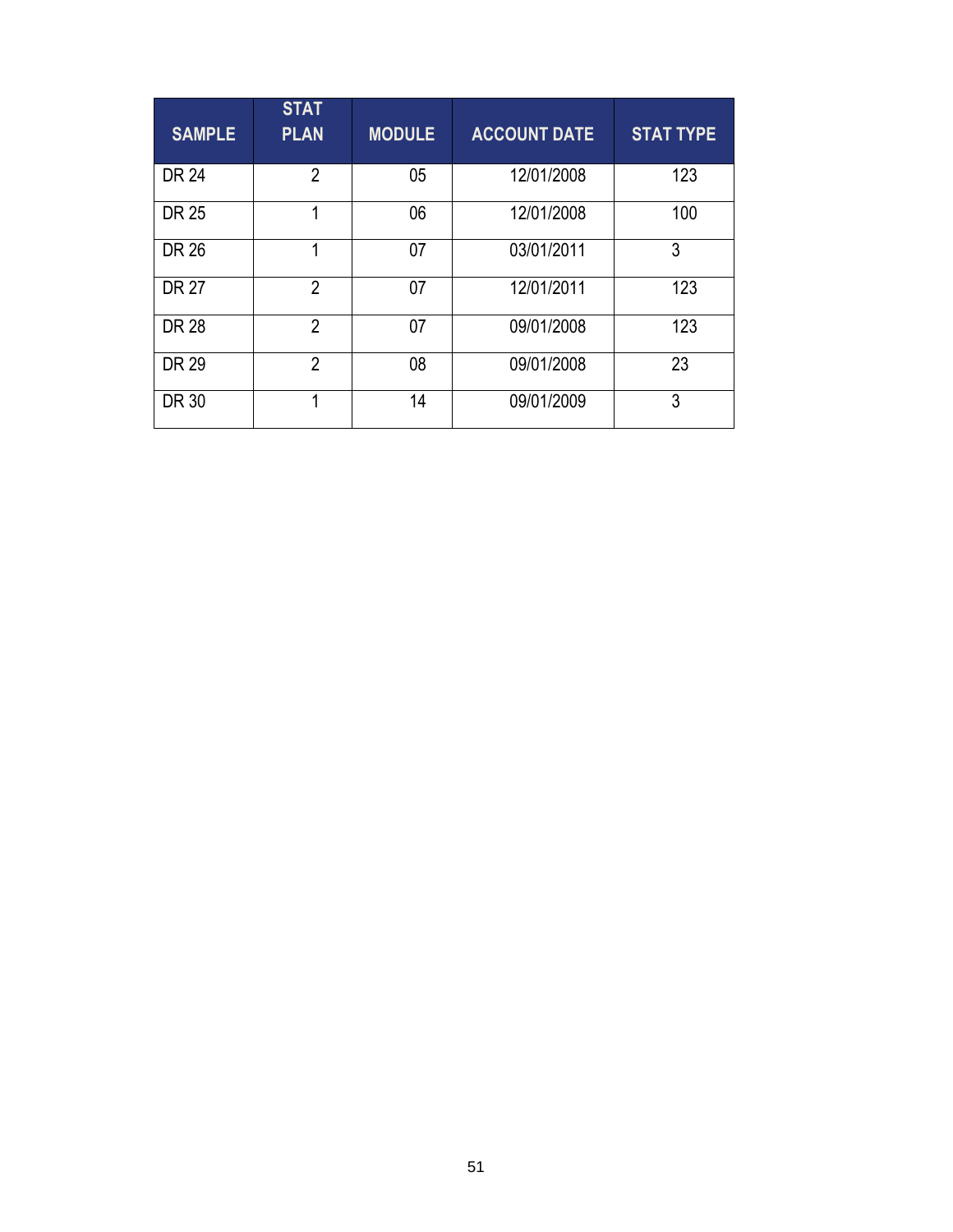| SAMPLE | STAT PLAN | MODULE | ACCOUNT DATE | STAT TYPE |
|---|---|---|---|---|
| DR 24 | 2 | 05 | 12/01/2008 | 123 |
| DR 25 | 1 | 06 | 12/01/2008 | 100 |
| DR 26 | 1 | 07 | 03/01/2011 | 3 |
| DR 27 | 2 | 07 | 12/01/2011 | 123 |
| DR 28 | 2 | 07 | 09/01/2008 | 123 |
| DR 29 | 2 | 08 | 09/01/2008 | 23 |
| DR 30 | 1 | 14 | 09/01/2009 | 3 |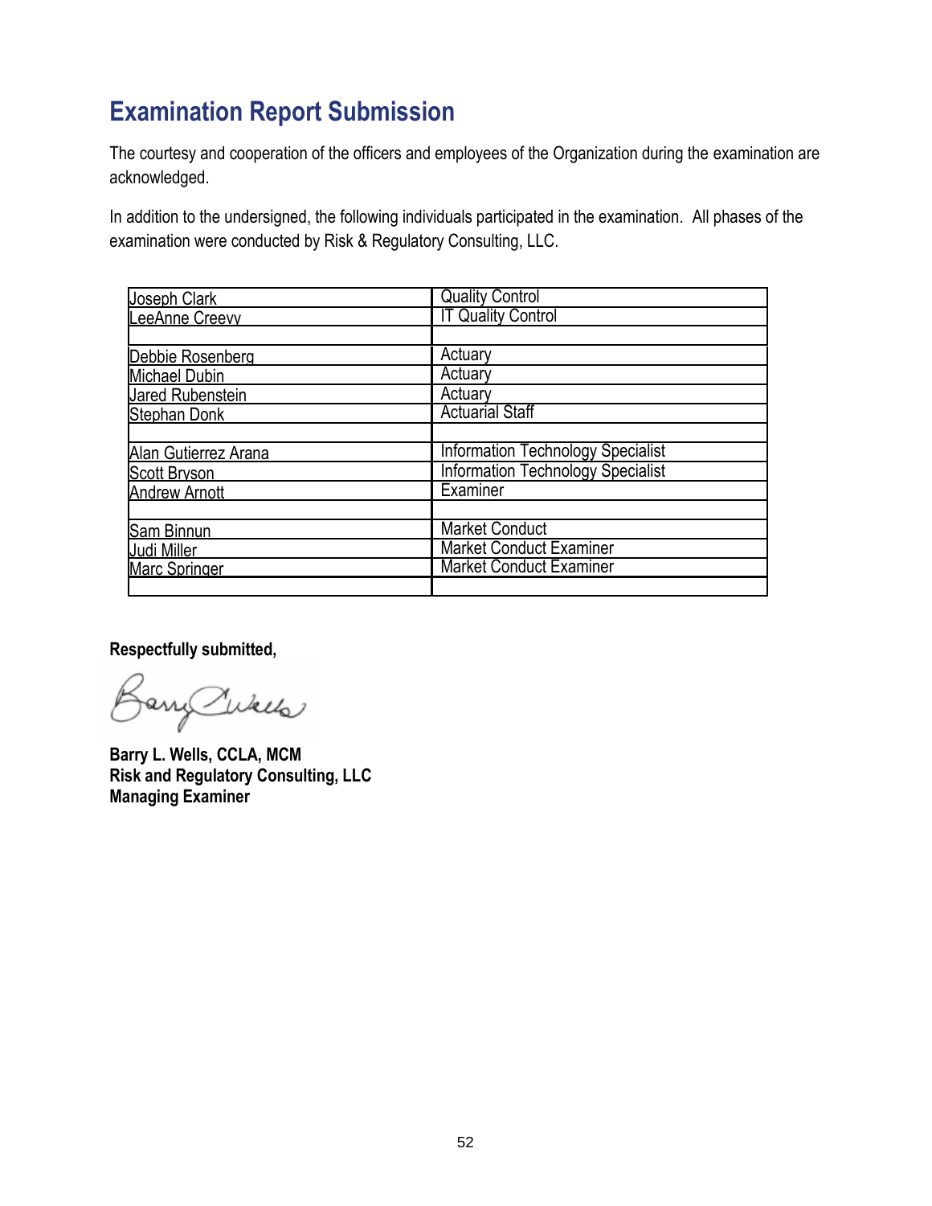## Examination Report Submission

The courtesy and cooperation of the officers and employees of the Organization during the examination are acknowledged.

In addition to the undersigned, the following individuals participated in the examination. All phases of the examination were conducted by Risk & Regulatory Consulting, LLC.

| | |
|---|---|
| Joseph Clark | Quality Control |
| LeeAnne Creevy | IT Quality Control |
| | |
| Debbie Rosenberg | Actuary |
| Michael Dubin | Actuary |
| Jared Rubenstein | Actuary |
| Stephan Donk | Actuarial Staff |
| | |
| Alan Gutierrez Arana | Information Technology Specialist |
| Scott Bryson | Information Technology Specialist |
| Andrew Arnott | Examiner |
| | |
| Sam Binnun | Market Conduct |
| Judi Miller | Market Conduct Examiner |
| Marc Springer | Market Conduct Examiner |
| | |

**Respectfully submitted,**

**Barry L. Wells, CCLA, MCM**
**Risk and Regulatory Consulting, LLC**
**Managing Examiner**